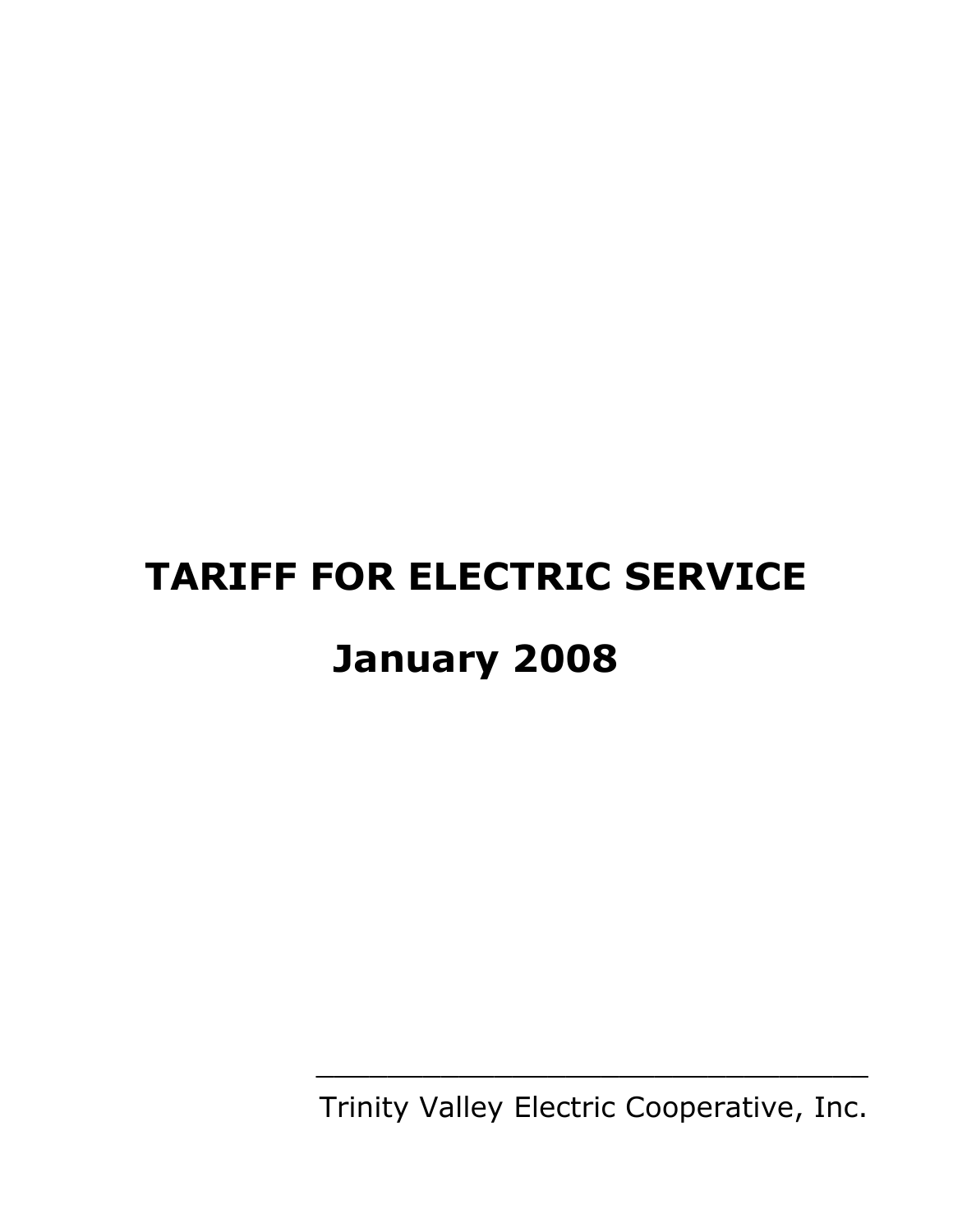# TARIFF FOR ELECTRIC SERVICE

# January 2008

Trinity Valley Electric Cooperative, Inc.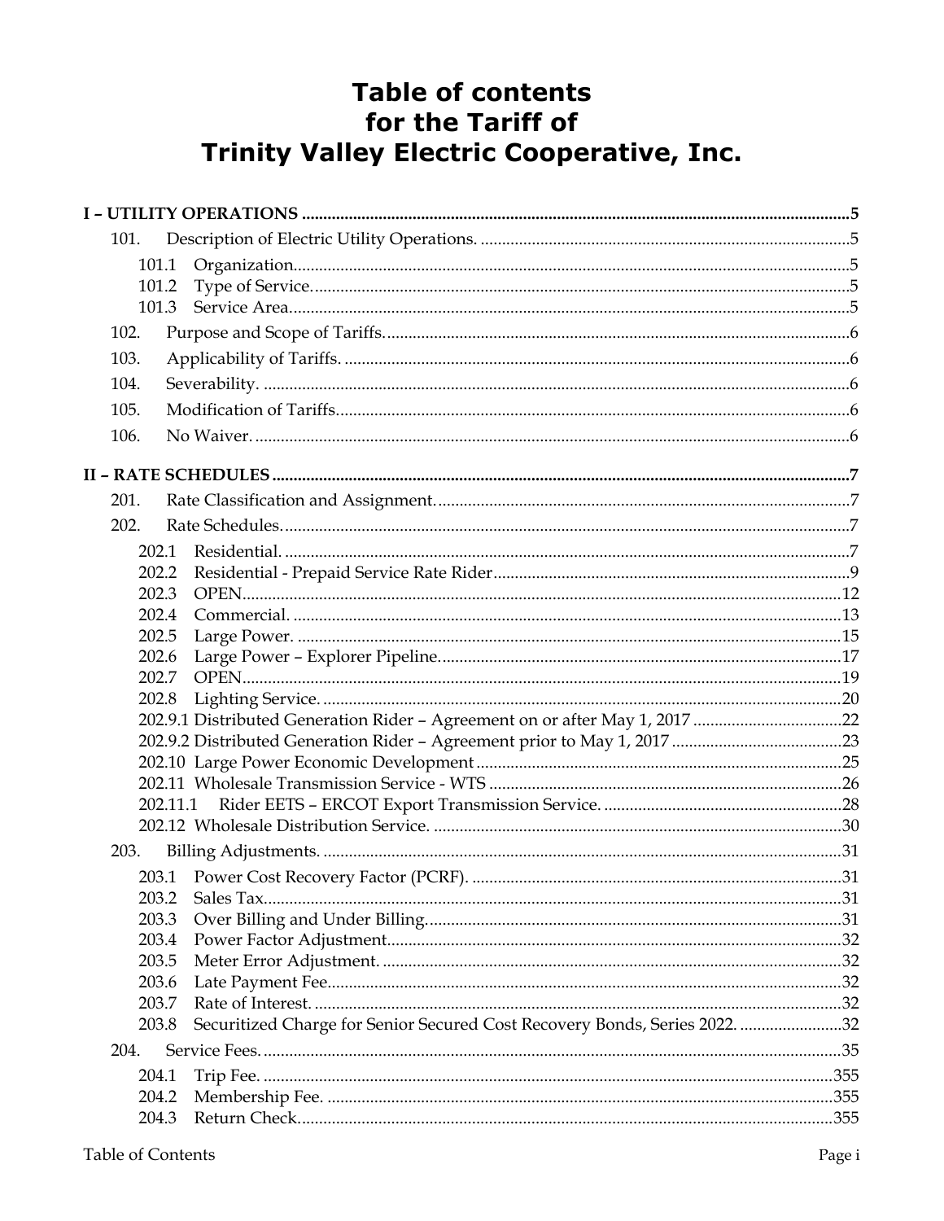# Table of contents for the Tariff of Trinity Valley Electric Cooperative, Inc.

**I – UTILITY OPERATIONS** ..... 5

- 101. Description of Electric Utility Operations. ..... 5
  - 101.1 Organization. ..... 5
  - 101.2 Type of Service. ..... 5
  - 101.3 Service Area. ..... 5
- 102. Purpose and Scope of Tariffs. ..... 6
- 103. Applicability of Tariffs. ..... 6
- 104. Severability. ..... 6
- 105. Modification of Tariffs. ..... 6
- 106. No Waiver. ..... 6

**II – RATE SCHEDULES** ..... 7

- 201. Rate Classification and Assignment. ..... 7
- 202. Rate Schedules. ..... 7
  - 202.1 Residential. ..... 7
  - 202.2 Residential - Prepaid Service Rate Rider ..... 9
  - 202.3 OPEN ..... 12
  - 202.4 Commercial. ..... 13
  - 202.5 Large Power. ..... 15
  - 202.6 Large Power – Explorer Pipeline. ..... 17
  - 202.7 OPEN ..... 19
  - 202.8 Lighting Service. ..... 20
  - 202.9.1 Distributed Generation Rider – Agreement on or after May 1, 2017 ..... 22
  - 202.9.2 Distributed Generation Rider – Agreement prior to May 1, 2017 ..... 23
  - 202.10 Large Power Economic Development ..... 25
  - 202.11 Wholesale Transmission Service - WTS ..... 26
  - 202.11.1 Rider EETS – ERCOT Export Transmission Service. ..... 28
  - 202.12 Wholesale Distribution Service. ..... 30
- 203. Billing Adjustments. ..... 31
  - 203.1 Power Cost Recovery Factor (PCRF). ..... 31
  - 203.2 Sales Tax. ..... 31
  - 203.3 Over Billing and Under Billing. ..... 31
  - 203.4 Power Factor Adjustment. ..... 32
  - 203.5 Meter Error Adjustment. ..... 32
  - 203.6 Late Payment Fee. ..... 32
  - 203.7 Rate of Interest. ..... 32
  - 203.8 Securitized Charge for Senior Secured Cost Recovery Bonds, Series 2022. ..... 32
- 204. Service Fees. ..... 35
  - 204.1 Trip Fee. ..... 355
  - 204.2 Membership Fee. ..... 355
  - 204.3 Return Check. ..... 355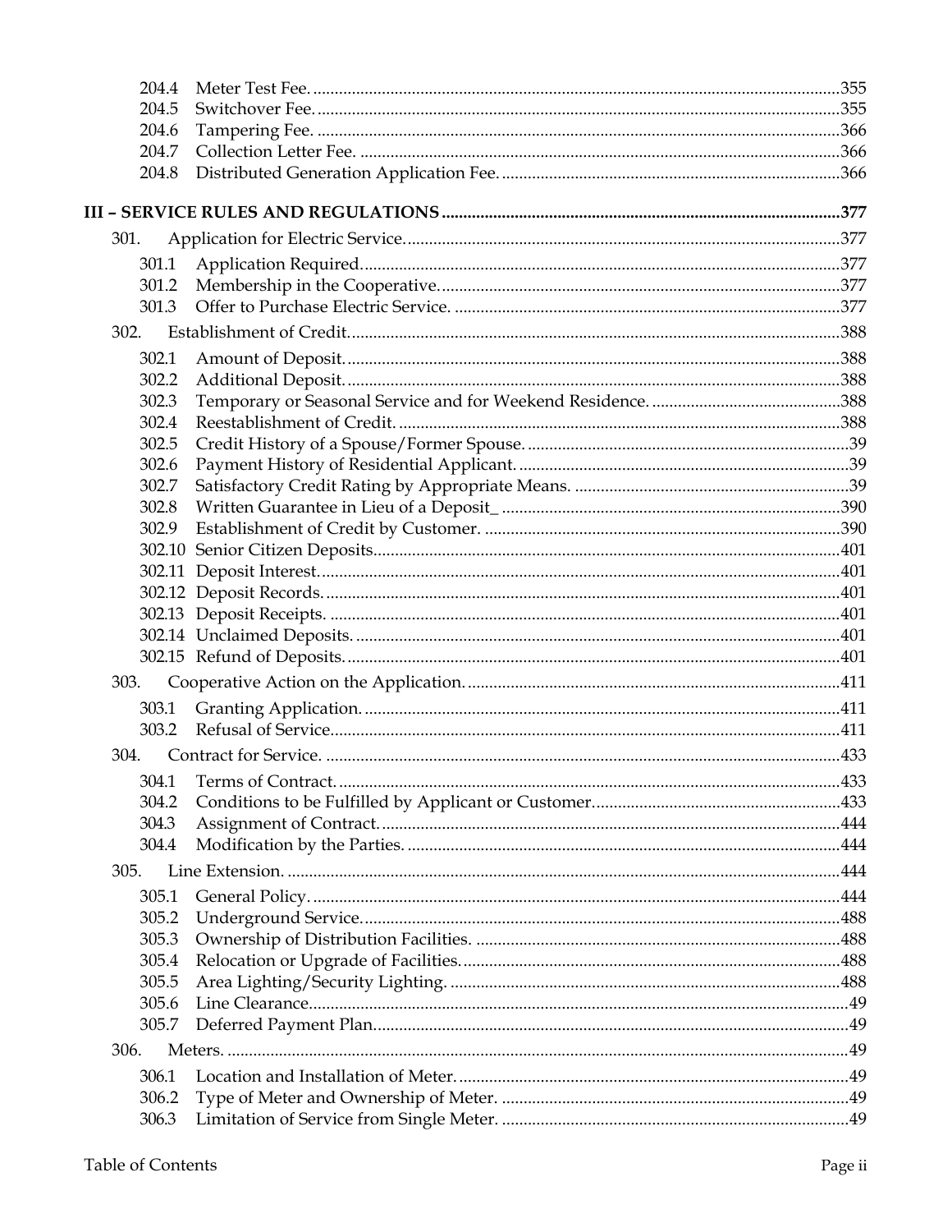| | | |
|---|---|---|
| 204.4 | Meter Test Fee. | 355 |
| 204.5 | Switchover Fee. | 355 |
| 204.6 | Tampering Fee. | 366 |
| 204.7 | Collection Letter Fee. | 366 |
| 204.8 | Distributed Generation Application Fee. | 366 |

**III – SERVICE RULES AND REGULATIONS .......... 377**

| | | |
|---|---|---|
| 301. | Application for Electric Service. | 377 |
| 301.1 | Application Required. | 377 |
| 301.2 | Membership in the Cooperative. | 377 |
| 301.3 | Offer to Purchase Electric Service. | 377 |
| 302. | Establishment of Credit. | 388 |
| 302.1 | Amount of Deposit. | 388 |
| 302.2 | Additional Deposit. | 388 |
| 302.3 | Temporary or Seasonal Service and for Weekend Residence. | 388 |
| 302.4 | Reestablishment of Credit. | 388 |
| 302.5 | Credit History of a Spouse/Former Spouse. | 39 |
| 302.6 | Payment History of Residential Applicant. | 39 |
| 302.7 | Satisfactory Credit Rating by Appropriate Means. | 39 |
| 302.8 | Written Guarantee in Lieu of a Deposit_ | 390 |
| 302.9 | Establishment of Credit by Customer. | 390 |
| 302.10 | Senior Citizen Deposits | 401 |
| 302.11 | Deposit Interest. | 401 |
| 302.12 | Deposit Records. | 401 |
| 302.13 | Deposit Receipts. | 401 |
| 302.14 | Unclaimed Deposits. | 401 |
| 302.15 | Refund of Deposits. | 401 |
| 303. | Cooperative Action on the Application. | 411 |
| 303.1 | Granting Application. | 411 |
| 303.2 | Refusal of Service. | 411 |
| 304. | Contract for Service. | 433 |
| 304.1 | Terms of Contract. | 433 |
| 304.2 | Conditions to be Fulfilled by Applicant or Customer. | 433 |
| 304.3 | Assignment of Contract. | 444 |
| 304.4 | Modification by the Parties. | 444 |
| 305. | Line Extension. | 444 |
| 305.1 | General Policy. | 444 |
| 305.2 | Underground Service. | 488 |
| 305.3 | Ownership of Distribution Facilities. | 488 |
| 305.4 | Relocation or Upgrade of Facilities. | 488 |
| 305.5 | Area Lighting/Security Lighting. | 488 |
| 305.6 | Line Clearance. | 49 |
| 305.7 | Deferred Payment Plan. | 49 |
| 306. | Meters. | 49 |
| 306.1 | Location and Installation of Meter. | 49 |
| 306.2 | Type of Meter and Ownership of Meter. | 49 |
| 306.3 | Limitation of Service from Single Meter. | 49 |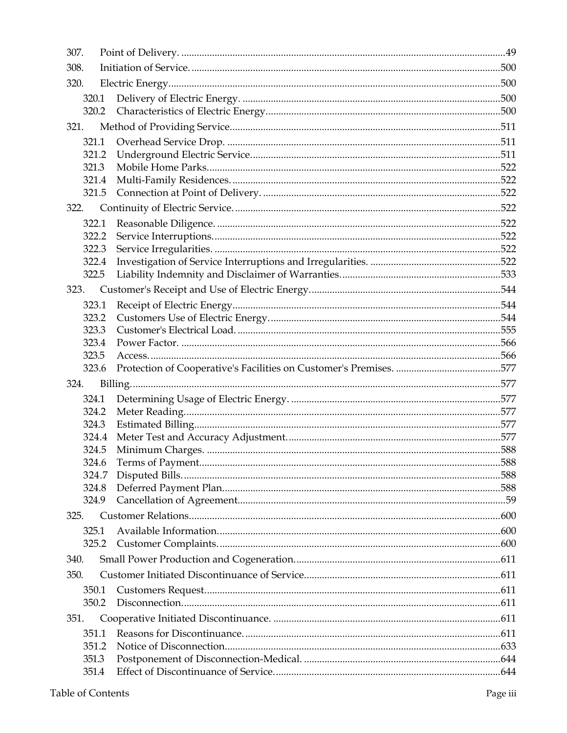| | | |
|---|---|---|
| 307. | Point of Delivery. | 49 |
| 308. | Initiation of Service. | 500 |
| 320. | Electric Energy | 500 |
| 320.1 | Delivery of Electric Energy. | 500 |
| 320.2 | Characteristics of Electric Energy | 500 |
| 321. | Method of Providing Service | 511 |
| 321.1 | Overhead Service Drop. | 511 |
| 321.2 | Underground Electric Service. | 511 |
| 321.3 | Mobile Home Parks. | 522 |
| 321.4 | Multi-Family Residences. | 522 |
| 321.5 | Connection at Point of Delivery. | 522 |
| 322. | Continuity of Electric Service. | 522 |
| 322.1 | Reasonable Diligence. | 522 |
| 322.2 | Service Interruptions. | 522 |
| 322.3 | Service Irregularities. | 522 |
| 322.4 | Investigation of Service Interruptions and Irregularities. | 522 |
| 322.5 | Liability Indemnity and Disclaimer of Warranties. | 533 |
| 323. | Customer's Receipt and Use of Electric Energy. | 544 |
| 323.1 | Receipt of Electric Energy | 544 |
| 323.2 | Customers Use of Electric Energy. | 544 |
| 323.3 | Customer's Electrical Load. | 555 |
| 323.4 | Power Factor. | 566 |
| 323.5 | Access. | 566 |
| 323.6 | Protection of Cooperative's Facilities on Customer's Premises. | 577 |
| 324. | Billing. | 577 |
| 324.1 | Determining Usage of Electric Energy. | 577 |
| 324.2 | Meter Reading. | 577 |
| 324.3 | Estimated Billing. | 577 |
| 324.4 | Meter Test and Accuracy Adjustment. | 577 |
| 324.5 | Minimum Charges. | 588 |
| 324.6 | Terms of Payment. | 588 |
| 324.7 | Disputed Bills. | 588 |
| 324.8 | Deferred Payment Plan. | 588 |
| 324.9 | Cancellation of Agreement. | 59 |
| 325. | Customer Relations. | 600 |
| 325.1 | Available Information. | 600 |
| 325.2 | Customer Complaints. | 600 |
| 340. | Small Power Production and Cogeneration. | 611 |
| 350. | Customer Initiated Discontinuance of Service. | 611 |
| 350.1 | Customers Request. | 611 |
| 350.2 | Disconnection. | 611 |
| 351. | Cooperative Initiated Discontinuance. | 611 |
| 351.1 | Reasons for Discontinuance. | 611 |
| 351.2 | Notice of Disconnection. | 633 |
| 351.3 | Postponement of Disconnection-Medical. | 644 |
| 351.4 | Effect of Discontinuance of Service. | 644 |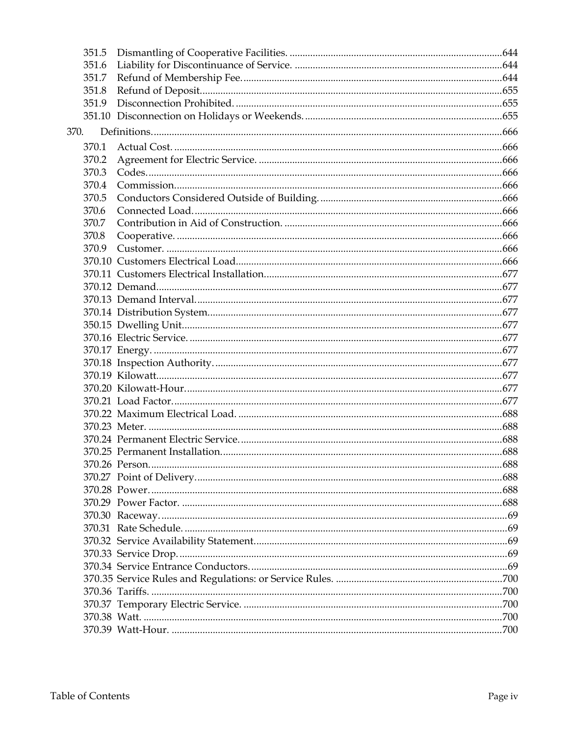| | | |
|---|---|---|
| 351.5 | Dismantling of Cooperative Facilities. | 644 |
| 351.6 | Liability for Discontinuance of Service. | 644 |
| 351.7 | Refund of Membership Fee. | 644 |
| 351.8 | Refund of Deposit. | 655 |
| 351.9 | Disconnection Prohibited. | 655 |
| 351.10 | Disconnection on Holidays or Weekends. | 655 |
| 370. | Definitions. | 666 |
| 370.1 | Actual Cost. | 666 |
| 370.2 | Agreement for Electric Service. | 666 |
| 370.3 | Codes. | 666 |
| 370.4 | Commission. | 666 |
| 370.5 | Conductors Considered Outside of Building. | 666 |
| 370.6 | Connected Load. | 666 |
| 370.7 | Contribution in Aid of Construction. | 666 |
| 370.8 | Cooperative. | 666 |
| 370.9 | Customer. | 666 |
| 370.10 | Customers Electrical Load. | 666 |
| 370.11 | Customers Electrical Installation. | 677 |
| 370.12 | Demand. | 677 |
| 370.13 | Demand Interval. | 677 |
| 370.14 | Distribution System. | 677 |
| 350.15 | Dwelling Unit. | 677 |
| 370.16 | Electric Service. | 677 |
| 370.17 | Energy. | 677 |
| 370.18 | Inspection Authority. | 677 |
| 370.19 | Kilowatt. | 677 |
| 370.20 | Kilowatt-Hour. | 677 |
| 370.21 | Load Factor. | 677 |
| 370.22 | Maximum Electrical Load. | 688 |
| 370.23 | Meter. | 688 |
| 370.24 | Permanent Electric Service. | 688 |
| 370.25 | Permanent Installation. | 688 |
| 370.26 | Person. | 688 |
| 370.27 | Point of Delivery. | 688 |
| 370.28 | Power. | 688 |
| 370.29 | Power Factor. | 688 |
| 370.30 | Raceway. | 69 |
| 370.31 | Rate Schedule. | 69 |
| 370.32 | Service Availability Statement. | 69 |
| 370.33 | Service Drop. | 69 |
| 370.34 | Service Entrance Conductors. | 69 |
| 370.35 | Service Rules and Regulations: or Service Rules. | 700 |
| 370.36 | Tariffs. | 700 |
| 370.37 | Temporary Electric Service. | 700 |
| 370.38 | Watt. | 700 |
| 370.39 | Watt-Hour. | 700 |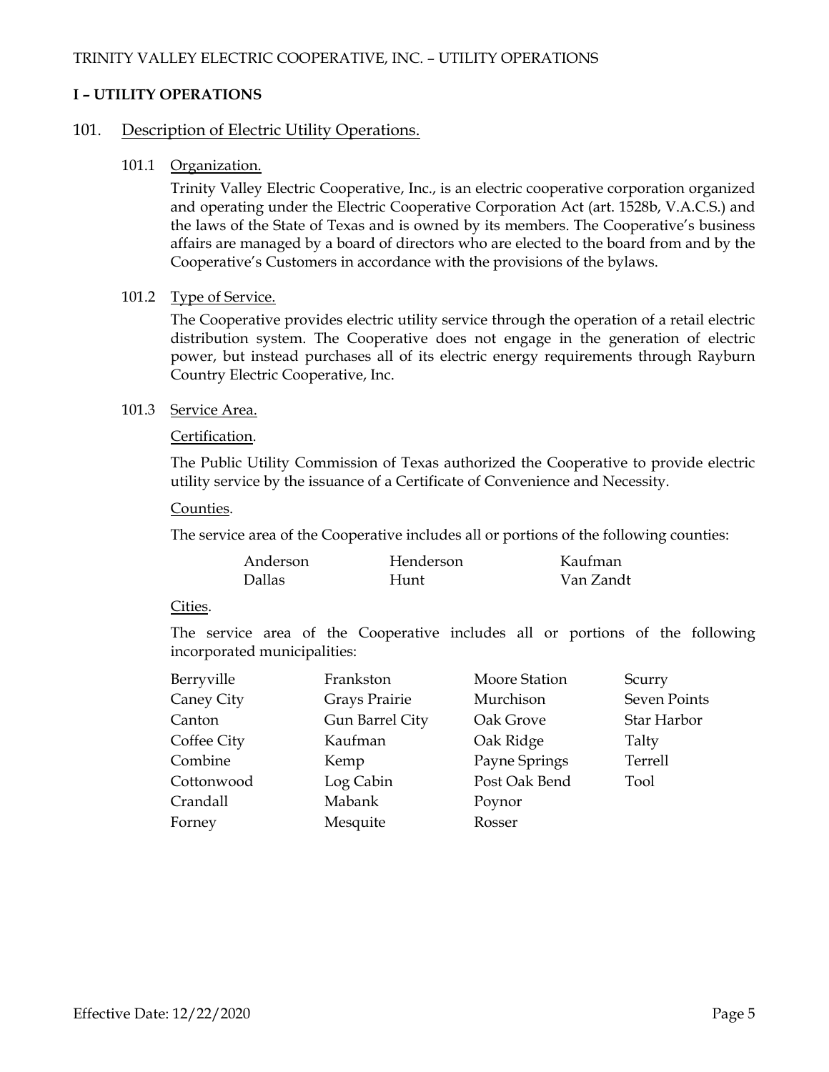## I – UTILITY OPERATIONS

### 101. Description of Electric Utility Operations.

#### 101.1 Organization.

Trinity Valley Electric Cooperative, Inc., is an electric cooperative corporation organized and operating under the Electric Cooperative Corporation Act (art. 1528b, V.A.C.S.) and the laws of the State of Texas and is owned by its members. The Cooperative's business affairs are managed by a board of directors who are elected to the board from and by the Cooperative's Customers in accordance with the provisions of the bylaws.

#### 101.2 Type of Service.

The Cooperative provides electric utility service through the operation of a retail electric distribution system. The Cooperative does not engage in the generation of electric power, but instead purchases all of its electric energy requirements through Rayburn Country Electric Cooperative, Inc.

#### 101.3 Service Area.

Certification.

The Public Utility Commission of Texas authorized the Cooperative to provide electric utility service by the issuance of a Certificate of Convenience and Necessity.

Counties.

The service area of the Cooperative includes all or portions of the following counties:

| | | |
|---|---|---|
| Anderson | Henderson | Kaufman |
| Dallas | Hunt | Van Zandt |

Cities.

The service area of the Cooperative includes all or portions of the following incorporated municipalities:

| | | | |
|---|---|---|---|
| Berryville | Frankston | Moore Station | Scurry |
| Caney City | Grays Prairie | Murchison | Seven Points |
| Canton | Gun Barrel City | Oak Grove | Star Harbor |
| Coffee City | Kaufman | Oak Ridge | Talty |
| Combine | Kemp | Payne Springs | Terrell |
| Cottonwood | Log Cabin | Post Oak Bend | Tool |
| Crandall | Mabank | Poynor | |
| Forney | Mesquite | Rosser | |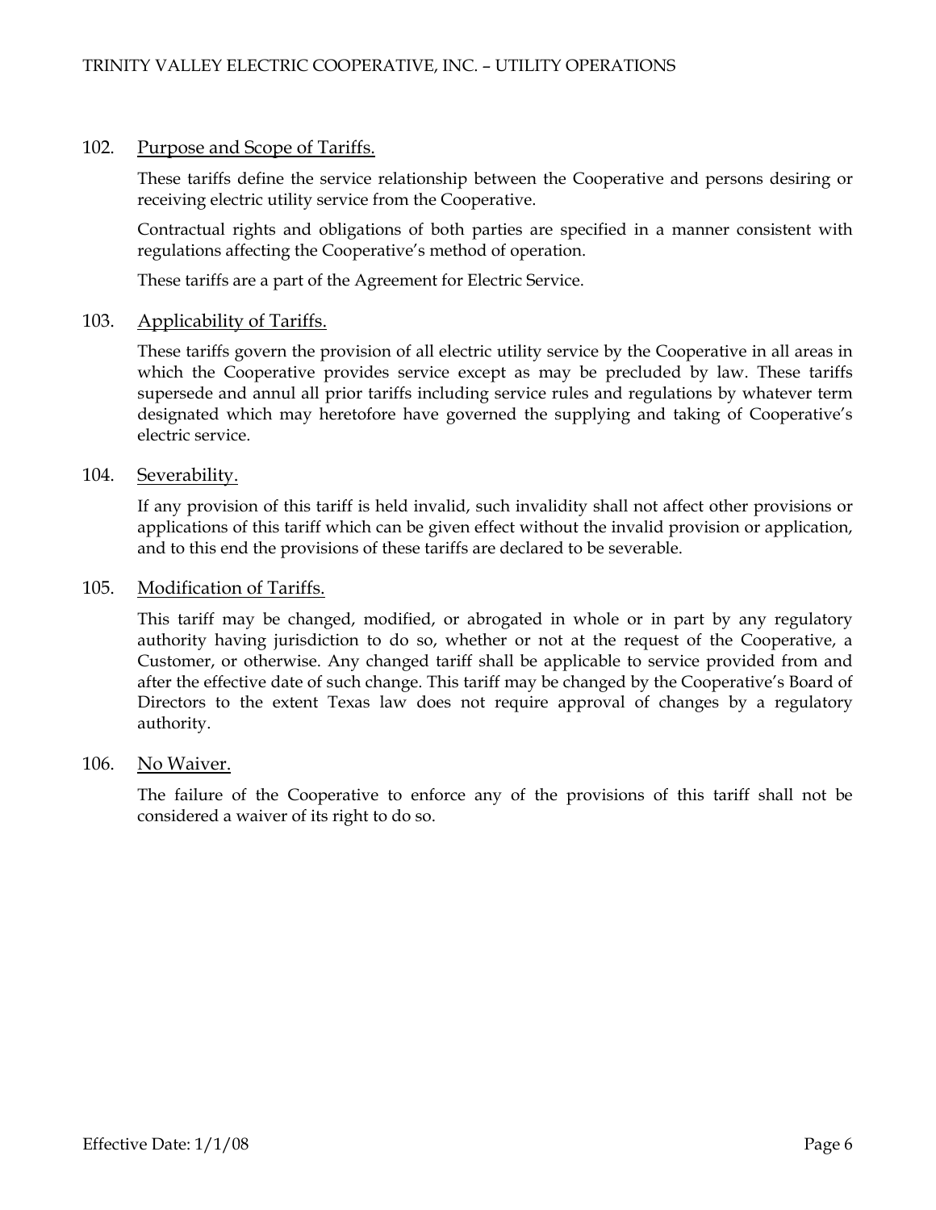## 102. Purpose and Scope of Tariffs.

These tariffs define the service relationship between the Cooperative and persons desiring or receiving electric utility service from the Cooperative.

Contractual rights and obligations of both parties are specified in a manner consistent with regulations affecting the Cooperative's method of operation.

These tariffs are a part of the Agreement for Electric Service.

## 103. Applicability of Tariffs.

These tariffs govern the provision of all electric utility service by the Cooperative in all areas in which the Cooperative provides service except as may be precluded by law. These tariffs supersede and annul all prior tariffs including service rules and regulations by whatever term designated which may heretofore have governed the supplying and taking of Cooperative's electric service.

## 104. Severability.

If any provision of this tariff is held invalid, such invalidity shall not affect other provisions or applications of this tariff which can be given effect without the invalid provision or application, and to this end the provisions of these tariffs are declared to be severable.

## 105. Modification of Tariffs.

This tariff may be changed, modified, or abrogated in whole or in part by any regulatory authority having jurisdiction to do so, whether or not at the request of the Cooperative, a Customer, or otherwise. Any changed tariff shall be applicable to service provided from and after the effective date of such change. This tariff may be changed by the Cooperative's Board of Directors to the extent Texas law does not require approval of changes by a regulatory authority.

## 106. No Waiver.

The failure of the Cooperative to enforce any of the provisions of this tariff shall not be considered a waiver of its right to do so.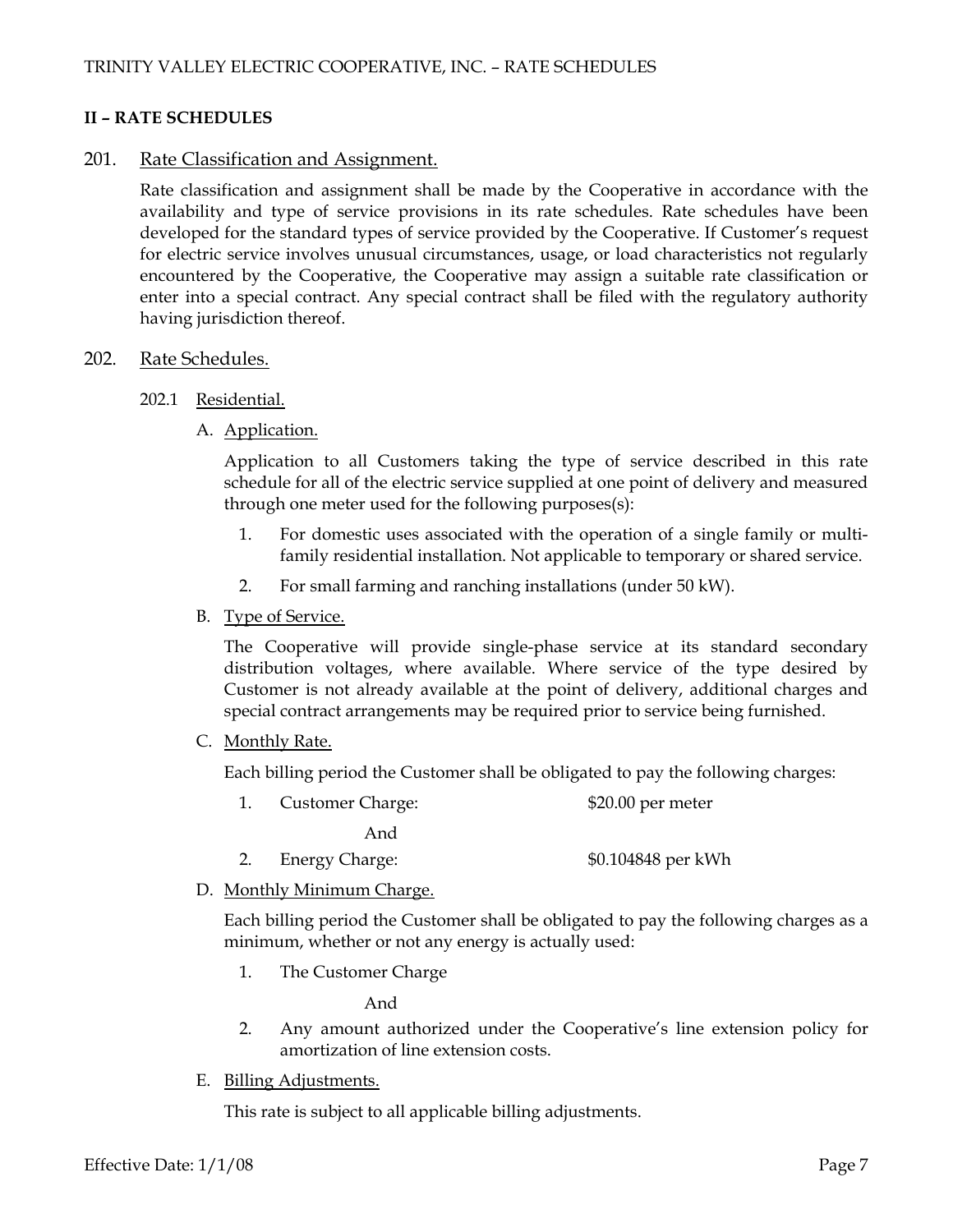## II – RATE SCHEDULES

### 201. Rate Classification and Assignment.

Rate classification and assignment shall be made by the Cooperative in accordance with the availability and type of service provisions in its rate schedules. Rate schedules have been developed for the standard types of service provided by the Cooperative. If Customer's request for electric service involves unusual circumstances, usage, or load characteristics not regularly encountered by the Cooperative, the Cooperative may assign a suitable rate classification or enter into a special contract. Any special contract shall be filed with the regulatory authority having jurisdiction thereof.

### 202. Rate Schedules.

#### 202.1 Residential.

A. Application.

Application to all Customers taking the type of service described in this rate schedule for all of the electric service supplied at one point of delivery and measured through one meter used for the following purposes(s):

1. For domestic uses associated with the operation of a single family or multi-family residential installation. Not applicable to temporary or shared service.
2. For small farming and ranching installations (under 50 kW).

B. Type of Service.

The Cooperative will provide single-phase service at its standard secondary distribution voltages, where available. Where service of the type desired by Customer is not already available at the point of delivery, additional charges and special contract arrangements may be required prior to service being furnished.

C. Monthly Rate.

Each billing period the Customer shall be obligated to pay the following charges:

1. Customer Charge: $20.00 per meter

   And

2. Energy Charge: $0.104848 per kWh

D. Monthly Minimum Charge.

Each billing period the Customer shall be obligated to pay the following charges as a minimum, whether or not any energy is actually used:

1. The Customer Charge

   And

2. Any amount authorized under the Cooperative's line extension policy for amortization of line extension costs.

E. Billing Adjustments.

This rate is subject to all applicable billing adjustments.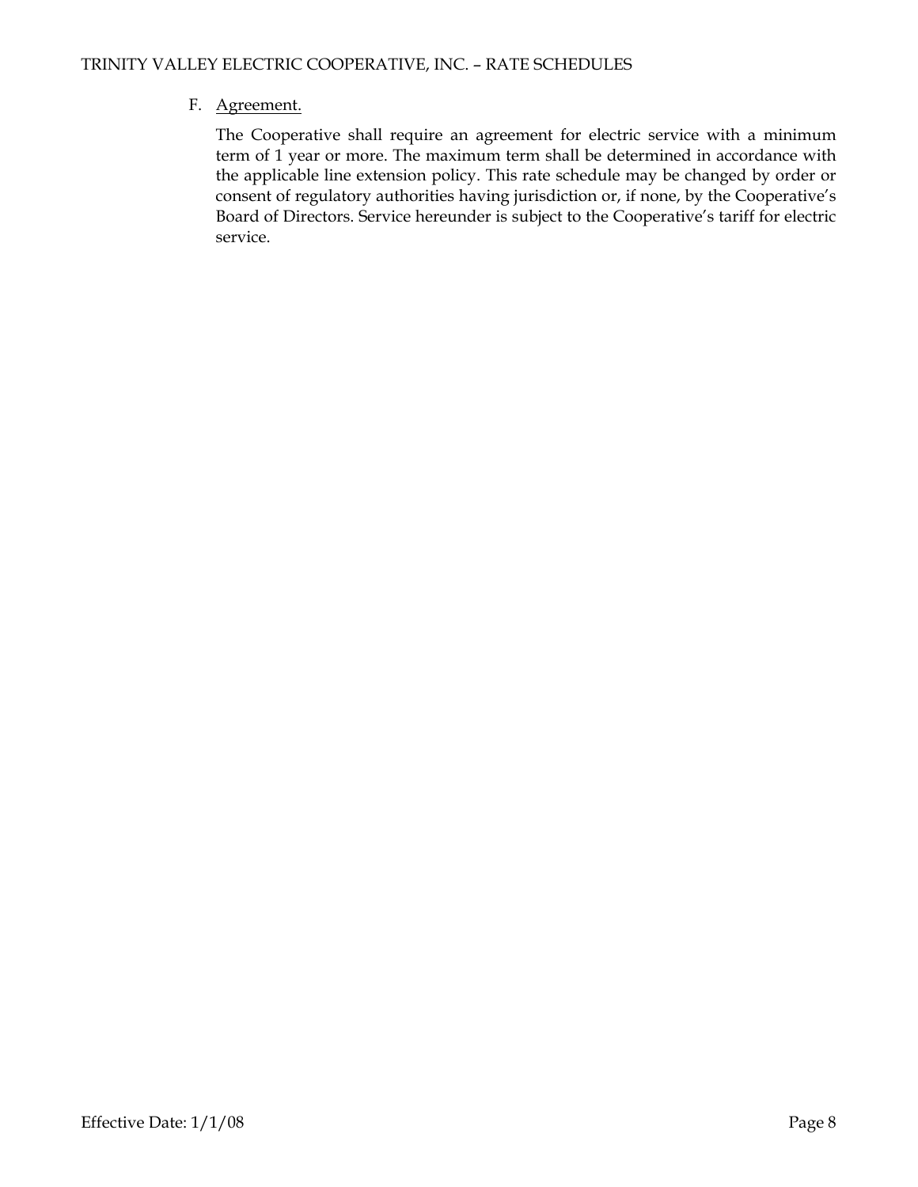F. Agreement.

The Cooperative shall require an agreement for electric service with a minimum term of 1 year or more. The maximum term shall be determined in accordance with the applicable line extension policy. This rate schedule may be changed by order or consent of regulatory authorities having jurisdiction or, if none, by the Cooperative's Board of Directors. Service hereunder is subject to the Cooperative's tariff for electric service.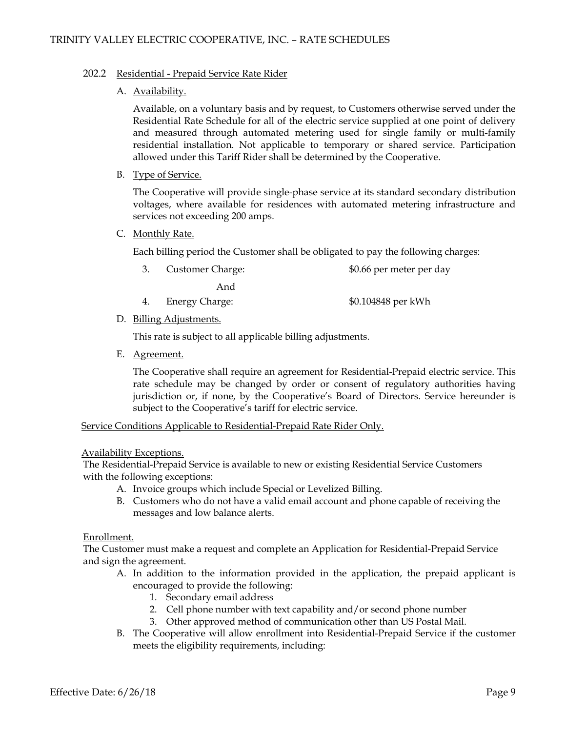### 202.2 Residential - Prepaid Service Rate Rider

A. Availability.

Available, on a voluntary basis and by request, to Customers otherwise served under the Residential Rate Schedule for all of the electric service supplied at one point of delivery and measured through automated metering used for single family or multi-family residential installation. Not applicable to temporary or shared service. Participation allowed under this Tariff Rider shall be determined by the Cooperative.

B. Type of Service.

The Cooperative will provide single-phase service at its standard secondary distribution voltages, where available for residences with automated metering infrastructure and services not exceeding 200 amps.

C. Monthly Rate.

Each billing period the Customer shall be obligated to pay the following charges:

3. Customer Charge: $0.66 per meter per day

   And

4. Energy Charge: $0.104848 per kWh

D. Billing Adjustments.

This rate is subject to all applicable billing adjustments.

E. Agreement.

The Cooperative shall require an agreement for Residential-Prepaid electric service. This rate schedule may be changed by order or consent of regulatory authorities having jurisdiction or, if none, by the Cooperative's Board of Directors. Service hereunder is subject to the Cooperative's tariff for electric service.

Service Conditions Applicable to Residential-Prepaid Rate Rider Only.

Availability Exceptions.

The Residential-Prepaid Service is available to new or existing Residential Service Customers with the following exceptions:

A. Invoice groups which include Special or Levelized Billing.
B. Customers who do not have a valid email account and phone capable of receiving the messages and low balance alerts.

Enrollment.

The Customer must make a request and complete an Application for Residential-Prepaid Service and sign the agreement.

A. In addition to the information provided in the application, the prepaid applicant is encouraged to provide the following:
   1. Secondary email address
   2. Cell phone number with text capability and/or second phone number
   3. Other approved method of communication other than US Postal Mail.
B. The Cooperative will allow enrollment into Residential-Prepaid Service if the customer meets the eligibility requirements, including: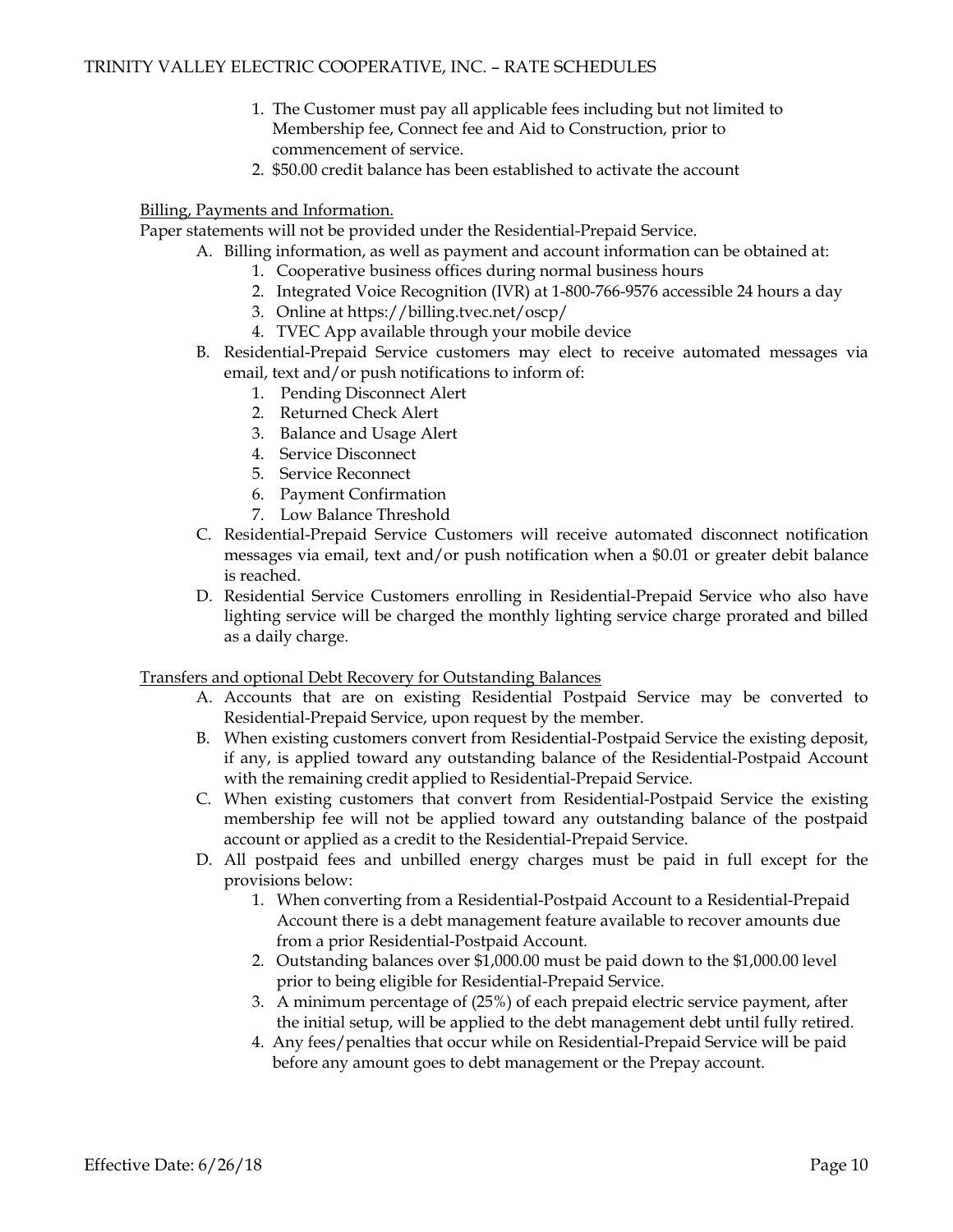1. The Customer must pay all applicable fees including but not limited to Membership fee, Connect fee and Aid to Construction, prior to commencement of service.
2. $50.00 credit balance has been established to activate the account

Billing, Payments and Information.

Paper statements will not be provided under the Residential-Prepaid Service.

A. Billing information, as well as payment and account information can be obtained at:
    1. Cooperative business offices during normal business hours
    2. Integrated Voice Recognition (IVR) at 1-800-766-9576 accessible 24 hours a day
    3. Online at https://billing.tvec.net/oscp/
    4. TVEC App available through your mobile device
B. Residential-Prepaid Service customers may elect to receive automated messages via email, text and/or push notifications to inform of:
    1. Pending Disconnect Alert
    2. Returned Check Alert
    3. Balance and Usage Alert
    4. Service Disconnect
    5. Service Reconnect
    6. Payment Confirmation
    7. Low Balance Threshold
C. Residential-Prepaid Service Customers will receive automated disconnect notification messages via email, text and/or push notification when a $0.01 or greater debit balance is reached.
D. Residential Service Customers enrolling in Residential-Prepaid Service who also have lighting service will be charged the monthly lighting service charge prorated and billed as a daily charge.

Transfers and optional Debt Recovery for Outstanding Balances

A. Accounts that are on existing Residential Postpaid Service may be converted to Residential-Prepaid Service, upon request by the member.
B. When existing customers convert from Residential-Postpaid Service the existing deposit, if any, is applied toward any outstanding balance of the Residential-Postpaid Account with the remaining credit applied to Residential-Prepaid Service.
C. When existing customers that convert from Residential-Postpaid Service the existing membership fee will not be applied toward any outstanding balance of the postpaid account or applied as a credit to the Residential-Prepaid Service.
D. All postpaid fees and unbilled energy charges must be paid in full except for the provisions below:
    1. When converting from a Residential-Postpaid Account to a Residential-Prepaid Account there is a debt management feature available to recover amounts due from a prior Residential-Postpaid Account.
    2. Outstanding balances over $1,000.00 must be paid down to the $1,000.00 level prior to being eligible for Residential-Prepaid Service.
    3. A minimum percentage of (25%) of each prepaid electric service payment, after the initial setup, will be applied to the debt management debt until fully retired.
    4. Any fees/penalties that occur while on Residential-Prepaid Service will be paid before any amount goes to debt management or the Prepay account.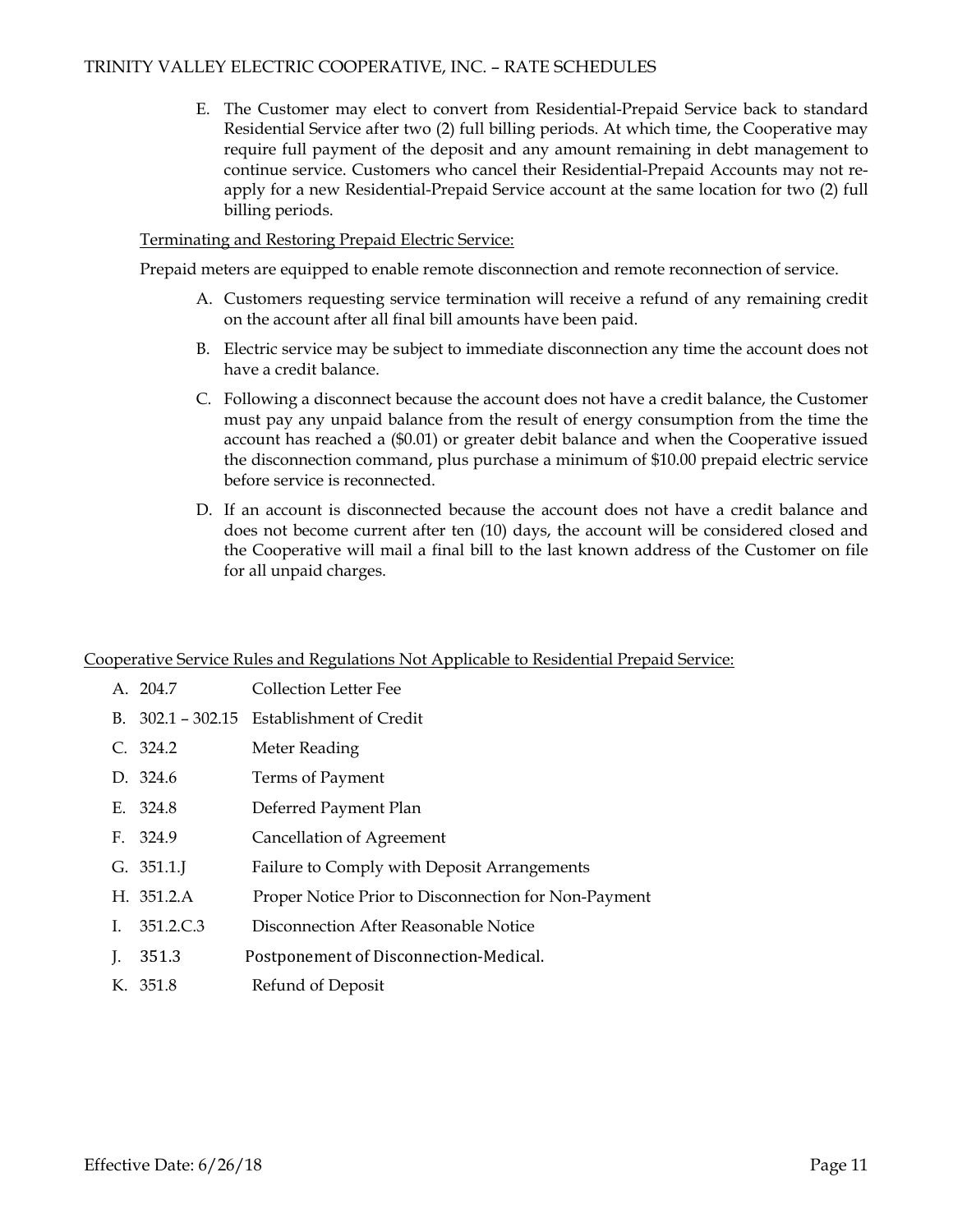E. The Customer may elect to convert from Residential-Prepaid Service back to standard Residential Service after two (2) full billing periods. At which time, the Cooperative may require full payment of the deposit and any amount remaining in debt management to continue service. Customers who cancel their Residential-Prepaid Accounts may not re-apply for a new Residential-Prepaid Service account at the same location for two (2) full billing periods.

Terminating and Restoring Prepaid Electric Service:

Prepaid meters are equipped to enable remote disconnection and remote reconnection of service.

A. Customers requesting service termination will receive a refund of any remaining credit on the account after all final bill amounts have been paid.

B. Electric service may be subject to immediate disconnection any time the account does not have a credit balance.

C. Following a disconnect because the account does not have a credit balance, the Customer must pay any unpaid balance from the result of energy consumption from the time the account has reached a ($0.01) or greater debit balance and when the Cooperative issued the disconnection command, plus purchase a minimum of $10.00 prepaid electric service before service is reconnected.

D. If an account is disconnected because the account does not have a credit balance and does not become current after ten (10) days, the account will be considered closed and the Cooperative will mail a final bill to the last known address of the Customer on file for all unpaid charges.

Cooperative Service Rules and Regulations Not Applicable to Residential Prepaid Service:

A. 204.7 Collection Letter Fee

B. 302.1 – 302.15 Establishment of Credit

C. 324.2 Meter Reading

D. 324.6 Terms of Payment

E. 324.8 Deferred Payment Plan

F. 324.9 Cancellation of Agreement

G. 351.1.J Failure to Comply with Deposit Arrangements

H. 351.2.A Proper Notice Prior to Disconnection for Non-Payment

I. 351.2.C.3 Disconnection After Reasonable Notice

J. 351.3 Postponement of Disconnection-Medical.

K. 351.8 Refund of Deposit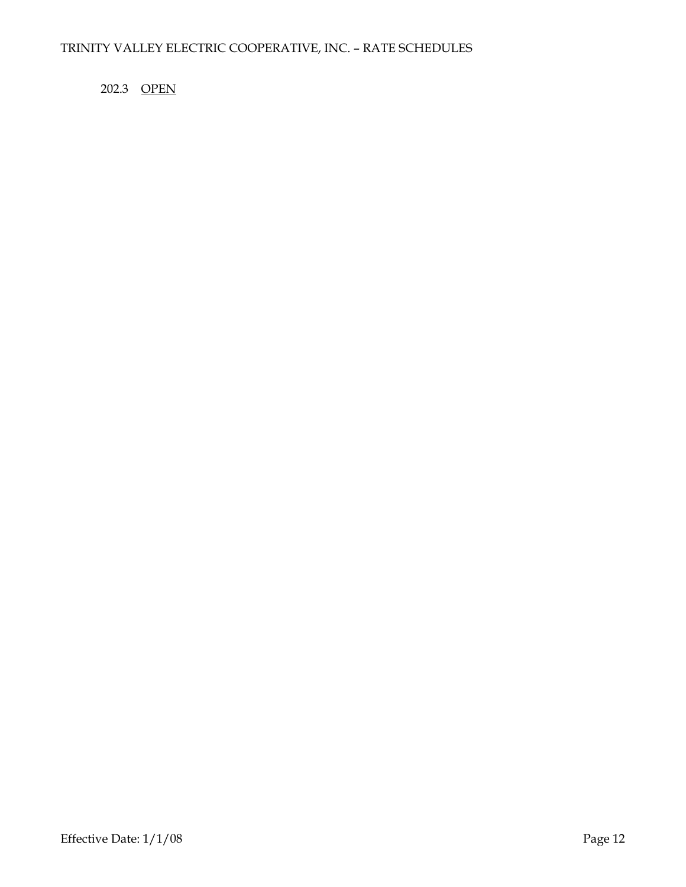202.3 <u>OPEN</u>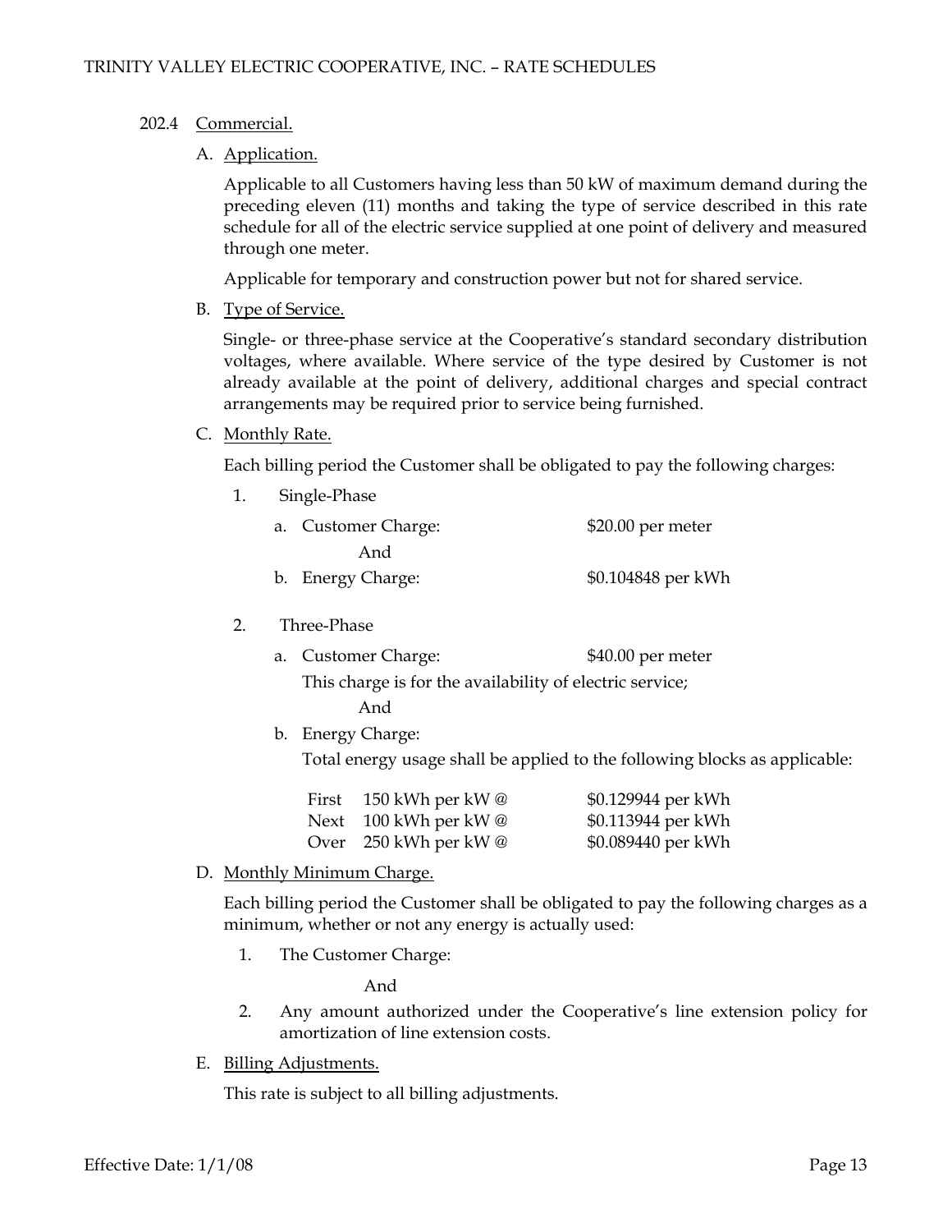## 202.4 Commercial.

### A. Application.

Applicable to all Customers having less than 50 kW of maximum demand during the preceding eleven (11) months and taking the type of service described in this rate schedule for all of the electric service supplied at one point of delivery and measured through one meter.

Applicable for temporary and construction power but not for shared service.

### B. Type of Service.

Single- or three-phase service at the Cooperative's standard secondary distribution voltages, where available. Where service of the type desired by Customer is not already available at the point of delivery, additional charges and special contract arrangements may be required prior to service being furnished.

### C. Monthly Rate.

Each billing period the Customer shall be obligated to pay the following charges:

1. Single-Phase
   - a. Customer Charge: $20.00 per meter

     And
   - b. Energy Charge: $0.104848 per kWh

2. Three-Phase
   - a. Customer Charge: $40.00 per meter

     This charge is for the availability of electric service;

     And
   - b. Energy Charge:

     Total energy usage shall be applied to the following blocks as applicable:

| | | |
|---|---|---|
| First | 150 kWh per kW @ | $0.129944 per kWh |
| Next | 100 kWh per kW @ | $0.113944 per kWh |
| Over | 250 kWh per kW @ | $0.089440 per kWh |

### D. Monthly Minimum Charge.

Each billing period the Customer shall be obligated to pay the following charges as a minimum, whether or not any energy is actually used:

1. The Customer Charge:

   And
2. Any amount authorized under the Cooperative's line extension policy for amortization of line extension costs.

### E. Billing Adjustments.

This rate is subject to all billing adjustments.

Effective Date: 1/1/08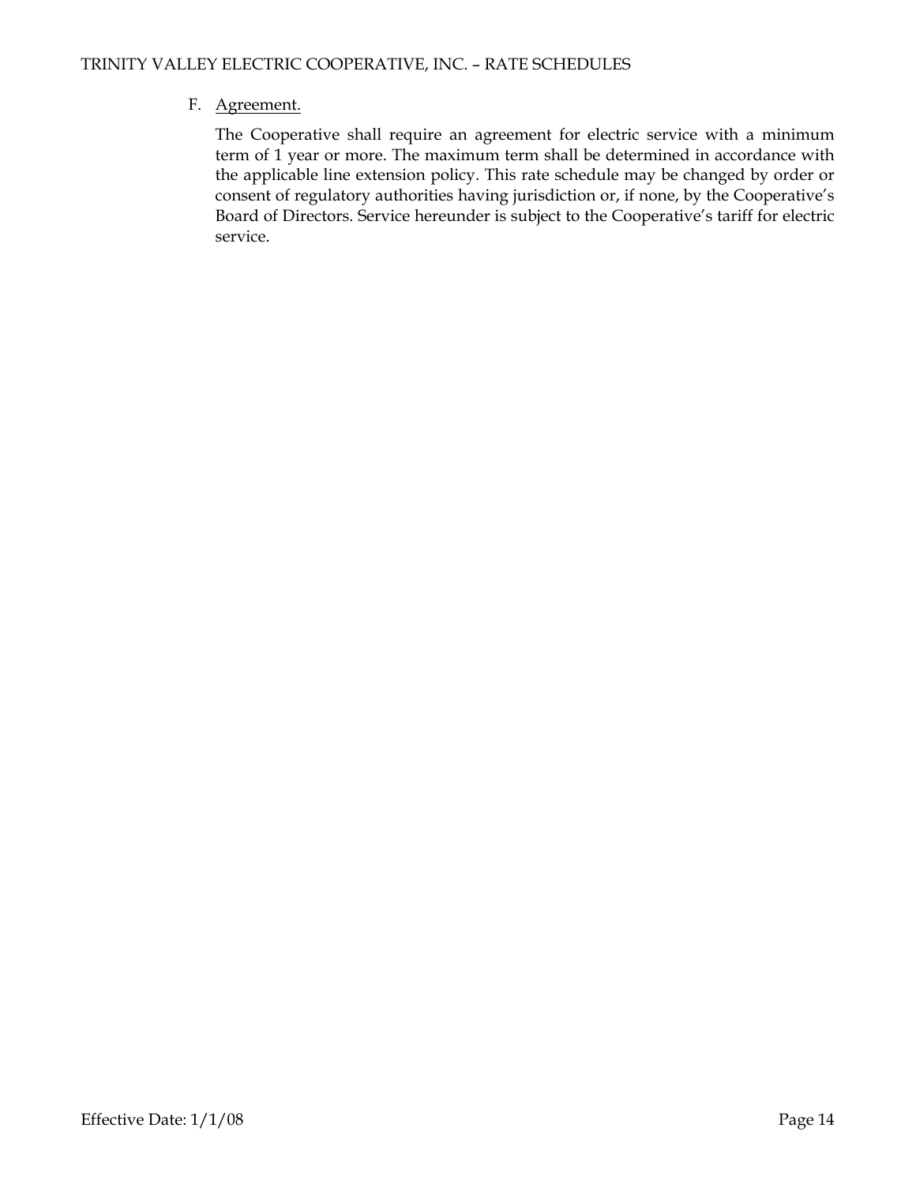F. Agreement.

The Cooperative shall require an agreement for electric service with a minimum term of 1 year or more. The maximum term shall be determined in accordance with the applicable line extension policy. This rate schedule may be changed by order or consent of regulatory authorities having jurisdiction or, if none, by the Cooperative's Board of Directors. Service hereunder is subject to the Cooperative's tariff for electric service.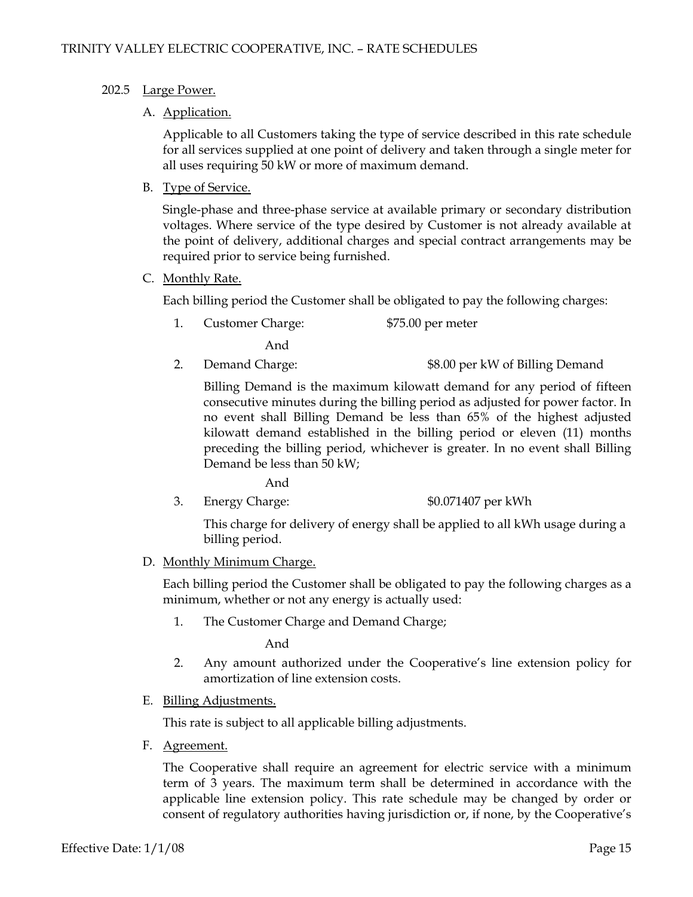### 202.5 Large Power.

A. Application.

Applicable to all Customers taking the type of service described in this rate schedule for all services supplied at one point of delivery and taken through a single meter for all uses requiring 50 kW or more of maximum demand.

B. Type of Service.

Single-phase and three-phase service at available primary or secondary distribution voltages. Where service of the type desired by Customer is not already available at the point of delivery, additional charges and special contract arrangements may be required prior to service being furnished.

C. Monthly Rate.

Each billing period the Customer shall be obligated to pay the following charges:

1. Customer Charge: $75.00 per meter

   And

2. Demand Charge: $8.00 per kW of Billing Demand

   Billing Demand is the maximum kilowatt demand for any period of fifteen consecutive minutes during the billing period as adjusted for power factor. In no event shall Billing Demand be less than 65% of the highest adjusted kilowatt demand established in the billing period or eleven (11) months preceding the billing period, whichever is greater. In no event shall Billing Demand be less than 50 kW;

   And

3. Energy Charge: $0.071407 per kWh

   This charge for delivery of energy shall be applied to all kWh usage during a billing period.

D. Monthly Minimum Charge.

Each billing period the Customer shall be obligated to pay the following charges as a minimum, whether or not any energy is actually used:

1. The Customer Charge and Demand Charge;

   And

2. Any amount authorized under the Cooperative's line extension policy for amortization of line extension costs.

E. Billing Adjustments.

This rate is subject to all applicable billing adjustments.

F. Agreement.

The Cooperative shall require an agreement for electric service with a minimum term of 3 years. The maximum term shall be determined in accordance with the applicable line extension policy. This rate schedule may be changed by order or consent of regulatory authorities having jurisdiction or, if none, by the Cooperative's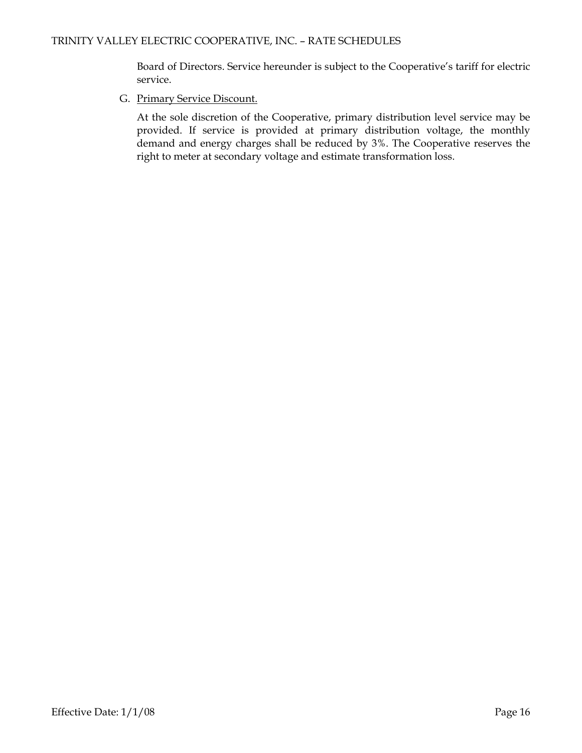Board of Directors. Service hereunder is subject to the Cooperative's tariff for electric service.

G. Primary Service Discount.

At the sole discretion of the Cooperative, primary distribution level service may be provided. If service is provided at primary distribution voltage, the monthly demand and energy charges shall be reduced by 3%. The Cooperative reserves the right to meter at secondary voltage and estimate transformation loss.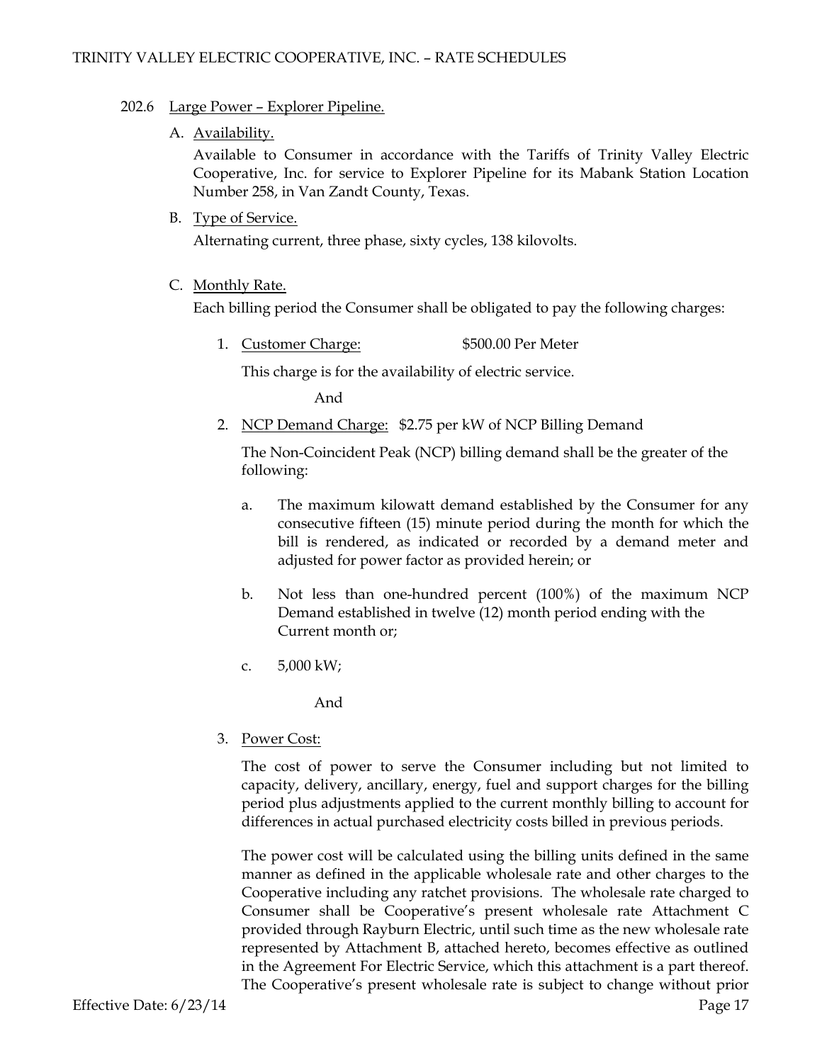## 202.6 Large Power – Explorer Pipeline.

### A. Availability.

Available to Consumer in accordance with the Tariffs of Trinity Valley Electric Cooperative, Inc. for service to Explorer Pipeline for its Mabank Station Location Number 258, in Van Zandt County, Texas.

### B. Type of Service.

Alternating current, three phase, sixty cycles, 138 kilovolts.

### C. Monthly Rate.

Each billing period the Consumer shall be obligated to pay the following charges:

1. Customer Charge: $500.00 Per Meter

   This charge is for the availability of electric service.

   And

2. NCP Demand Charge: $2.75 per kW of NCP Billing Demand

   The Non-Coincident Peak (NCP) billing demand shall be the greater of the following:

   a. The maximum kilowatt demand established by the Consumer for any consecutive fifteen (15) minute period during the month for which the bill is rendered, as indicated or recorded by a demand meter and adjusted for power factor as provided herein; or

   b. Not less than one-hundred percent (100%) of the maximum NCP Demand established in twelve (12) month period ending with the Current month or;

   c. 5,000 kW;

   And

3. Power Cost:

   The cost of power to serve the Consumer including but not limited to capacity, delivery, ancillary, energy, fuel and support charges for the billing period plus adjustments applied to the current monthly billing to account for differences in actual purchased electricity costs billed in previous periods.

   The power cost will be calculated using the billing units defined in the same manner as defined in the applicable wholesale rate and other charges to the Cooperative including any ratchet provisions. The wholesale rate charged to Consumer shall be Cooperative's present wholesale rate Attachment C provided through Rayburn Electric, until such time as the new wholesale rate represented by Attachment B, attached hereto, becomes effective as outlined in the Agreement For Electric Service, which this attachment is a part thereof. The Cooperative's present wholesale rate is subject to change without prior

Effective Date: 6/23/14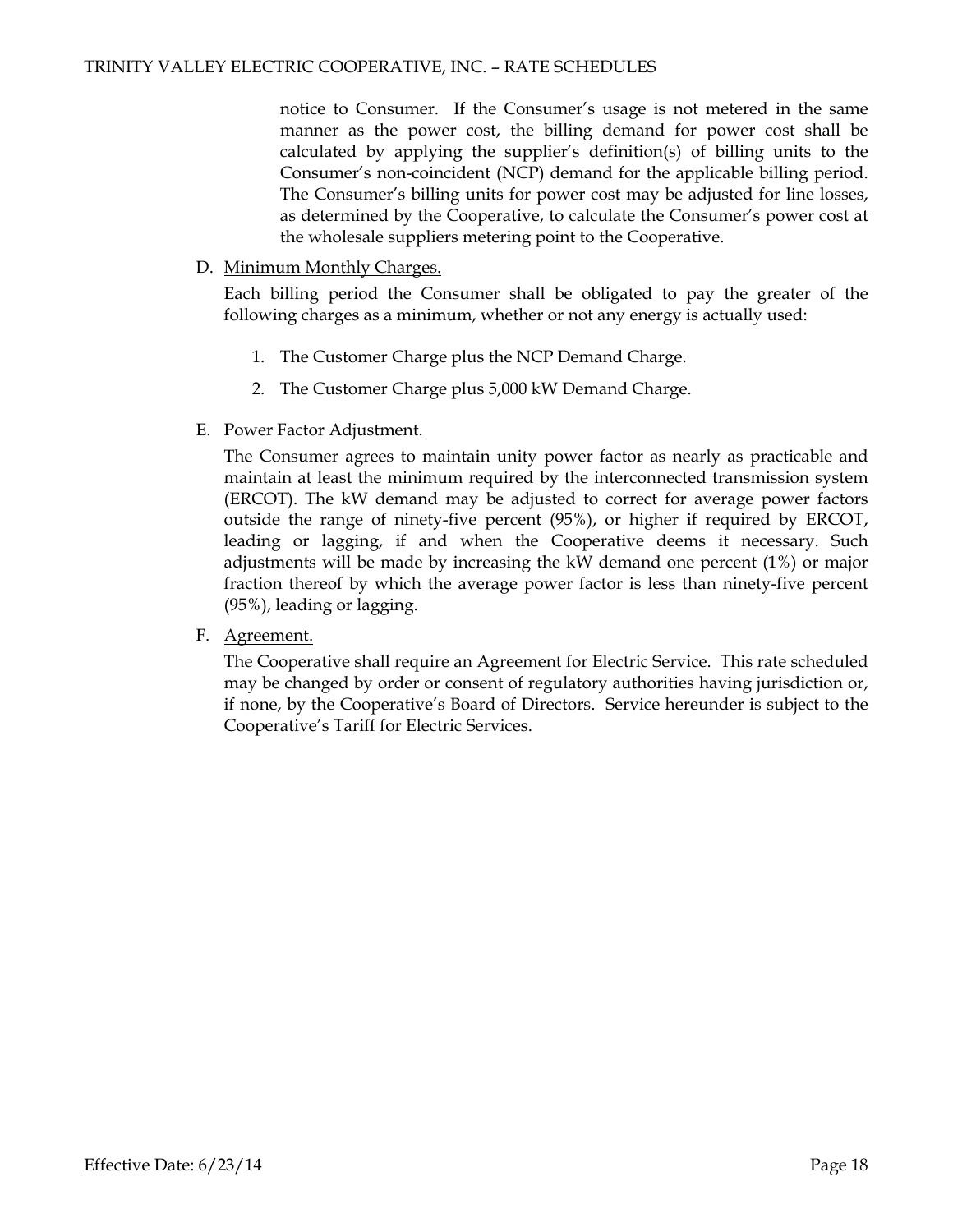notice to Consumer. If the Consumer's usage is not metered in the same manner as the power cost, the billing demand for power cost shall be calculated by applying the supplier's definition(s) of billing units to the Consumer's non-coincident (NCP) demand for the applicable billing period. The Consumer's billing units for power cost may be adjusted for line losses, as determined by the Cooperative, to calculate the Consumer's power cost at the wholesale suppliers metering point to the Cooperative.

D. Minimum Monthly Charges.

Each billing period the Consumer shall be obligated to pay the greater of the following charges as a minimum, whether or not any energy is actually used:

1. The Customer Charge plus the NCP Demand Charge.
2. The Customer Charge plus 5,000 kW Demand Charge.

E. Power Factor Adjustment.

The Consumer agrees to maintain unity power factor as nearly as practicable and maintain at least the minimum required by the interconnected transmission system (ERCOT). The kW demand may be adjusted to correct for average power factors outside the range of ninety-five percent (95%), or higher if required by ERCOT, leading or lagging, if and when the Cooperative deems it necessary. Such adjustments will be made by increasing the kW demand one percent (1%) or major fraction thereof by which the average power factor is less than ninety-five percent (95%), leading or lagging.

F. Agreement.

The Cooperative shall require an Agreement for Electric Service. This rate scheduled may be changed by order or consent of regulatory authorities having jurisdiction or, if none, by the Cooperative's Board of Directors. Service hereunder is subject to the Cooperative's Tariff for Electric Services.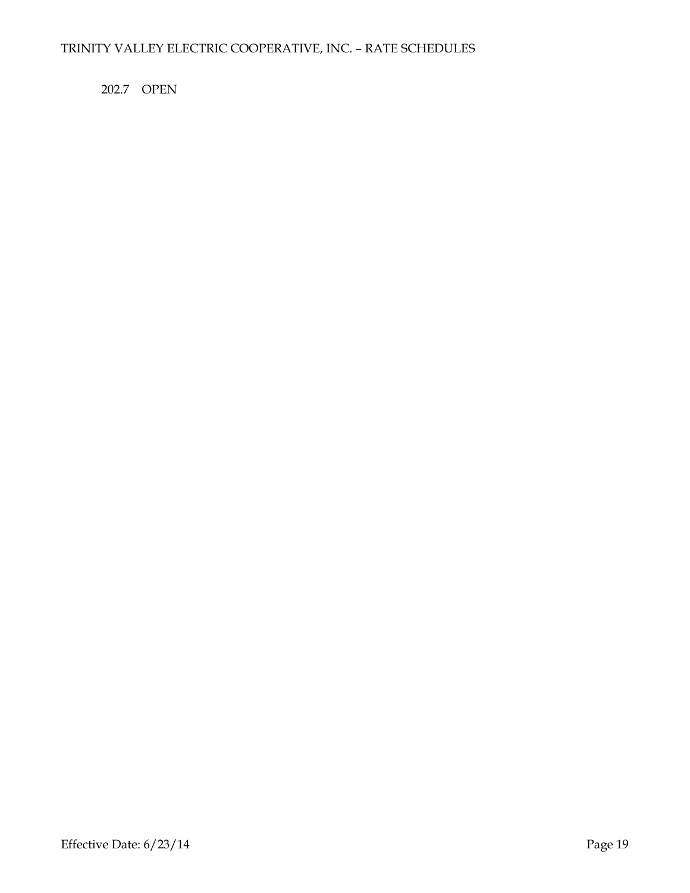202.7 OPEN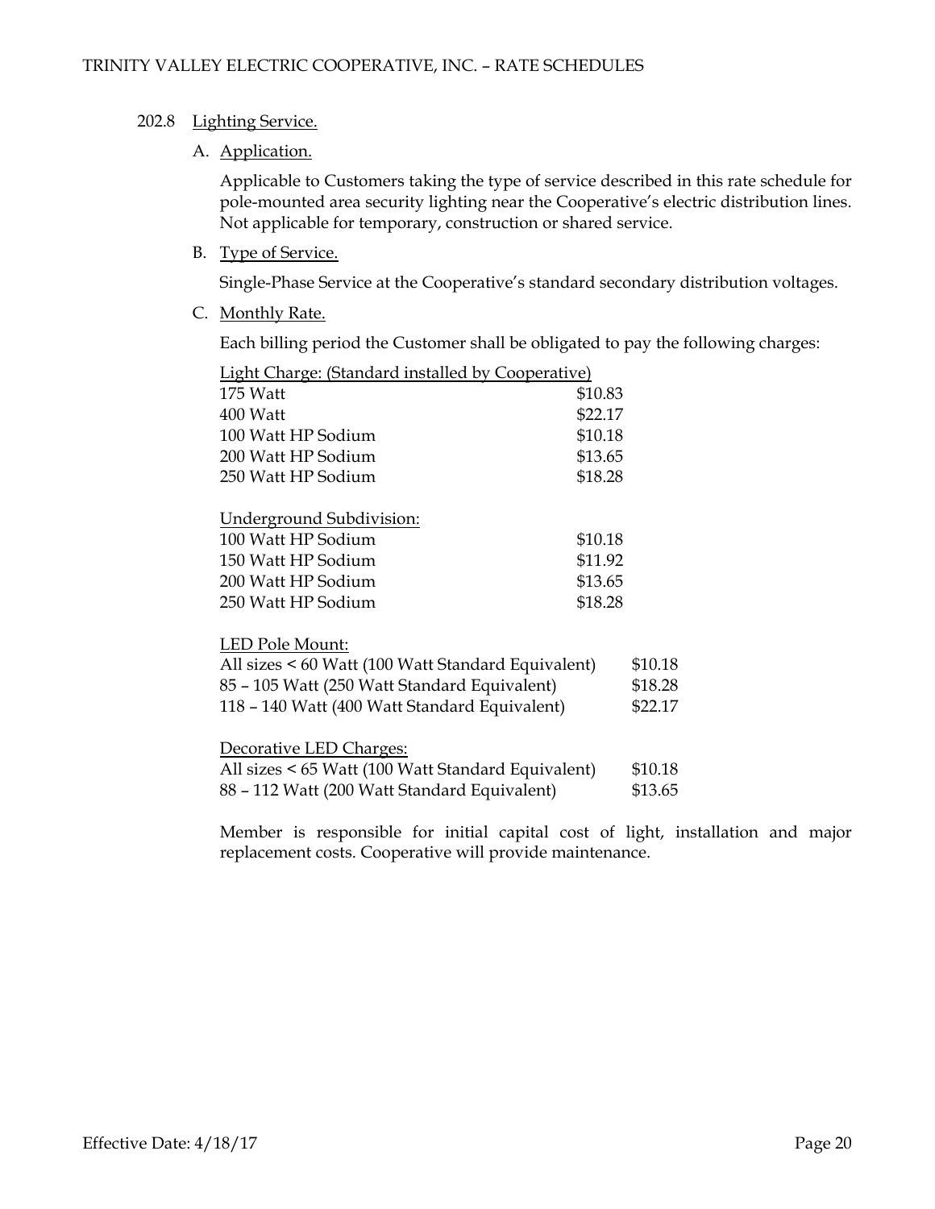## 202.8 Lighting Service.

### A. Application.

Applicable to Customers taking the type of service described in this rate schedule for pole-mounted area security lighting near the Cooperative's electric distribution lines. Not applicable for temporary, construction or shared service.

### B. Type of Service.

Single-Phase Service at the Cooperative's standard secondary distribution voltages.

### C. Monthly Rate.

Each billing period the Customer shall be obligated to pay the following charges:

| Light Charge: (Standard installed by Cooperative) | |
|---|---|
| 175 Watt | $10.83 |
| 400 Watt | $22.17 |
| 100 Watt HP Sodium | $10.18 |
| 200 Watt HP Sodium | $13.65 |
| 250 Watt HP Sodium | $18.28 |

| Underground Subdivision: | |
|---|---|
| 100 Watt HP Sodium | $10.18 |
| 150 Watt HP Sodium | $11.92 |
| 200 Watt HP Sodium | $13.65 |
| 250 Watt HP Sodium | $18.28 |

| LED Pole Mount: | |
|---|---|
| All sizes < 60 Watt (100 Watt Standard Equivalent) | $10.18 |
| 85 – 105 Watt (250 Watt Standard Equivalent) | $18.28 |
| 118 – 140 Watt (400 Watt Standard Equivalent) | $22.17 |

| Decorative LED Charges: | |
|---|---|
| All sizes < 65 Watt (100 Watt Standard Equivalent) | $10.18 |
| 88 – 112 Watt (200 Watt Standard Equivalent) | $13.65 |

Member is responsible for initial capital cost of light, installation and major replacement costs. Cooperative will provide maintenance.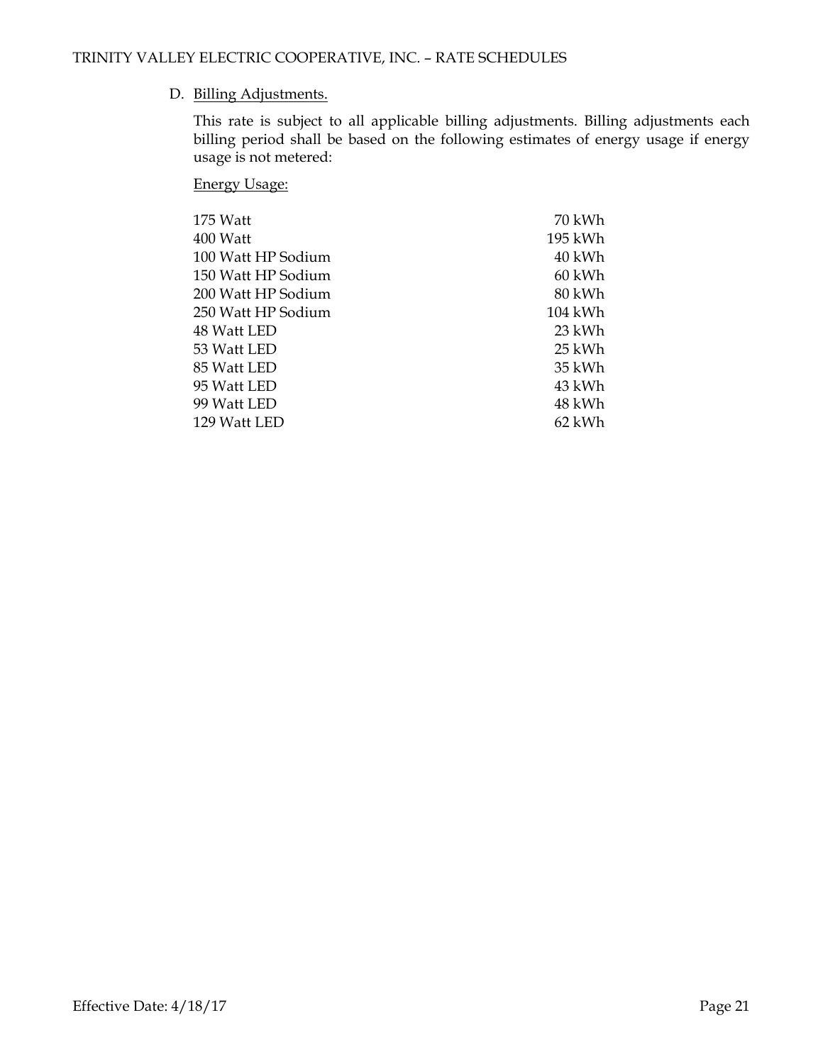D. Billing Adjustments.

This rate is subject to all applicable billing adjustments. Billing adjustments each billing period shall be based on the following estimates of energy usage if energy usage is not metered:

Energy Usage:

| | |
|---|---|
| 175 Watt | 70 kWh |
| 400 Watt | 195 kWh |
| 100 Watt HP Sodium | 40 kWh |
| 150 Watt HP Sodium | 60 kWh |
| 200 Watt HP Sodium | 80 kWh |
| 250 Watt HP Sodium | 104 kWh |
| 48 Watt LED | 23 kWh |
| 53 Watt LED | 25 kWh |
| 85 Watt LED | 35 kWh |
| 95 Watt LED | 43 kWh |
| 99 Watt LED | 48 kWh |
| 129 Watt LED | 62 kWh |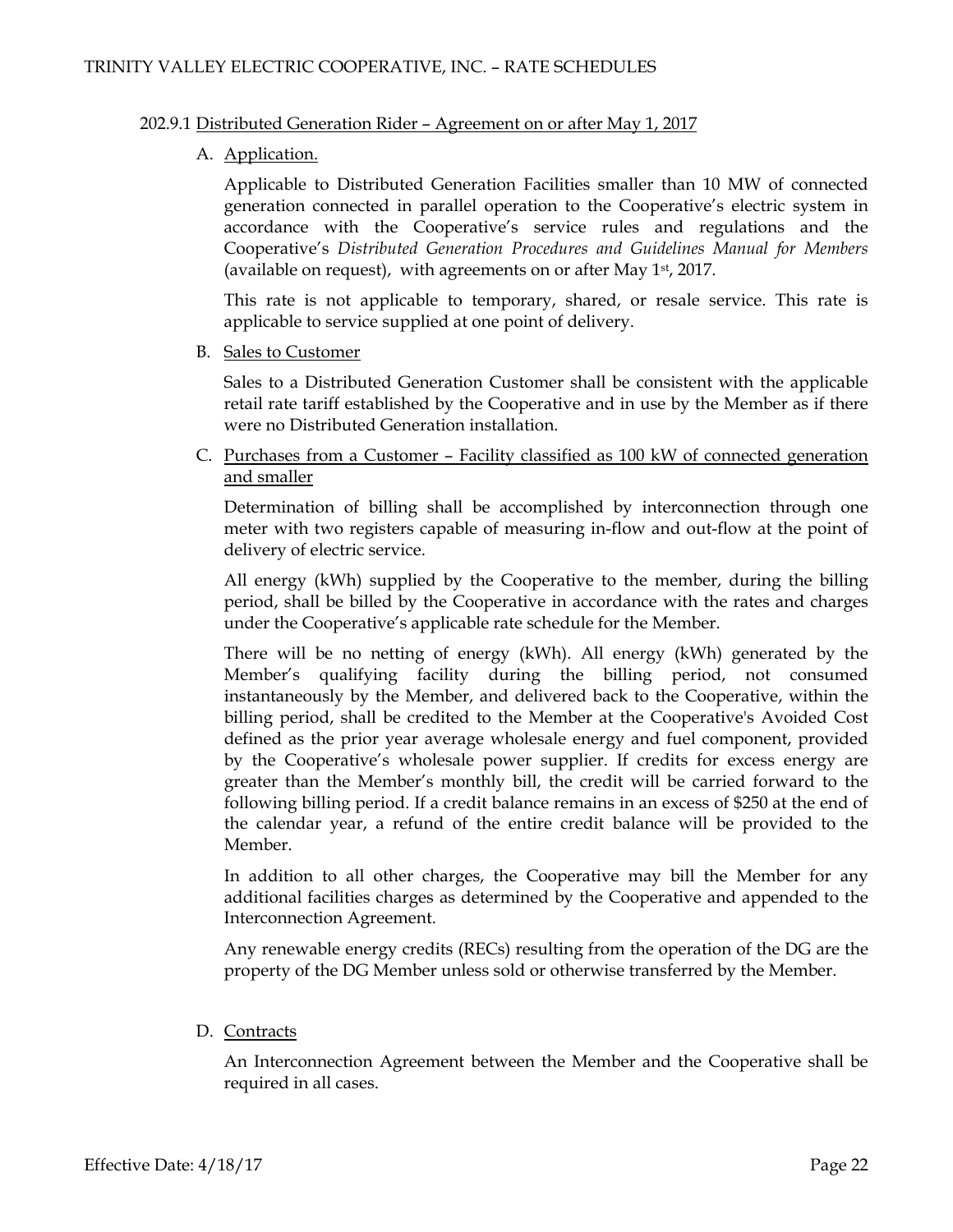### 202.9.1 Distributed Generation Rider – Agreement on or after May 1, 2017

A. Application.

Applicable to Distributed Generation Facilities smaller than 10 MW of connected generation connected in parallel operation to the Cooperative's electric system in accordance with the Cooperative's service rules and regulations and the Cooperative's *Distributed Generation Procedures and Guidelines Manual for Members* (available on request), with agreements on or after May 1st, 2017.

This rate is not applicable to temporary, shared, or resale service. This rate is applicable to service supplied at one point of delivery.

B. Sales to Customer

Sales to a Distributed Generation Customer shall be consistent with the applicable retail rate tariff established by the Cooperative and in use by the Member as if there were no Distributed Generation installation.

C. Purchases from a Customer – Facility classified as 100 kW of connected generation and smaller

Determination of billing shall be accomplished by interconnection through one meter with two registers capable of measuring in-flow and out-flow at the point of delivery of electric service.

All energy (kWh) supplied by the Cooperative to the member, during the billing period, shall be billed by the Cooperative in accordance with the rates and charges under the Cooperative's applicable rate schedule for the Member.

There will be no netting of energy (kWh). All energy (kWh) generated by the Member's qualifying facility during the billing period, not consumed instantaneously by the Member, and delivered back to the Cooperative, within the billing period, shall be credited to the Member at the Cooperative's Avoided Cost defined as the prior year average wholesale energy and fuel component, provided by the Cooperative's wholesale power supplier. If credits for excess energy are greater than the Member's monthly bill, the credit will be carried forward to the following billing period. If a credit balance remains in an excess of $250 at the end of the calendar year, a refund of the entire credit balance will be provided to the Member.

In addition to all other charges, the Cooperative may bill the Member for any additional facilities charges as determined by the Cooperative and appended to the Interconnection Agreement.

Any renewable energy credits (RECs) resulting from the operation of the DG are the property of the DG Member unless sold or otherwise transferred by the Member.

D. Contracts

An Interconnection Agreement between the Member and the Cooperative shall be required in all cases.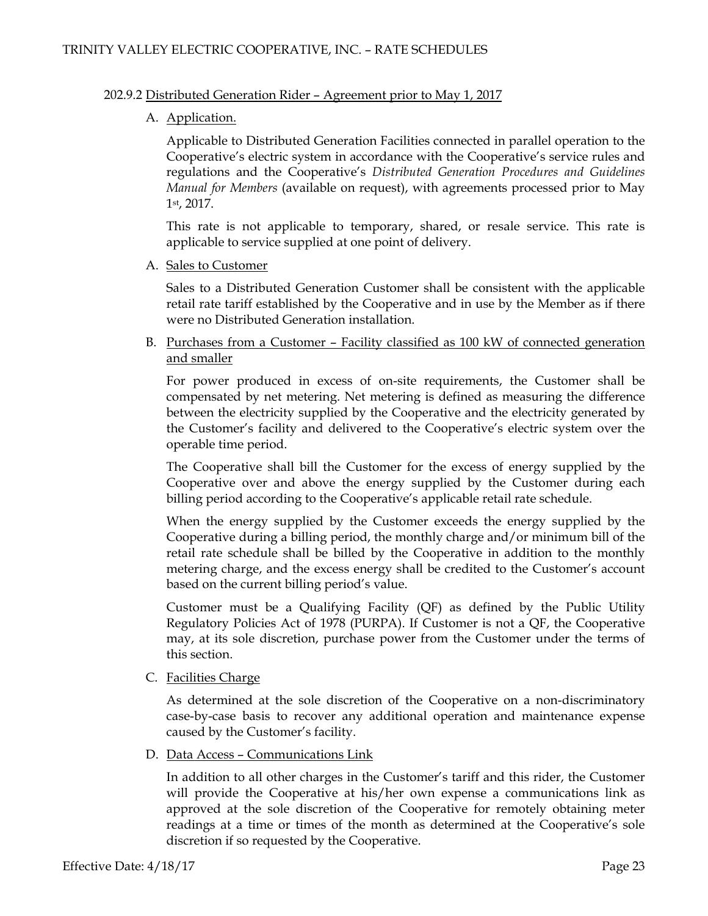### 202.9.2 Distributed Generation Rider – Agreement prior to May 1, 2017

A. Application.

Applicable to Distributed Generation Facilities connected in parallel operation to the Cooperative's electric system in accordance with the Cooperative's service rules and regulations and the Cooperative's *Distributed Generation Procedures and Guidelines Manual for Members* (available on request), with agreements processed prior to May 1st, 2017.

This rate is not applicable to temporary, shared, or resale service. This rate is applicable to service supplied at one point of delivery.

A. Sales to Customer

Sales to a Distributed Generation Customer shall be consistent with the applicable retail rate tariff established by the Cooperative and in use by the Member as if there were no Distributed Generation installation.

B. Purchases from a Customer – Facility classified as 100 kW of connected generation and smaller

For power produced in excess of on-site requirements, the Customer shall be compensated by net metering. Net metering is defined as measuring the difference between the electricity supplied by the Cooperative and the electricity generated by the Customer's facility and delivered to the Cooperative's electric system over the operable time period.

The Cooperative shall bill the Customer for the excess of energy supplied by the Cooperative over and above the energy supplied by the Customer during each billing period according to the Cooperative's applicable retail rate schedule.

When the energy supplied by the Customer exceeds the energy supplied by the Cooperative during a billing period, the monthly charge and/or minimum bill of the retail rate schedule shall be billed by the Cooperative in addition to the monthly metering charge, and the excess energy shall be credited to the Customer's account based on the current billing period's value.

Customer must be a Qualifying Facility (QF) as defined by the Public Utility Regulatory Policies Act of 1978 (PURPA). If Customer is not a QF, the Cooperative may, at its sole discretion, purchase power from the Customer under the terms of this section.

C. Facilities Charge

As determined at the sole discretion of the Cooperative on a non-discriminatory case-by-case basis to recover any additional operation and maintenance expense caused by the Customer's facility.

D. Data Access – Communications Link

In addition to all other charges in the Customer's tariff and this rider, the Customer will provide the Cooperative at his/her own expense a communications link as approved at the sole discretion of the Cooperative for remotely obtaining meter readings at a time or times of the month as determined at the Cooperative's sole discretion if so requested by the Cooperative.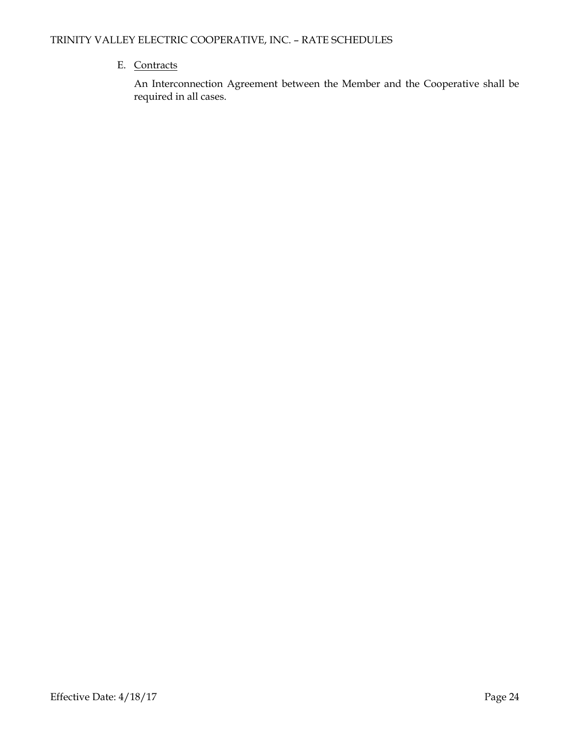E. Contracts

An Interconnection Agreement between the Member and the Cooperative shall be required in all cases.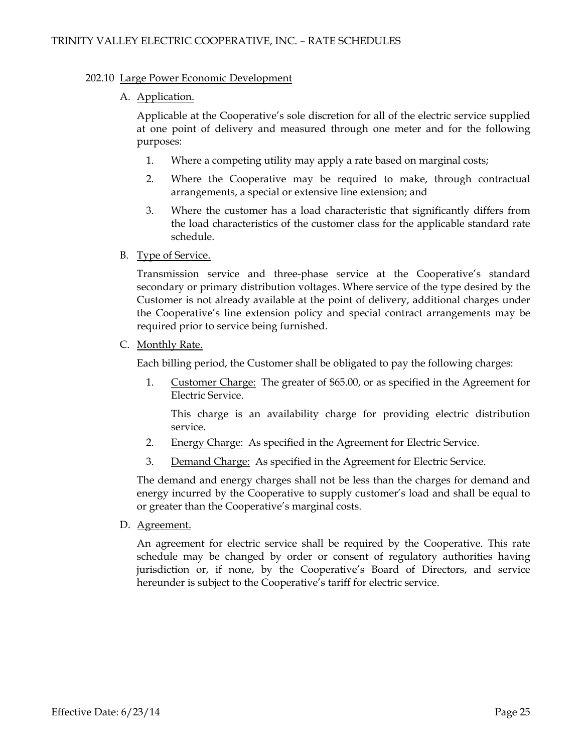## 202.10 Large Power Economic Development

### A. Application.

Applicable at the Cooperative's sole discretion for all of the electric service supplied at one point of delivery and measured through one meter and for the following purposes:

1. Where a competing utility may apply a rate based on marginal costs;
2. Where the Cooperative may be required to make, through contractual arrangements, a special or extensive line extension; and
3. Where the customer has a load characteristic that significantly differs from the load characteristics of the customer class for the applicable standard rate schedule.

### B. Type of Service.

Transmission service and three-phase service at the Cooperative's standard secondary or primary distribution voltages. Where service of the type desired by the Customer is not already available at the point of delivery, additional charges under the Cooperative's line extension policy and special contract arrangements may be required prior to service being furnished.

### C. Monthly Rate.

Each billing period, the Customer shall be obligated to pay the following charges:

1. Customer Charge: The greater of $65.00, or as specified in the Agreement for Electric Service.

   This charge is an availability charge for providing electric distribution service.

2. Energy Charge: As specified in the Agreement for Electric Service.
3. Demand Charge: As specified in the Agreement for Electric Service.

The demand and energy charges shall not be less than the charges for demand and energy incurred by the Cooperative to supply customer's load and shall be equal to or greater than the Cooperative's marginal costs.

### D. Agreement.

An agreement for electric service shall be required by the Cooperative. This rate schedule may be changed by order or consent of regulatory authorities having jurisdiction or, if none, by the Cooperative's Board of Directors, and service hereunder is subject to the Cooperative's tariff for electric service.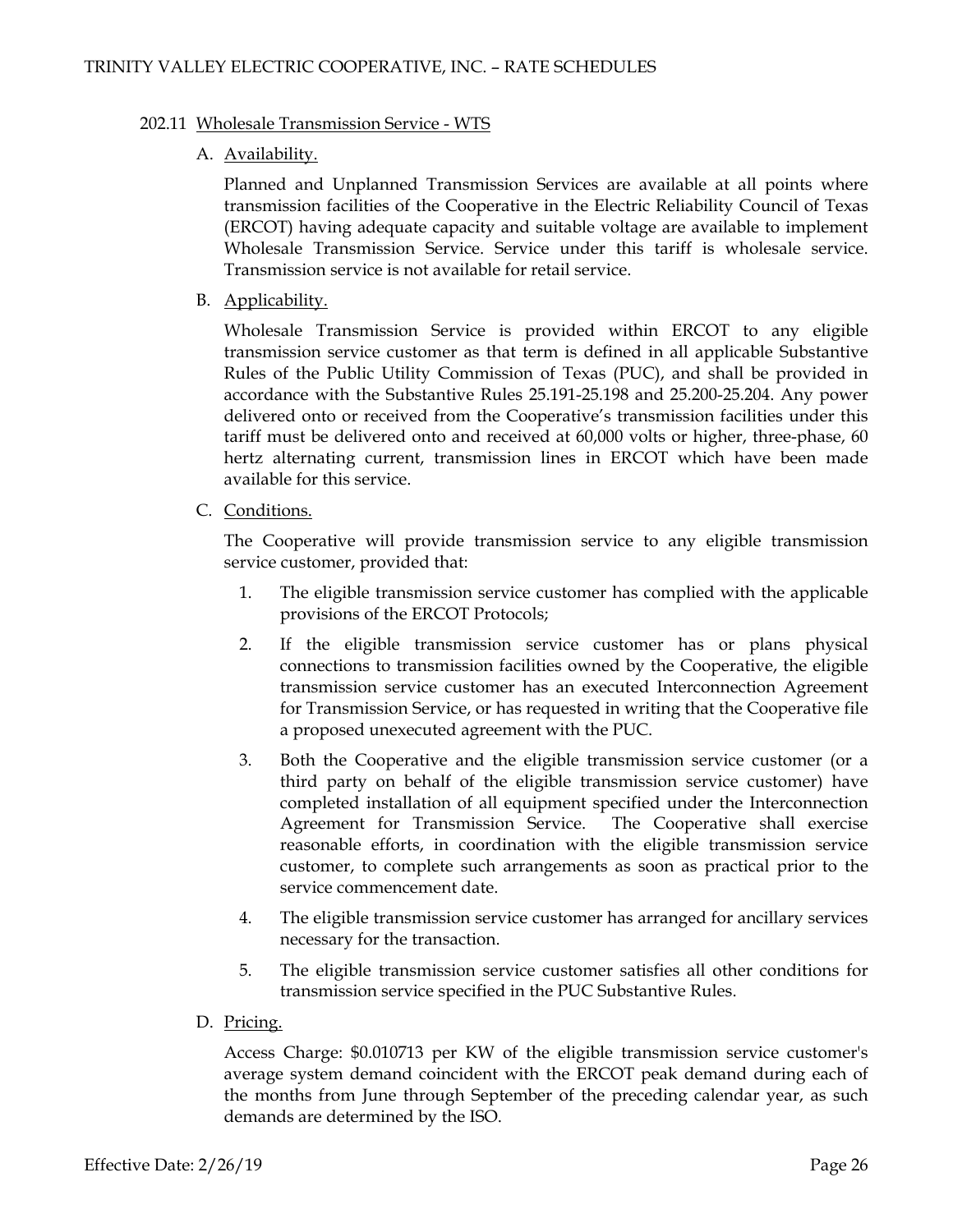## 202.11 Wholesale Transmission Service - WTS

### A. Availability.

Planned and Unplanned Transmission Services are available at all points where transmission facilities of the Cooperative in the Electric Reliability Council of Texas (ERCOT) having adequate capacity and suitable voltage are available to implement Wholesale Transmission Service. Service under this tariff is wholesale service. Transmission service is not available for retail service.

### B. Applicability.

Wholesale Transmission Service is provided within ERCOT to any eligible transmission service customer as that term is defined in all applicable Substantive Rules of the Public Utility Commission of Texas (PUC), and shall be provided in accordance with the Substantive Rules 25.191-25.198 and 25.200-25.204. Any power delivered onto or received from the Cooperative's transmission facilities under this tariff must be delivered onto and received at 60,000 volts or higher, three-phase, 60 hertz alternating current, transmission lines in ERCOT which have been made available for this service.

### C. Conditions.

The Cooperative will provide transmission service to any eligible transmission service customer, provided that:

1. The eligible transmission service customer has complied with the applicable provisions of the ERCOT Protocols;
2. If the eligible transmission service customer has or plans physical connections to transmission facilities owned by the Cooperative, the eligible transmission service customer has an executed Interconnection Agreement for Transmission Service, or has requested in writing that the Cooperative file a proposed unexecuted agreement with the PUC.
3. Both the Cooperative and the eligible transmission service customer (or a third party on behalf of the eligible transmission service customer) have completed installation of all equipment specified under the Interconnection Agreement for Transmission Service. The Cooperative shall exercise reasonable efforts, in coordination with the eligible transmission service customer, to complete such arrangements as soon as practical prior to the service commencement date.
4. The eligible transmission service customer has arranged for ancillary services necessary for the transaction.
5. The eligible transmission service customer satisfies all other conditions for transmission service specified in the PUC Substantive Rules.

### D. Pricing.

Access Charge: $0.010713 per KW of the eligible transmission service customer's average system demand coincident with the ERCOT peak demand during each of the months from June through September of the preceding calendar year, as such demands are determined by the ISO.

Effective Date: 2/26/19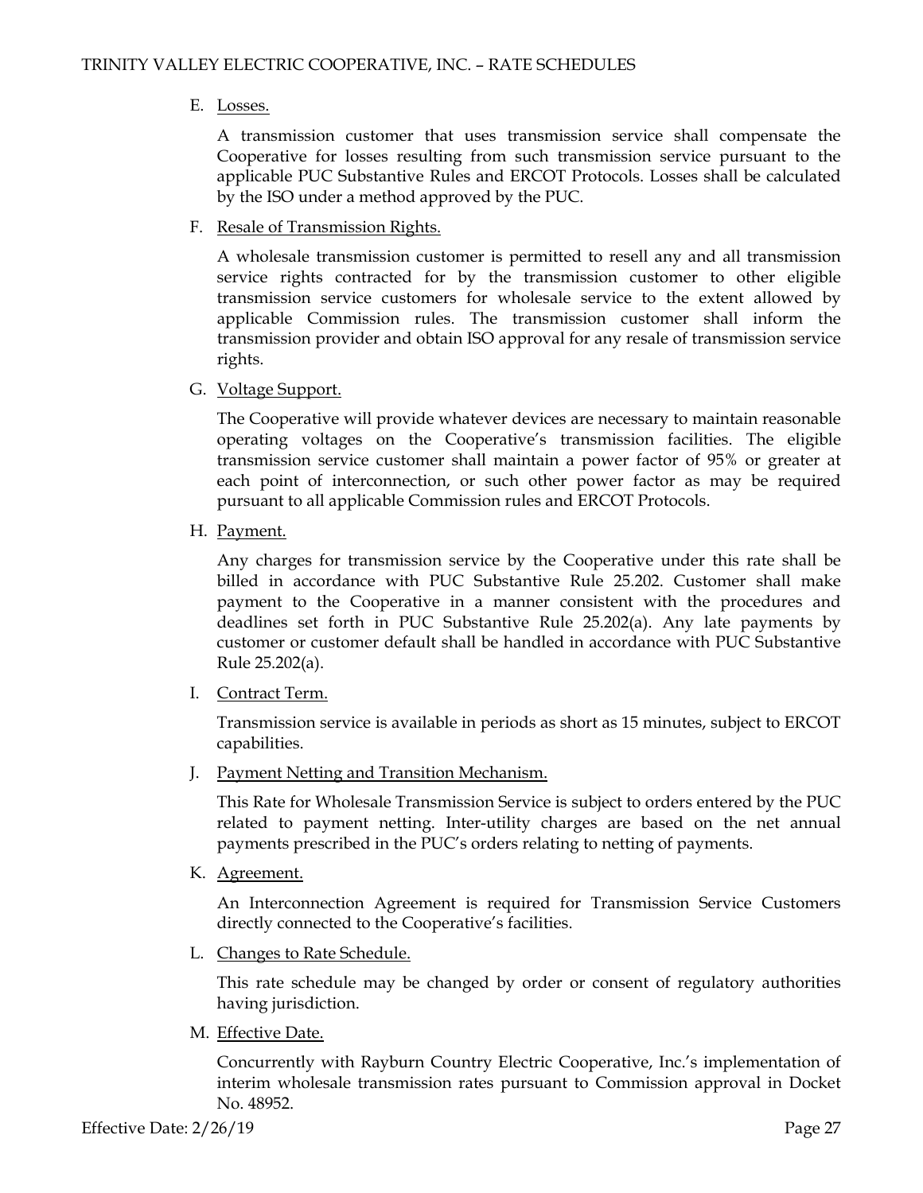E. Losses.

A transmission customer that uses transmission service shall compensate the Cooperative for losses resulting from such transmission service pursuant to the applicable PUC Substantive Rules and ERCOT Protocols. Losses shall be calculated by the ISO under a method approved by the PUC.

F. Resale of Transmission Rights.

A wholesale transmission customer is permitted to resell any and all transmission service rights contracted for by the transmission customer to other eligible transmission service customers for wholesale service to the extent allowed by applicable Commission rules. The transmission customer shall inform the transmission provider and obtain ISO approval for any resale of transmission service rights.

G. Voltage Support.

The Cooperative will provide whatever devices are necessary to maintain reasonable operating voltages on the Cooperative's transmission facilities. The eligible transmission service customer shall maintain a power factor of 95% or greater at each point of interconnection, or such other power factor as may be required pursuant to all applicable Commission rules and ERCOT Protocols.

H. Payment.

Any charges for transmission service by the Cooperative under this rate shall be billed in accordance with PUC Substantive Rule 25.202. Customer shall make payment to the Cooperative in a manner consistent with the procedures and deadlines set forth in PUC Substantive Rule 25.202(a). Any late payments by customer or customer default shall be handled in accordance with PUC Substantive Rule 25.202(a).

I. Contract Term.

Transmission service is available in periods as short as 15 minutes, subject to ERCOT capabilities.

J. Payment Netting and Transition Mechanism.

This Rate for Wholesale Transmission Service is subject to orders entered by the PUC related to payment netting. Inter-utility charges are based on the net annual payments prescribed in the PUC's orders relating to netting of payments.

K. Agreement.

An Interconnection Agreement is required for Transmission Service Customers directly connected to the Cooperative's facilities.

L. Changes to Rate Schedule.

This rate schedule may be changed by order or consent of regulatory authorities having jurisdiction.

M. Effective Date.

Concurrently with Rayburn Country Electric Cooperative, Inc.'s implementation of interim wholesale transmission rates pursuant to Commission approval in Docket No. 48952.

Effective Date: 2/26/19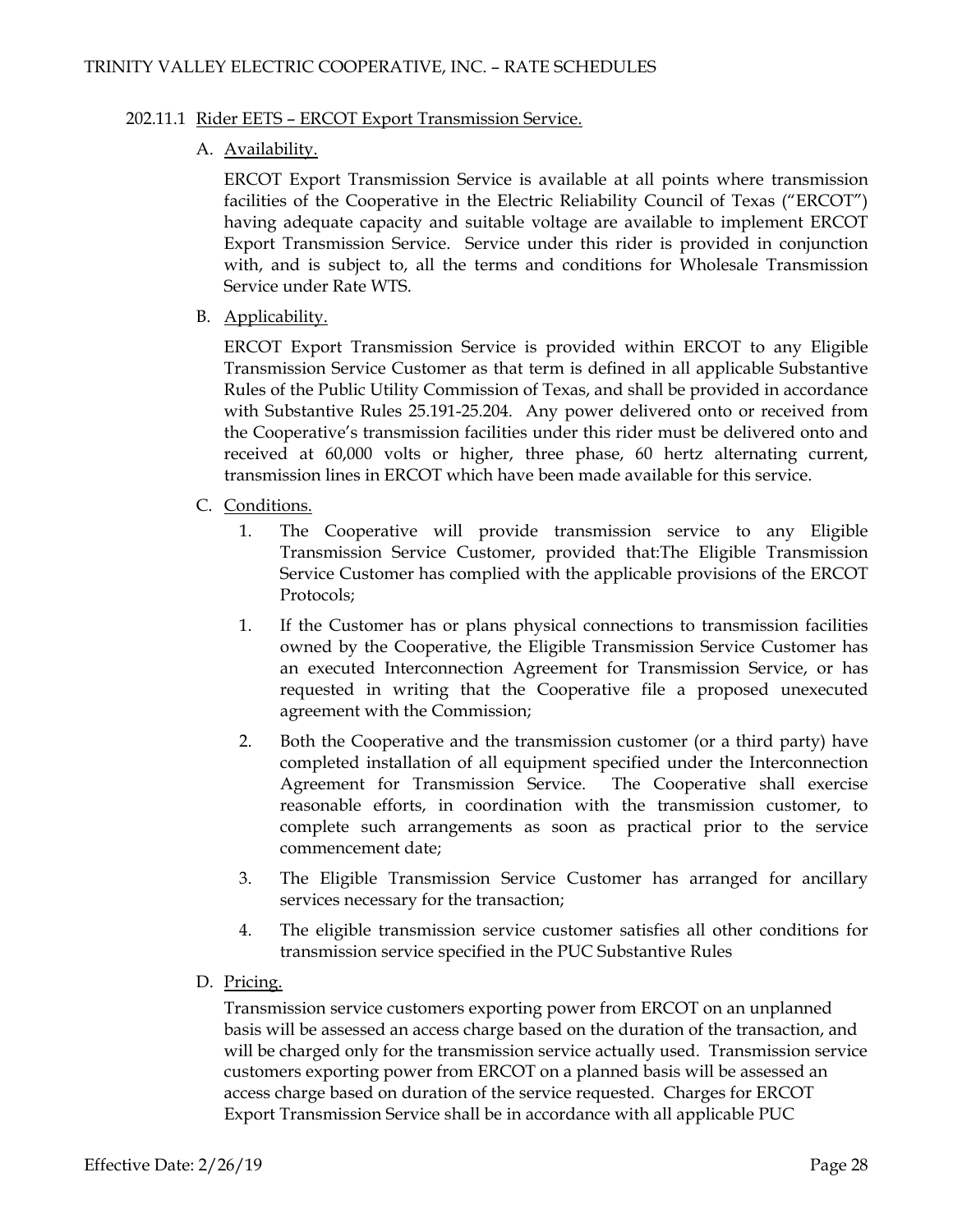202.11.1 Rider EETS – ERCOT Export Transmission Service.

A. Availability.

ERCOT Export Transmission Service is available at all points where transmission facilities of the Cooperative in the Electric Reliability Council of Texas ("ERCOT") having adequate capacity and suitable voltage are available to implement ERCOT Export Transmission Service. Service under this rider is provided in conjunction with, and is subject to, all the terms and conditions for Wholesale Transmission Service under Rate WTS.

B. Applicability.

ERCOT Export Transmission Service is provided within ERCOT to any Eligible Transmission Service Customer as that term is defined in all applicable Substantive Rules of the Public Utility Commission of Texas, and shall be provided in accordance with Substantive Rules 25.191-25.204. Any power delivered onto or received from the Cooperative's transmission facilities under this rider must be delivered onto and received at 60,000 volts or higher, three phase, 60 hertz alternating current, transmission lines in ERCOT which have been made available for this service.

C. Conditions.

1. The Cooperative will provide transmission service to any Eligible Transmission Service Customer, provided that:The Eligible Transmission Service Customer has complied with the applicable provisions of the ERCOT Protocols;

1. If the Customer has or plans physical connections to transmission facilities owned by the Cooperative, the Eligible Transmission Service Customer has an executed Interconnection Agreement for Transmission Service, or has requested in writing that the Cooperative file a proposed unexecuted agreement with the Commission;

2. Both the Cooperative and the transmission customer (or a third party) have completed installation of all equipment specified under the Interconnection Agreement for Transmission Service. The Cooperative shall exercise reasonable efforts, in coordination with the transmission customer, to complete such arrangements as soon as practical prior to the service commencement date;

3. The Eligible Transmission Service Customer has arranged for ancillary services necessary for the transaction;

4. The eligible transmission service customer satisfies all other conditions for transmission service specified in the PUC Substantive Rules

D. Pricing.

Transmission service customers exporting power from ERCOT on an unplanned basis will be assessed an access charge based on the duration of the transaction, and will be charged only for the transmission service actually used. Transmission service customers exporting power from ERCOT on a planned basis will be assessed an access charge based on duration of the service requested. Charges for ERCOT Export Transmission Service shall be in accordance with all applicable PUC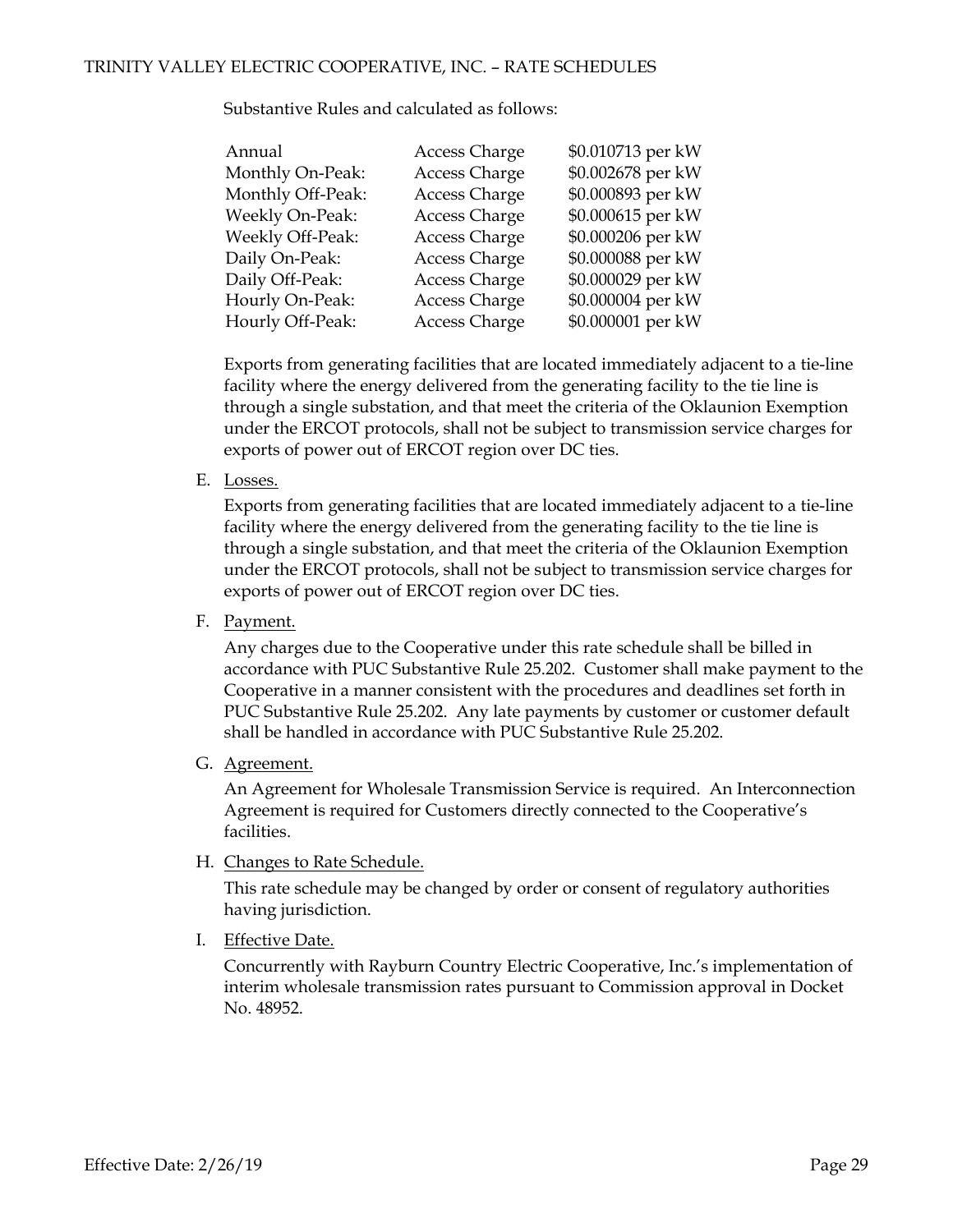Substantive Rules and calculated as follows:

| | | |
|---|---|---|
| Annual | Access Charge | $0.010713 per kW |
| Monthly On-Peak: | Access Charge | $0.002678 per kW |
| Monthly Off-Peak: | Access Charge | $0.000893 per kW |
| Weekly On-Peak: | Access Charge | $0.000615 per kW |
| Weekly Off-Peak: | Access Charge | $0.000206 per kW |
| Daily On-Peak: | Access Charge | $0.000088 per kW |
| Daily Off-Peak: | Access Charge | $0.000029 per kW |
| Hourly On-Peak: | Access Charge | $0.000004 per kW |
| Hourly Off-Peak: | Access Charge | $0.000001 per kW |

Exports from generating facilities that are located immediately adjacent to a tie-line facility where the energy delivered from the generating facility to the tie line is through a single substation, and that meet the criteria of the Oklaunion Exemption under the ERCOT protocols, shall not be subject to transmission service charges for exports of power out of ERCOT region over DC ties.

E. Losses.

Exports from generating facilities that are located immediately adjacent to a tie-line facility where the energy delivered from the generating facility to the tie line is through a single substation, and that meet the criteria of the Oklaunion Exemption under the ERCOT protocols, shall not be subject to transmission service charges for exports of power out of ERCOT region over DC ties.

F. Payment.

Any charges due to the Cooperative under this rate schedule shall be billed in accordance with PUC Substantive Rule 25.202. Customer shall make payment to the Cooperative in a manner consistent with the procedures and deadlines set forth in PUC Substantive Rule 25.202. Any late payments by customer or customer default shall be handled in accordance with PUC Substantive Rule 25.202.

G. Agreement.

An Agreement for Wholesale Transmission Service is required. An Interconnection Agreement is required for Customers directly connected to the Cooperative's facilities.

H. Changes to Rate Schedule.

This rate schedule may be changed by order or consent of regulatory authorities having jurisdiction.

I. Effective Date.

Concurrently with Rayburn Country Electric Cooperative, Inc.'s implementation of interim wholesale transmission rates pursuant to Commission approval in Docket No. 48952.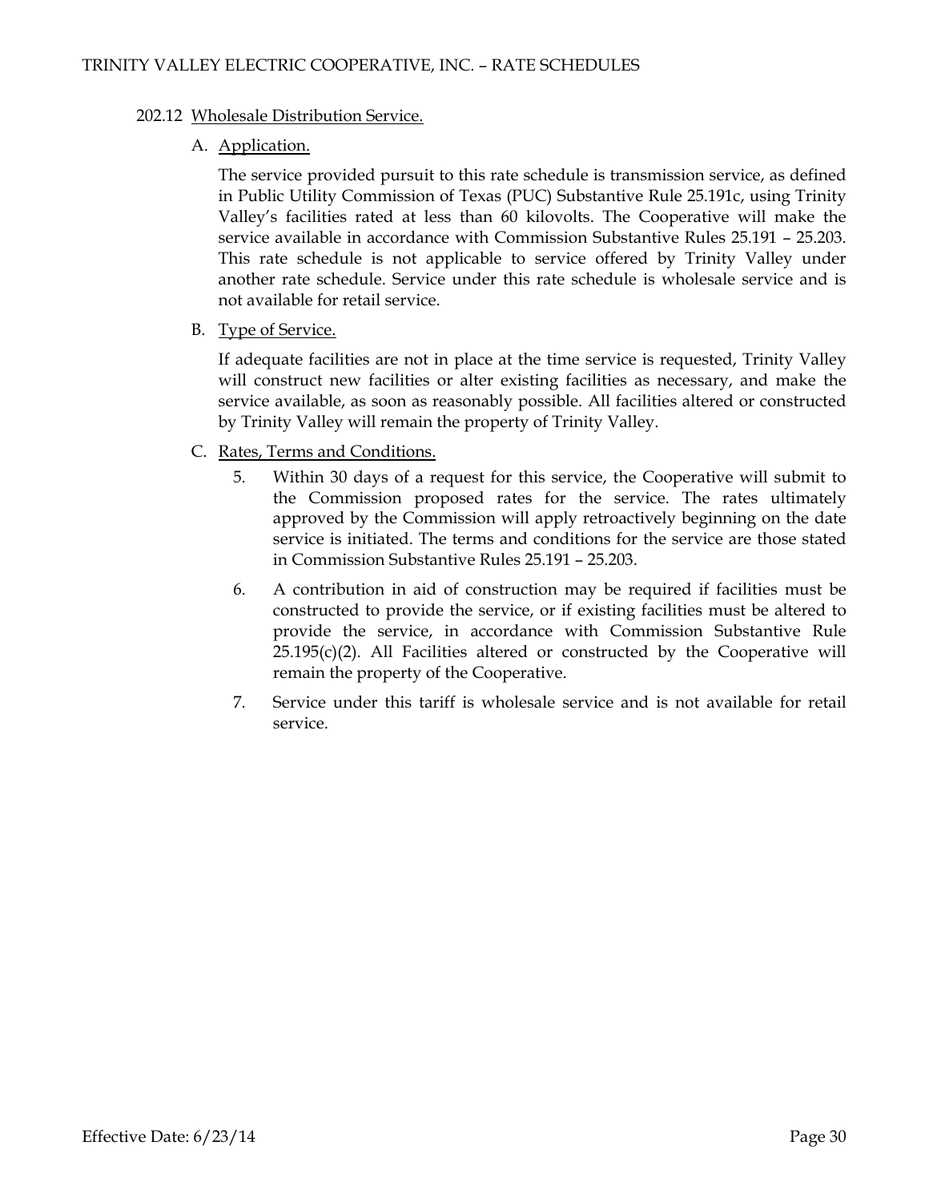### 202.12 Wholesale Distribution Service.

A. Application.

The service provided pursuit to this rate schedule is transmission service, as defined in Public Utility Commission of Texas (PUC) Substantive Rule 25.191c, using Trinity Valley's facilities rated at less than 60 kilovolts. The Cooperative will make the service available in accordance with Commission Substantive Rules 25.191 – 25.203. This rate schedule is not applicable to service offered by Trinity Valley under another rate schedule. Service under this rate schedule is wholesale service and is not available for retail service.

B. Type of Service.

If adequate facilities are not in place at the time service is requested, Trinity Valley will construct new facilities or alter existing facilities as necessary, and make the service available, as soon as reasonably possible. All facilities altered or constructed by Trinity Valley will remain the property of Trinity Valley.

C. Rates, Terms and Conditions.

5. Within 30 days of a request for this service, the Cooperative will submit to the Commission proposed rates for the service. The rates ultimately approved by the Commission will apply retroactively beginning on the date service is initiated. The terms and conditions for the service are those stated in Commission Substantive Rules 25.191 – 25.203.

6. A contribution in aid of construction may be required if facilities must be constructed to provide the service, or if existing facilities must be altered to provide the service, in accordance with Commission Substantive Rule 25.195(c)(2). All Facilities altered or constructed by the Cooperative will remain the property of the Cooperative.

7. Service under this tariff is wholesale service and is not available for retail service.

Effective Date: 6/23/14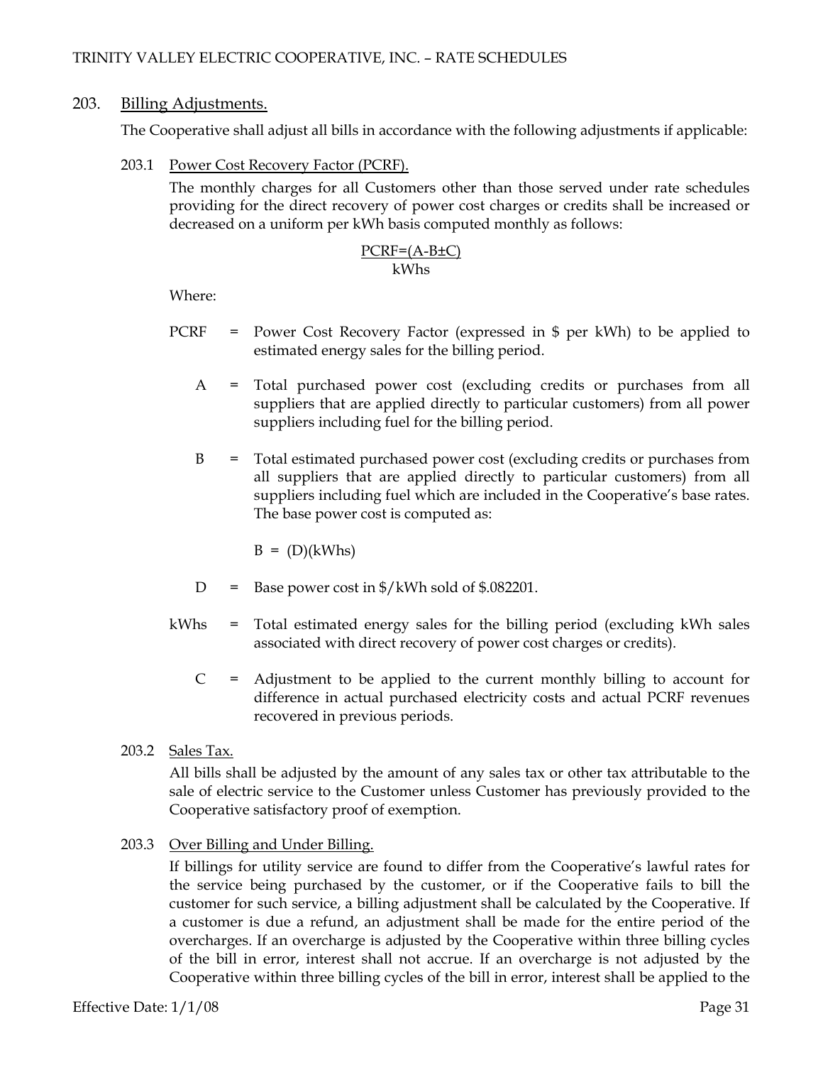## 203. Billing Adjustments.

The Cooperative shall adjust all bills in accordance with the following adjustments if applicable:

### 203.1 Power Cost Recovery Factor (PCRF).

The monthly charges for all Customers other than those served under rate schedules providing for the direct recovery of power cost charges or credits shall be increased or decreased on a uniform per kWh basis computed monthly as follows:

$$PCRF = \frac{(A - B \pm C)}{kWhs}$$

Where:

PCRF = Power Cost Recovery Factor (expressed in $ per kWh) to be applied to estimated energy sales for the billing period.

A = Total purchased power cost (excluding credits or purchases from all suppliers that are applied directly to particular customers) from all power suppliers including fuel for the billing period.

B = Total estimated purchased power cost (excluding credits or purchases from all suppliers that are applied directly to particular customers) from all suppliers including fuel which are included in the Cooperative's base rates. The base power cost is computed as:

$$B = (D)(kWhs)$$

D = Base power cost in $/kWh sold of $.082201.

kWhs = Total estimated energy sales for the billing period (excluding kWh sales associated with direct recovery of power cost charges or credits).

C = Adjustment to be applied to the current monthly billing to account for difference in actual purchased electricity costs and actual PCRF revenues recovered in previous periods.

### 203.2 Sales Tax.

All bills shall be adjusted by the amount of any sales tax or other tax attributable to the sale of electric service to the Customer unless Customer has previously provided to the Cooperative satisfactory proof of exemption.

### 203.3 Over Billing and Under Billing.

If billings for utility service are found to differ from the Cooperative's lawful rates for the service being purchased by the customer, or if the Cooperative fails to bill the customer for such service, a billing adjustment shall be calculated by the Cooperative. If a customer is due a refund, an adjustment shall be made for the entire period of the overcharges. If an overcharge is adjusted by the Cooperative within three billing cycles of the bill in error, interest shall not accrue. If an overcharge is not adjusted by the Cooperative within three billing cycles of the bill in error, interest shall be applied to the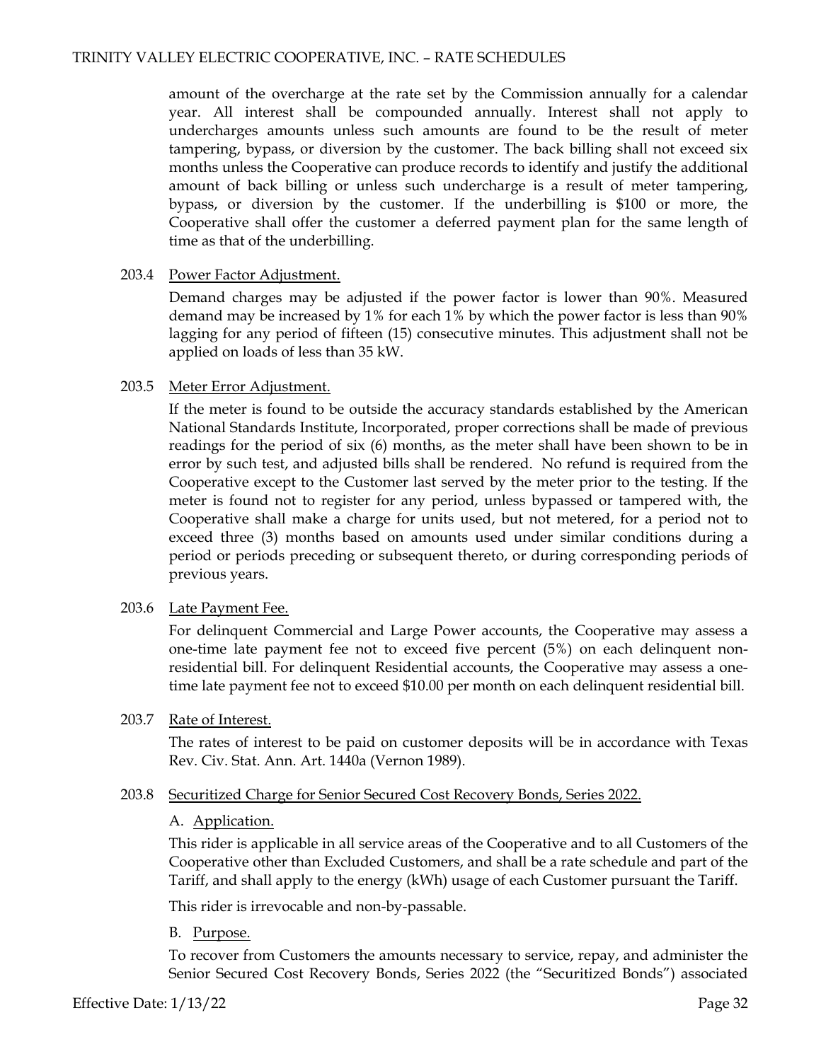amount of the overcharge at the rate set by the Commission annually for a calendar year. All interest shall be compounded annually. Interest shall not apply to undercharges amounts unless such amounts are found to be the result of meter tampering, bypass, or diversion by the customer. The back billing shall not exceed six months unless the Cooperative can produce records to identify and justify the additional amount of back billing or unless such undercharge is a result of meter tampering, bypass, or diversion by the customer. If the underbilling is $100 or more, the Cooperative shall offer the customer a deferred payment plan for the same length of time as that of the underbilling.

203.4 Power Factor Adjustment.

Demand charges may be adjusted if the power factor is lower than 90%. Measured demand may be increased by 1% for each 1% by which the power factor is less than 90% lagging for any period of fifteen (15) consecutive minutes. This adjustment shall not be applied on loads of less than 35 kW.

203.5 Meter Error Adjustment.

If the meter is found to be outside the accuracy standards established by the American National Standards Institute, Incorporated, proper corrections shall be made of previous readings for the period of six (6) months, as the meter shall have been shown to be in error by such test, and adjusted bills shall be rendered. No refund is required from the Cooperative except to the Customer last served by the meter prior to the testing. If the meter is found not to register for any period, unless bypassed or tampered with, the Cooperative shall make a charge for units used, but not metered, for a period not to exceed three (3) months based on amounts used under similar conditions during a period or periods preceding or subsequent thereto, or during corresponding periods of previous years.

203.6 Late Payment Fee.

For delinquent Commercial and Large Power accounts, the Cooperative may assess a one-time late payment fee not to exceed five percent (5%) on each delinquent non-residential bill. For delinquent Residential accounts, the Cooperative may assess a one-time late payment fee not to exceed $10.00 per month on each delinquent residential bill.

203.7 Rate of Interest.

The rates of interest to be paid on customer deposits will be in accordance with Texas Rev. Civ. Stat. Ann. Art. 1440a (Vernon 1989).

203.8 Securitized Charge for Senior Secured Cost Recovery Bonds, Series 2022.

A. Application.

This rider is applicable in all service areas of the Cooperative and to all Customers of the Cooperative other than Excluded Customers, and shall be a rate schedule and part of the Tariff, and shall apply to the energy (kWh) usage of each Customer pursuant the Tariff.

This rider is irrevocable and non-by-passable.

B. Purpose.

To recover from Customers the amounts necessary to service, repay, and administer the Senior Secured Cost Recovery Bonds, Series 2022 (the "Securitized Bonds") associated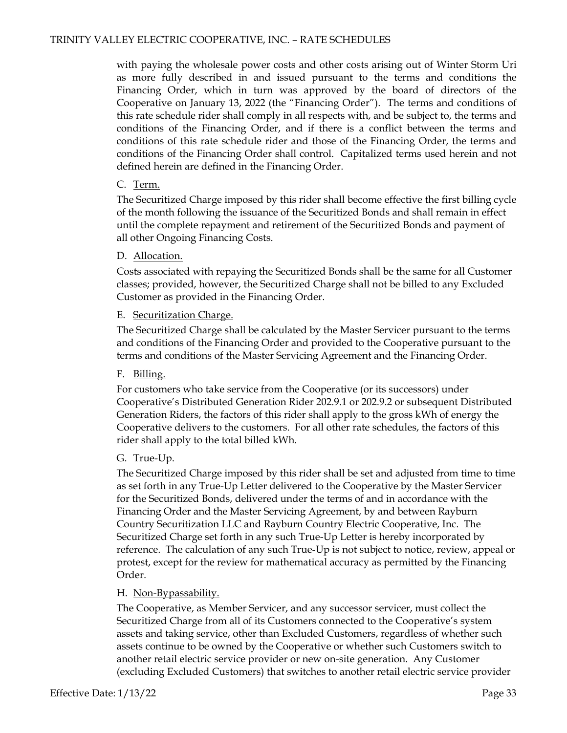with paying the wholesale power costs and other costs arising out of Winter Storm Uri as more fully described in and issued pursuant to the terms and conditions the Financing Order, which in turn was approved by the board of directors of the Cooperative on January 13, 2022 (the "Financing Order"). The terms and conditions of this rate schedule rider shall comply in all respects with, and be subject to, the terms and conditions of the Financing Order, and if there is a conflict between the terms and conditions of this rate schedule rider and those of the Financing Order, the terms and conditions of the Financing Order shall control. Capitalized terms used herein and not defined herein are defined in the Financing Order.

C. Term.

The Securitized Charge imposed by this rider shall become effective the first billing cycle of the month following the issuance of the Securitized Bonds and shall remain in effect until the complete repayment and retirement of the Securitized Bonds and payment of all other Ongoing Financing Costs.

D. Allocation.

Costs associated with repaying the Securitized Bonds shall be the same for all Customer classes; provided, however, the Securitized Charge shall not be billed to any Excluded Customer as provided in the Financing Order.

E. Securitization Charge.

The Securitized Charge shall be calculated by the Master Servicer pursuant to the terms and conditions of the Financing Order and provided to the Cooperative pursuant to the terms and conditions of the Master Servicing Agreement and the Financing Order.

F. Billing.

For customers who take service from the Cooperative (or its successors) under Cooperative's Distributed Generation Rider 202.9.1 or 202.9.2 or subsequent Distributed Generation Riders, the factors of this rider shall apply to the gross kWh of energy the Cooperative delivers to the customers. For all other rate schedules, the factors of this rider shall apply to the total billed kWh.

G. True-Up.

The Securitized Charge imposed by this rider shall be set and adjusted from time to time as set forth in any True-Up Letter delivered to the Cooperative by the Master Servicer for the Securitized Bonds, delivered under the terms of and in accordance with the Financing Order and the Master Servicing Agreement, by and between Rayburn Country Securitization LLC and Rayburn Country Electric Cooperative, Inc. The Securitized Charge set forth in any such True-Up Letter is hereby incorporated by reference. The calculation of any such True-Up is not subject to notice, review, appeal or protest, except for the review for mathematical accuracy as permitted by the Financing Order.

H. Non-Bypassability.

The Cooperative, as Member Servicer, and any successor servicer, must collect the Securitized Charge from all of its Customers connected to the Cooperative's system assets and taking service, other than Excluded Customers, regardless of whether such assets continue to be owned by the Cooperative or whether such Customers switch to another retail electric service provider or new on-site generation. Any Customer (excluding Excluded Customers) that switches to another retail electric service provider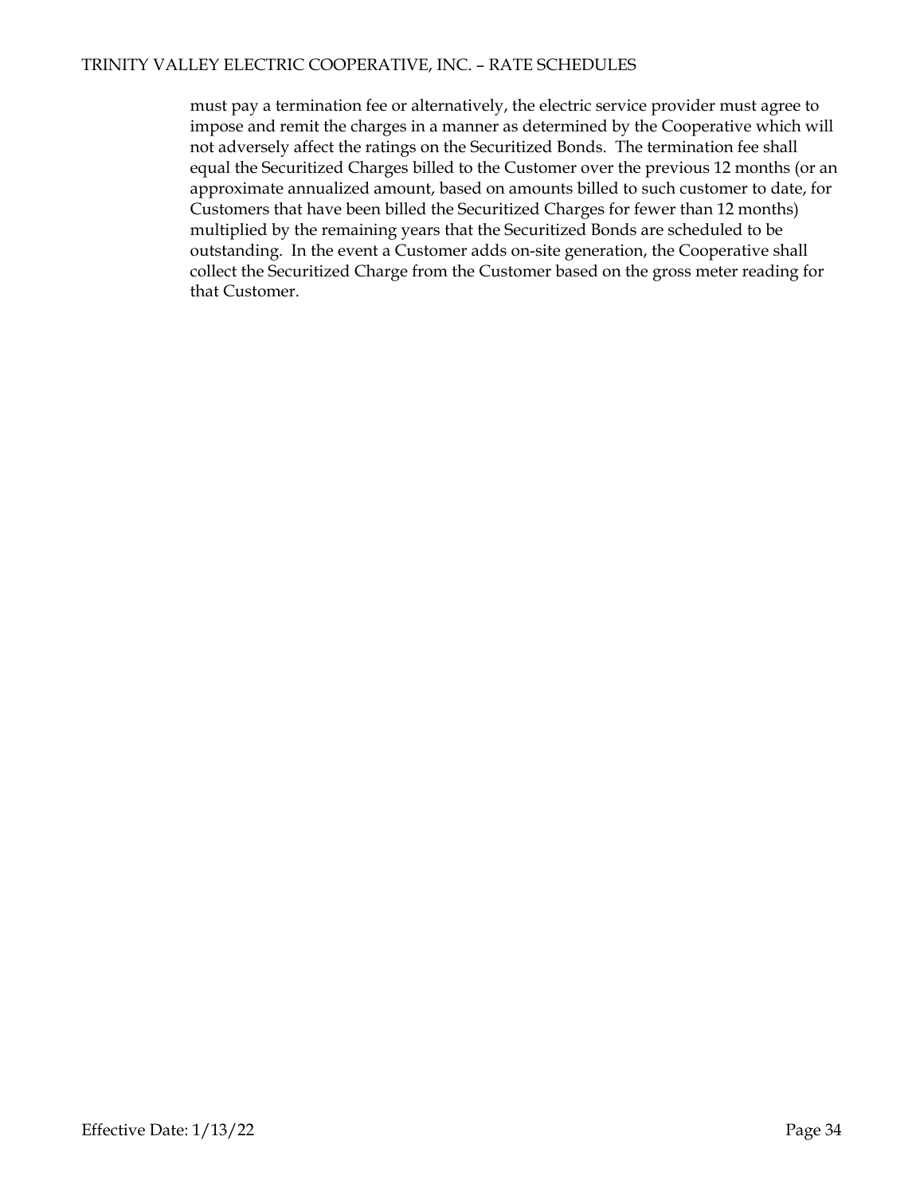must pay a termination fee or alternatively, the electric service provider must agree to impose and remit the charges in a manner as determined by the Cooperative which will not adversely affect the ratings on the Securitized Bonds. The termination fee shall equal the Securitized Charges billed to the Customer over the previous 12 months (or an approximate annualized amount, based on amounts billed to such customer to date, for Customers that have been billed the Securitized Charges for fewer than 12 months) multiplied by the remaining years that the Securitized Bonds are scheduled to be outstanding. In the event a Customer adds on-site generation, the Cooperative shall collect the Securitized Charge from the Customer based on the gross meter reading for that Customer.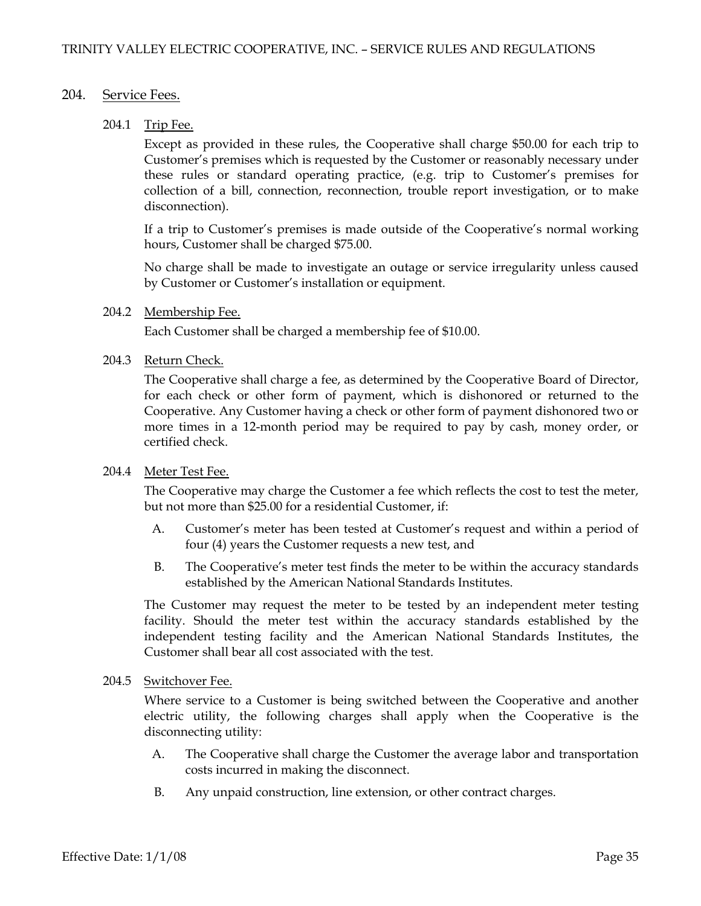## 204. Service Fees.

### 204.1 Trip Fee.

Except as provided in these rules, the Cooperative shall charge $50.00 for each trip to Customer's premises which is requested by the Customer or reasonably necessary under these rules or standard operating practice, (e.g. trip to Customer's premises for collection of a bill, connection, reconnection, trouble report investigation, or to make disconnection).

If a trip to Customer's premises is made outside of the Cooperative's normal working hours, Customer shall be charged $75.00.

No charge shall be made to investigate an outage or service irregularity unless caused by Customer or Customer's installation or equipment.

### 204.2 Membership Fee.

Each Customer shall be charged a membership fee of $10.00.

### 204.3 Return Check.

The Cooperative shall charge a fee, as determined by the Cooperative Board of Director, for each check or other form of payment, which is dishonored or returned to the Cooperative. Any Customer having a check or other form of payment dishonored two or more times in a 12-month period may be required to pay by cash, money order, or certified check.

### 204.4 Meter Test Fee.

The Cooperative may charge the Customer a fee which reflects the cost to test the meter, but not more than $25.00 for a residential Customer, if:

A. Customer's meter has been tested at Customer's request and within a period of four (4) years the Customer requests a new test, and

B. The Cooperative's meter test finds the meter to be within the accuracy standards established by the American National Standards Institutes.

The Customer may request the meter to be tested by an independent meter testing facility. Should the meter test within the accuracy standards established by the independent testing facility and the American National Standards Institutes, the Customer shall bear all cost associated with the test.

### 204.5 Switchover Fee.

Where service to a Customer is being switched between the Cooperative and another electric utility, the following charges shall apply when the Cooperative is the disconnecting utility:

A. The Cooperative shall charge the Customer the average labor and transportation costs incurred in making the disconnect.

B. Any unpaid construction, line extension, or other contract charges.

Effective Date: 1/1/08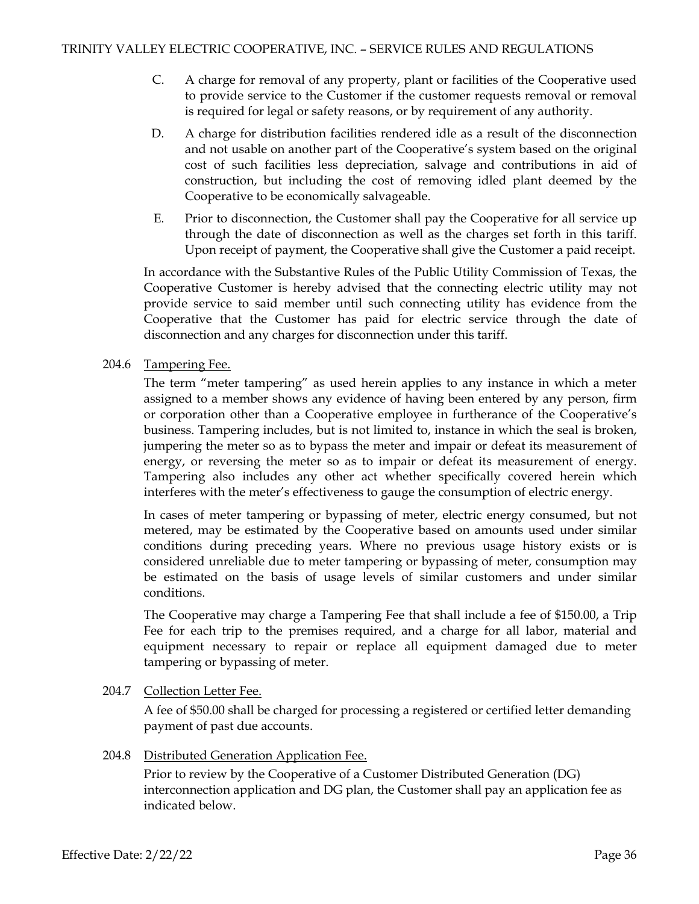C. A charge for removal of any property, plant or facilities of the Cooperative used to provide service to the Customer if the customer requests removal or removal is required for legal or safety reasons, or by requirement of any authority.

D. A charge for distribution facilities rendered idle as a result of the disconnection and not usable on another part of the Cooperative's system based on the original cost of such facilities less depreciation, salvage and contributions in aid of construction, but including the cost of removing idled plant deemed by the Cooperative to be economically salvageable.

E. Prior to disconnection, the Customer shall pay the Cooperative for all service up through the date of disconnection as well as the charges set forth in this tariff. Upon receipt of payment, the Cooperative shall give the Customer a paid receipt.

In accordance with the Substantive Rules of the Public Utility Commission of Texas, the Cooperative Customer is hereby advised that the connecting electric utility may not provide service to said member until such connecting utility has evidence from the Cooperative that the Customer has paid for electric service through the date of disconnection and any charges for disconnection under this tariff.

204.6 Tampering Fee.

The term "meter tampering" as used herein applies to any instance in which a meter assigned to a member shows any evidence of having been entered by any person, firm or corporation other than a Cooperative employee in furtherance of the Cooperative's business. Tampering includes, but is not limited to, instance in which the seal is broken, jumpering the meter so as to bypass the meter and impair or defeat its measurement of energy, or reversing the meter so as to impair or defeat its measurement of energy. Tampering also includes any other act whether specifically covered herein which interferes with the meter's effectiveness to gauge the consumption of electric energy.

In cases of meter tampering or bypassing of meter, electric energy consumed, but not metered, may be estimated by the Cooperative based on amounts used under similar conditions during preceding years. Where no previous usage history exists or is considered unreliable due to meter tampering or bypassing of meter, consumption may be estimated on the basis of usage levels of similar customers and under similar conditions.

The Cooperative may charge a Tampering Fee that shall include a fee of $150.00, a Trip Fee for each trip to the premises required, and a charge for all labor, material and equipment necessary to repair or replace all equipment damaged due to meter tampering or bypassing of meter.

204.7 Collection Letter Fee.

A fee of $50.00 shall be charged for processing a registered or certified letter demanding payment of past due accounts.

204.8 Distributed Generation Application Fee.

Prior to review by the Cooperative of a Customer Distributed Generation (DG) interconnection application and DG plan, the Customer shall pay an application fee as indicated below.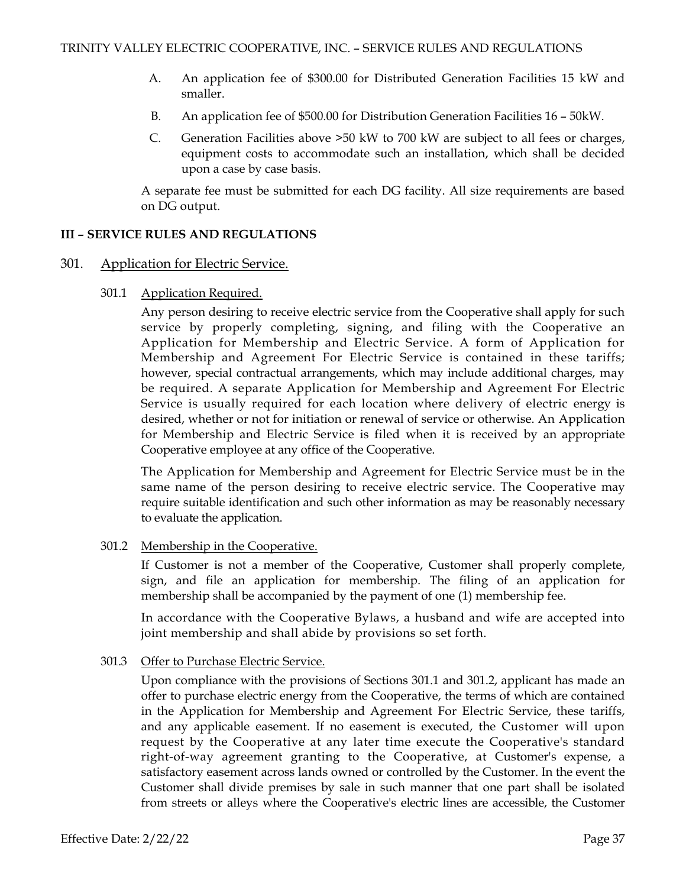A. An application fee of $300.00 for Distributed Generation Facilities 15 kW and smaller.

B. An application fee of $500.00 for Distribution Generation Facilities 16 – 50kW.

C. Generation Facilities above >50 kW to 700 kW are subject to all fees or charges, equipment costs to accommodate such an installation, which shall be decided upon a case by case basis.

A separate fee must be submitted for each DG facility. All size requirements are based on DG output.

## III – SERVICE RULES AND REGULATIONS

### 301. Application for Electric Service.

#### 301.1 Application Required.

Any person desiring to receive electric service from the Cooperative shall apply for such service by properly completing, signing, and filing with the Cooperative an Application for Membership and Electric Service. A form of Application for Membership and Agreement For Electric Service is contained in these tariffs; however, special contractual arrangements, which may include additional charges, may be required. A separate Application for Membership and Agreement For Electric Service is usually required for each location where delivery of electric energy is desired, whether or not for initiation or renewal of service or otherwise. An Application for Membership and Electric Service is filed when it is received by an appropriate Cooperative employee at any office of the Cooperative.

The Application for Membership and Agreement for Electric Service must be in the same name of the person desiring to receive electric service. The Cooperative may require suitable identification and such other information as may be reasonably necessary to evaluate the application.

#### 301.2 Membership in the Cooperative.

If Customer is not a member of the Cooperative, Customer shall properly complete, sign, and file an application for membership. The filing of an application for membership shall be accompanied by the payment of one (1) membership fee.

In accordance with the Cooperative Bylaws, a husband and wife are accepted into joint membership and shall abide by provisions so set forth.

#### 301.3 Offer to Purchase Electric Service.

Upon compliance with the provisions of Sections 301.1 and 301.2, applicant has made an offer to purchase electric energy from the Cooperative, the terms of which are contained in the Application for Membership and Agreement For Electric Service, these tariffs, and any applicable easement. If no easement is executed, the Customer will upon request by the Cooperative at any later time execute the Cooperative's standard right-of-way agreement granting to the Cooperative, at Customer's expense, a satisfactory easement across lands owned or controlled by the Customer. In the event the Customer shall divide premises by sale in such manner that one part shall be isolated from streets or alleys where the Cooperative's electric lines are accessible, the Customer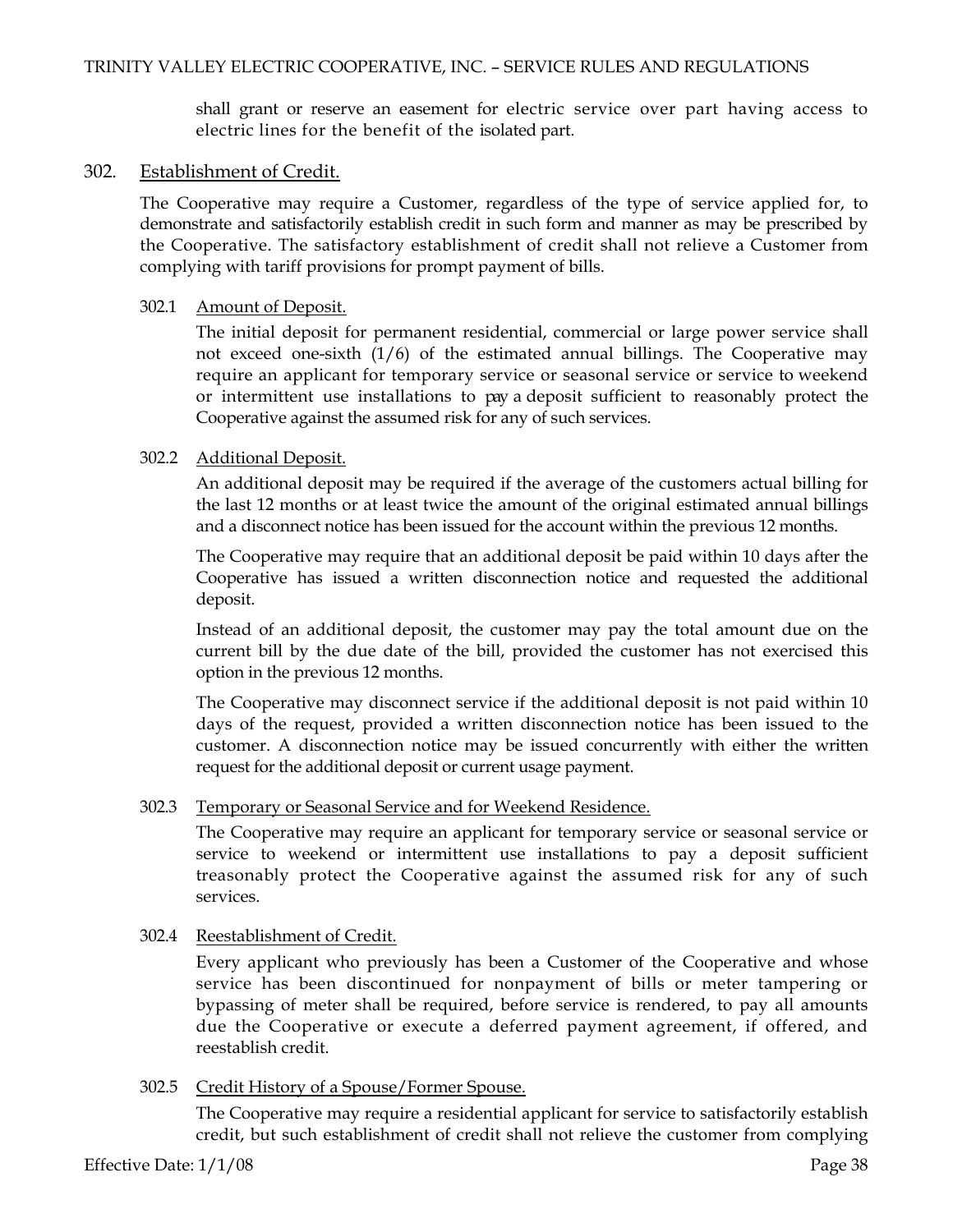shall grant or reserve an easement for electric service over part having access to electric lines for the benefit of the isolated part.

## 302. Establishment of Credit.

The Cooperative may require a Customer, regardless of the type of service applied for, to demonstrate and satisfactorily establish credit in such form and manner as may be prescribed by the Cooperative. The satisfactory establishment of credit shall not relieve a Customer from complying with tariff provisions for prompt payment of bills.

### 302.1 Amount of Deposit.

The initial deposit for permanent residential, commercial or large power service shall not exceed one-sixth (1/6) of the estimated annual billings. The Cooperative may require an applicant for temporary service or seasonal service or service to weekend or intermittent use installations to pay a deposit sufficient to reasonably protect the Cooperative against the assumed risk for any of such services.

### 302.2 Additional Deposit.

An additional deposit may be required if the average of the customers actual billing for the last 12 months or at least twice the amount of the original estimated annual billings and a disconnect notice has been issued for the account within the previous 12 months.

The Cooperative may require that an additional deposit be paid within 10 days after the Cooperative has issued a written disconnection notice and requested the additional deposit.

Instead of an additional deposit, the customer may pay the total amount due on the current bill by the due date of the bill, provided the customer has not exercised this option in the previous 12 months.

The Cooperative may disconnect service if the additional deposit is not paid within 10 days of the request, provided a written disconnection notice has been issued to the customer. A disconnection notice may be issued concurrently with either the written request for the additional deposit or current usage payment.

### 302.3 Temporary or Seasonal Service and for Weekend Residence.

The Cooperative may require an applicant for temporary service or seasonal service or service to weekend or intermittent use installations to pay a deposit sufficient treasonably protect the Cooperative against the assumed risk for any of such services.

### 302.4 Reestablishment of Credit.

Every applicant who previously has been a Customer of the Cooperative and whose service has been discontinued for nonpayment of bills or meter tampering or bypassing of meter shall be required, before service is rendered, to pay all amounts due the Cooperative or execute a deferred payment agreement, if offered, and reestablish credit.

### 302.5 Credit History of a Spouse/Former Spouse.

The Cooperative may require a residential applicant for service to satisfactorily establish credit, but such establishment of credit shall not relieve the customer from complying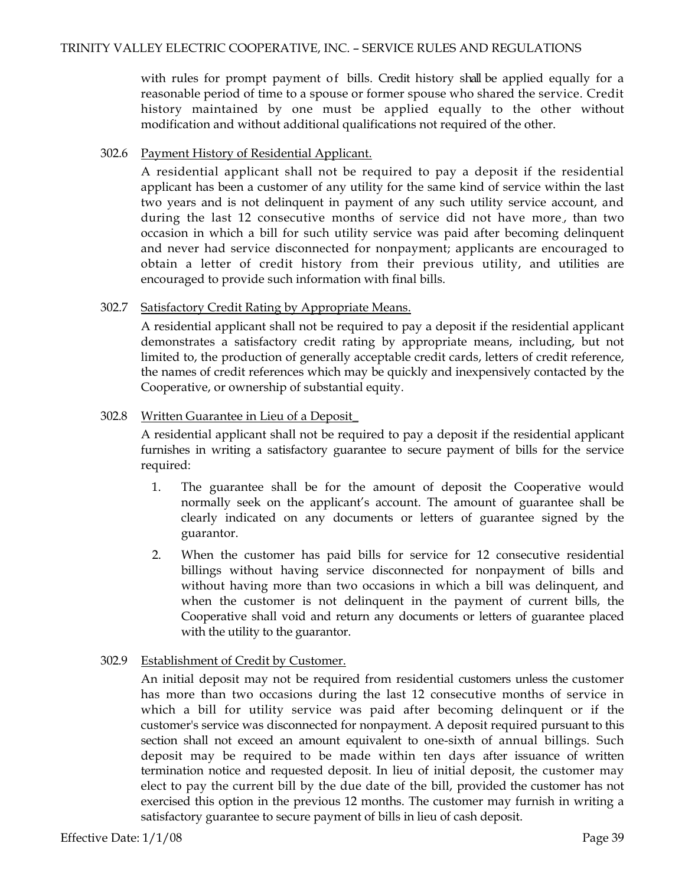with rules for prompt payment of bills. Credit history shall be applied equally for a reasonable period of time to a spouse or former spouse who shared the service. Credit history maintained by one must be applied equally to the other without modification and without additional qualifications not required of the other.

302.6 Payment History of Residential Applicant.

A residential applicant shall not be required to pay a deposit if the residential applicant has been a customer of any utility for the same kind of service within the last two years and is not delinquent in payment of any such utility service account, and during the last 12 consecutive months of service did not have more, than two occasion in which a bill for such utility service was paid after becoming delinquent and never had service disconnected for nonpayment; applicants are encouraged to obtain a letter of credit history from their previous utility, and utilities are encouraged to provide such information with final bills.

302.7 Satisfactory Credit Rating by Appropriate Means.

A residential applicant shall not be required to pay a deposit if the residential applicant demonstrates a satisfactory credit rating by appropriate means, including, but not limited to, the production of generally acceptable credit cards, letters of credit reference, the names of credit references which may be quickly and inexpensively contacted by the Cooperative, or ownership of substantial equity.

302.8 Written Guarantee in Lieu of a Deposit_

A residential applicant shall not be required to pay a deposit if the residential applicant furnishes in writing a satisfactory guarantee to secure payment of bills for the service required:

1. The guarantee shall be for the amount of deposit the Cooperative would normally seek on the applicant's account. The amount of guarantee shall be clearly indicated on any documents or letters of guarantee signed by the guarantor.
2. When the customer has paid bills for service for 12 consecutive residential billings without having service disconnected for nonpayment of bills and without having more than two occasions in which a bill was delinquent, and when the customer is not delinquent in the payment of current bills, the Cooperative shall void and return any documents or letters of guarantee placed with the utility to the guarantor.

302.9 Establishment of Credit by Customer.

An initial deposit may not be required from residential customers unless the customer has more than two occasions during the last 12 consecutive months of service in which a bill for utility service was paid after becoming delinquent or if the customer's service was disconnected for nonpayment. A deposit required pursuant to this section shall not exceed an amount equivalent to one-sixth of annual billings. Such deposit may be required to be made within ten days after issuance of written termination notice and requested deposit. In lieu of initial deposit, the customer may elect to pay the current bill by the due date of the bill, provided the customer has not exercised this option in the previous 12 months. The customer may furnish in writing a satisfactory guarantee to secure payment of bills in lieu of cash deposit.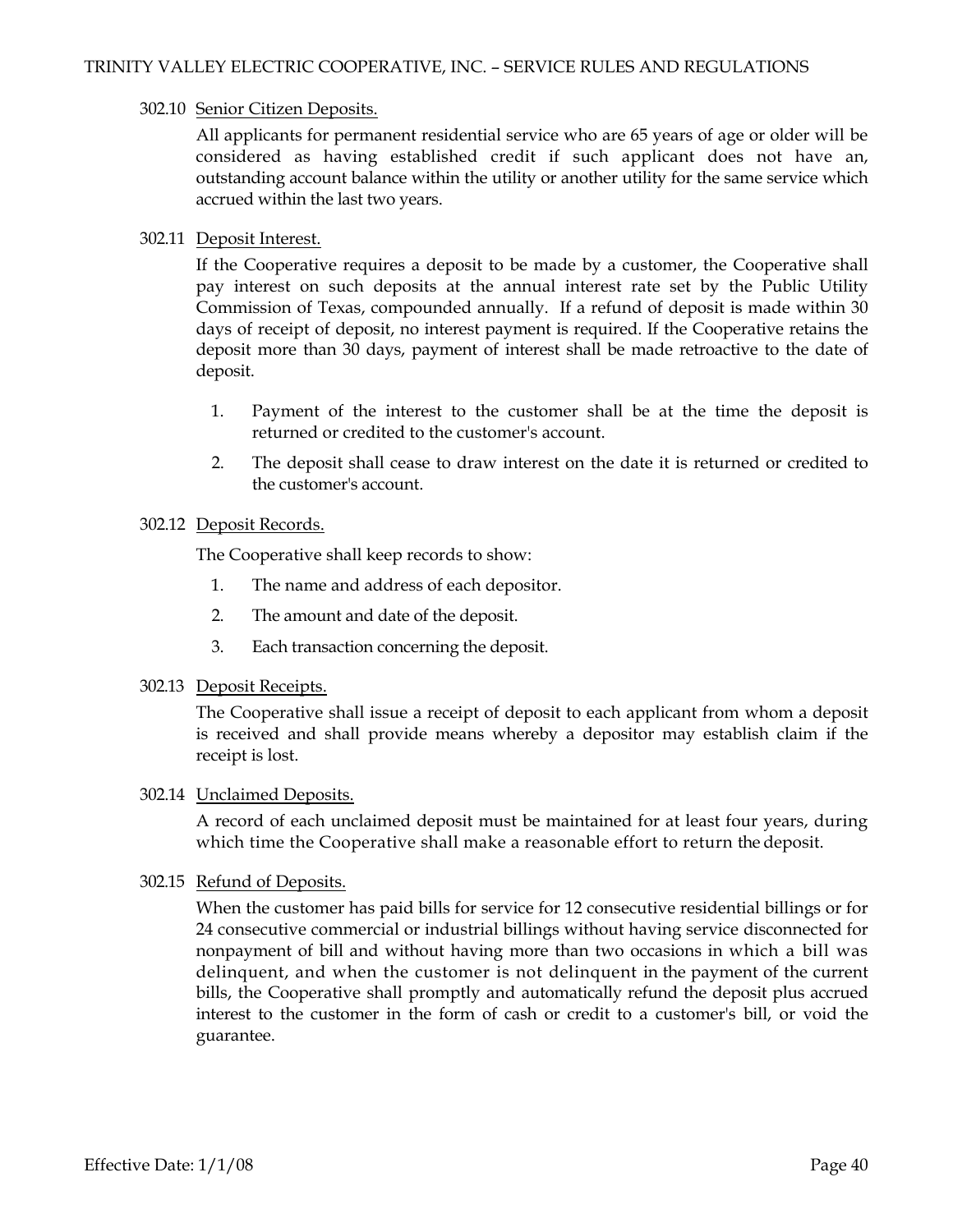### 302.10 Senior Citizen Deposits.

All applicants for permanent residential service who are 65 years of age or older will be considered as having established credit if such applicant does not have an, outstanding account balance within the utility or another utility for the same service which accrued within the last two years.

### 302.11 Deposit Interest.

If the Cooperative requires a deposit to be made by a customer, the Cooperative shall pay interest on such deposits at the annual interest rate set by the Public Utility Commission of Texas, compounded annually. If a refund of deposit is made within 30 days of receipt of deposit, no interest payment is required. If the Cooperative retains the deposit more than 30 days, payment of interest shall be made retroactive to the date of deposit.

1. Payment of the interest to the customer shall be at the time the deposit is returned or credited to the customer's account.
2. The deposit shall cease to draw interest on the date it is returned or credited to the customer's account.

### 302.12 Deposit Records.

The Cooperative shall keep records to show:

1. The name and address of each depositor.
2. The amount and date of the deposit.
3. Each transaction concerning the deposit.

### 302.13 Deposit Receipts.

The Cooperative shall issue a receipt of deposit to each applicant from whom a deposit is received and shall provide means whereby a depositor may establish claim if the receipt is lost.

### 302.14 Unclaimed Deposits.

A record of each unclaimed deposit must be maintained for at least four years, during which time the Cooperative shall make a reasonable effort to return the deposit.

### 302.15 Refund of Deposits.

When the customer has paid bills for service for 12 consecutive residential billings or for 24 consecutive commercial or industrial billings without having service disconnected for nonpayment of bill and without having more than two occasions in which a bill was delinquent, and when the customer is not delinquent in the payment of the current bills, the Cooperative shall promptly and automatically refund the deposit plus accrued interest to the customer in the form of cash or credit to a customer's bill, or void the guarantee.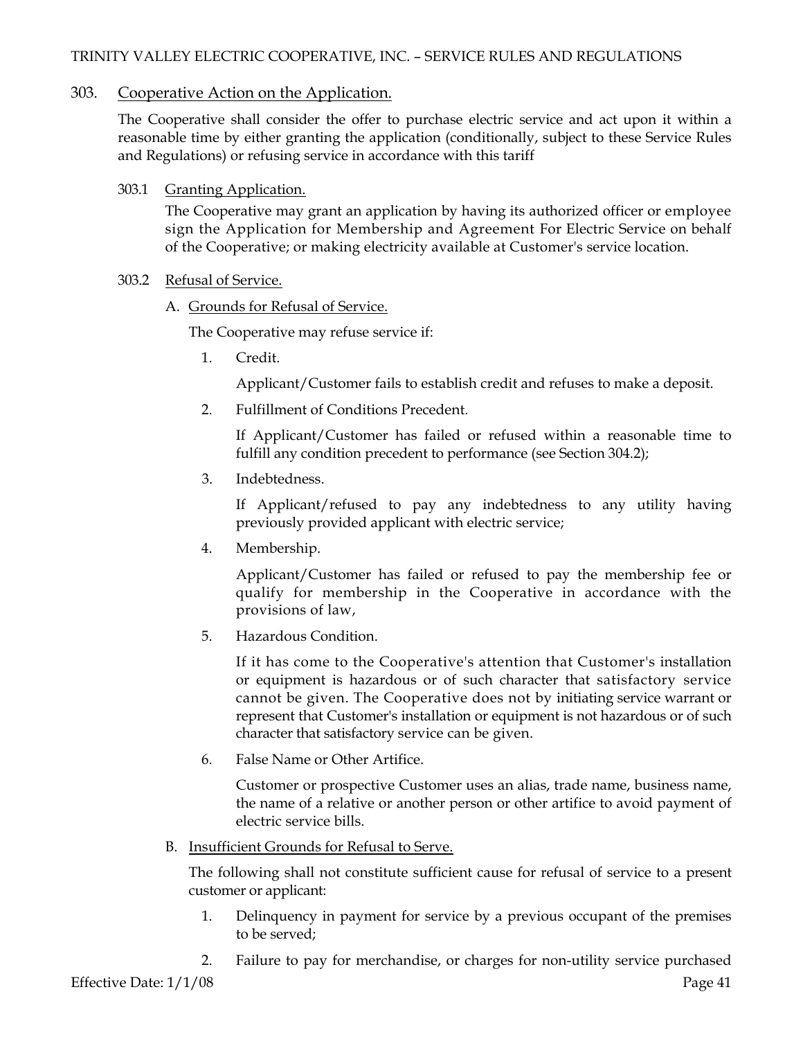## 303. Cooperative Action on the Application.

The Cooperative shall consider the offer to purchase electric service and act upon it within a reasonable time by either granting the application (conditionally, subject to these Service Rules and Regulations) or refusing service in accordance with this tariff

### 303.1 Granting Application.

The Cooperative may grant an application by having its authorized officer or employee sign the Application for Membership and Agreement For Electric Service on behalf of the Cooperative; or making electricity available at Customer's service location.

### 303.2 Refusal of Service.

A. Grounds for Refusal of Service.

The Cooperative may refuse service if:

1. Credit.

   Applicant/Customer fails to establish credit and refuses to make a deposit.

2. Fulfillment of Conditions Precedent.

   If Applicant/Customer has failed or refused within a reasonable time to fulfill any condition precedent to performance (see Section 304.2);

3. Indebtedness.

   If Applicant/refused to pay any indebtedness to any utility having previously provided applicant with electric service;

4. Membership.

   Applicant/Customer has failed or refused to pay the membership fee or qualify for membership in the Cooperative in accordance with the provisions of law,

5. Hazardous Condition.

   If it has come to the Cooperative's attention that Customer's installation or equipment is hazardous or of such character that satisfactory service cannot be given. The Cooperative does not by initiating service warrant or represent that Customer's installation or equipment is not hazardous or of such character that satisfactory service can be given.

6. False Name or Other Artifice.

   Customer or prospective Customer uses an alias, trade name, business name, the name of a relative or another person or other artifice to avoid payment of electric service bills.

B. Insufficient Grounds for Refusal to Serve.

The following shall not constitute sufficient cause for refusal of service to a present customer or applicant:

1. Delinquency in payment for service by a previous occupant of the premises to be served;

2. Failure to pay for merchandise, or charges for non-utility service purchased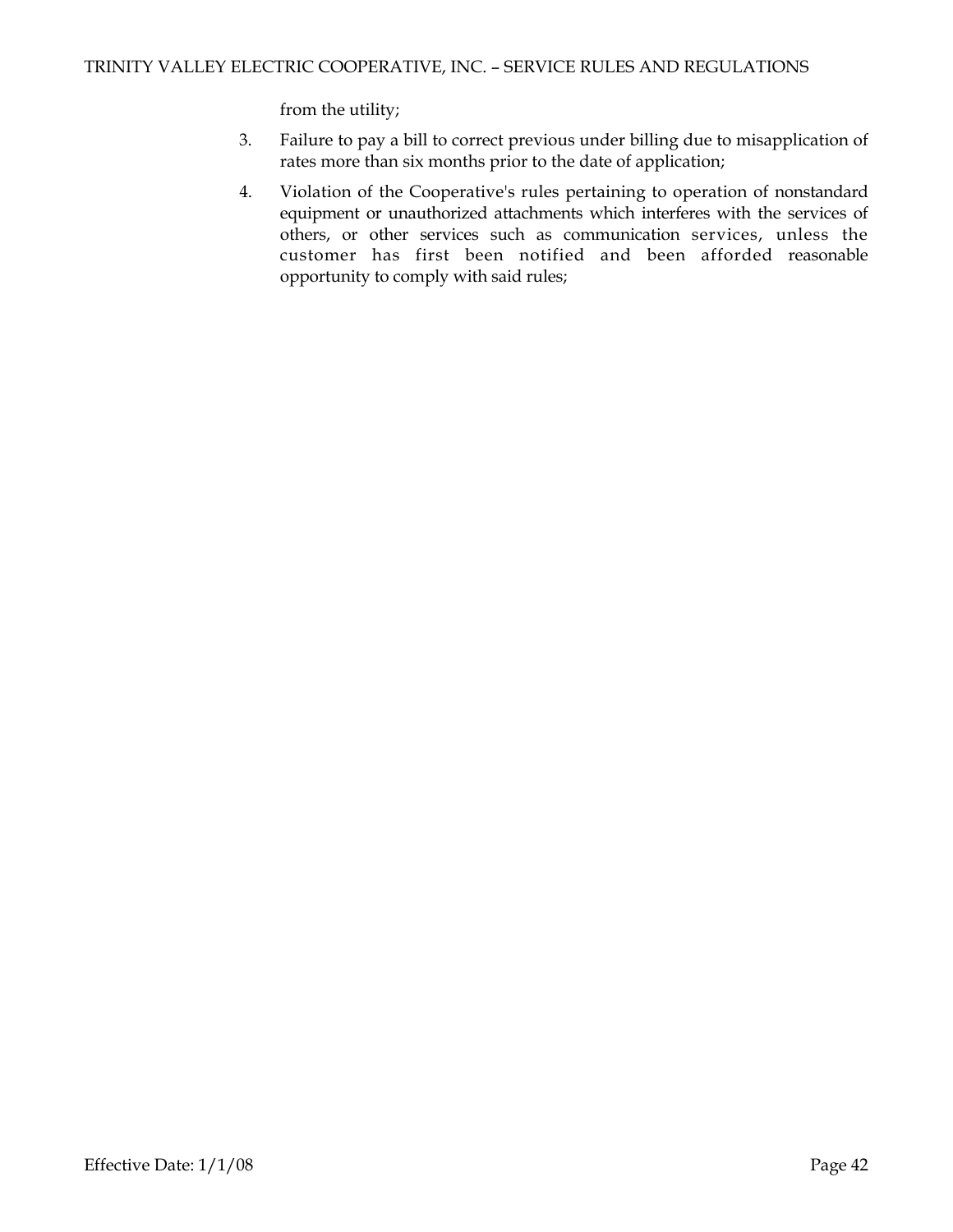from the utility;

3. Failure to pay a bill to correct previous under billing due to misapplication of rates more than six months prior to the date of application;
4. Violation of the Cooperative's rules pertaining to operation of nonstandard equipment or unauthorized attachments which interferes with the services of others, or other services such as communication services, unless the customer has first been notified and been afforded reasonable opportunity to comply with said rules;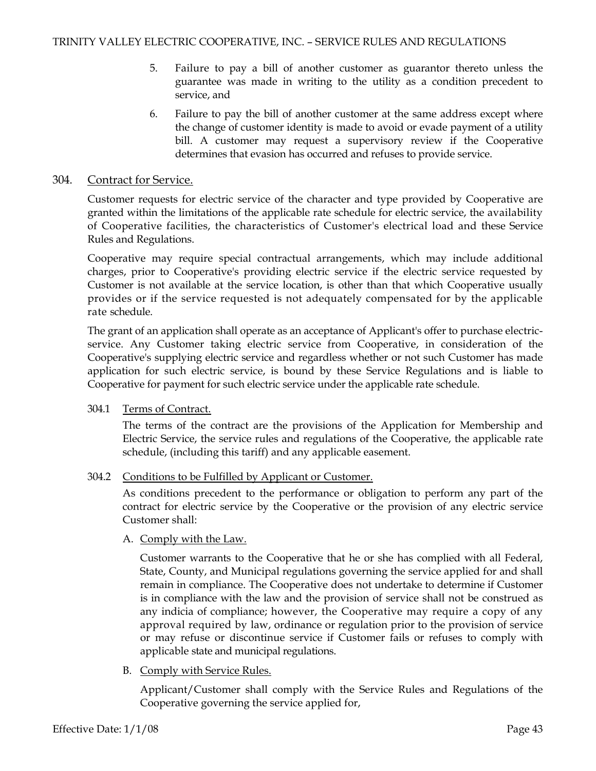5. Failure to pay a bill of another customer as guarantor thereto unless the guarantee was made in writing to the utility as a condition precedent to service, and

6. Failure to pay the bill of another customer at the same address except where the change of customer identity is made to avoid or evade payment of a utility bill. A customer may request a supervisory review if the Cooperative determines that evasion has occurred and refuses to provide service.

## 304. Contract for Service.

Customer requests for electric service of the character and type provided by Cooperative are granted within the limitations of the applicable rate schedule for electric service, the availability of Cooperative facilities, the characteristics of Customer's electrical load and these Service Rules and Regulations.

Cooperative may require special contractual arrangements, which may include additional charges, prior to Cooperative's providing electric service if the electric service requested by Customer is not available at the service location, is other than that which Cooperative usually provides or if the service requested is not adequately compensated for by the applicable rate schedule.

The grant of an application shall operate as an acceptance of Applicant's offer to purchase electric-service. Any Customer taking electric service from Cooperative, in consideration of the Cooperative's supplying electric service and regardless whether or not such Customer has made application for such electric service, is bound by these Service Regulations and is liable to Cooperative for payment for such electric service under the applicable rate schedule.

### 304.1 Terms of Contract.

The terms of the contract are the provisions of the Application for Membership and Electric Service, the service rules and regulations of the Cooperative, the applicable rate schedule, (including this tariff) and any applicable easement.

### 304.2 Conditions to be Fulfilled by Applicant or Customer.

As conditions precedent to the performance or obligation to perform any part of the contract for electric service by the Cooperative or the provision of any electric service Customer shall:

A. Comply with the Law.

Customer warrants to the Cooperative that he or she has complied with all Federal, State, County, and Municipal regulations governing the service applied for and shall remain in compliance. The Cooperative does not undertake to determine if Customer is in compliance with the law and the provision of service shall not be construed as any indicia of compliance; however, the Cooperative may require a copy of any approval required by law, ordinance or regulation prior to the provision of service or may refuse or discontinue service if Customer fails or refuses to comply with applicable state and municipal regulations.

B. Comply with Service Rules.

Applicant/Customer shall comply with the Service Rules and Regulations of the Cooperative governing the service applied for,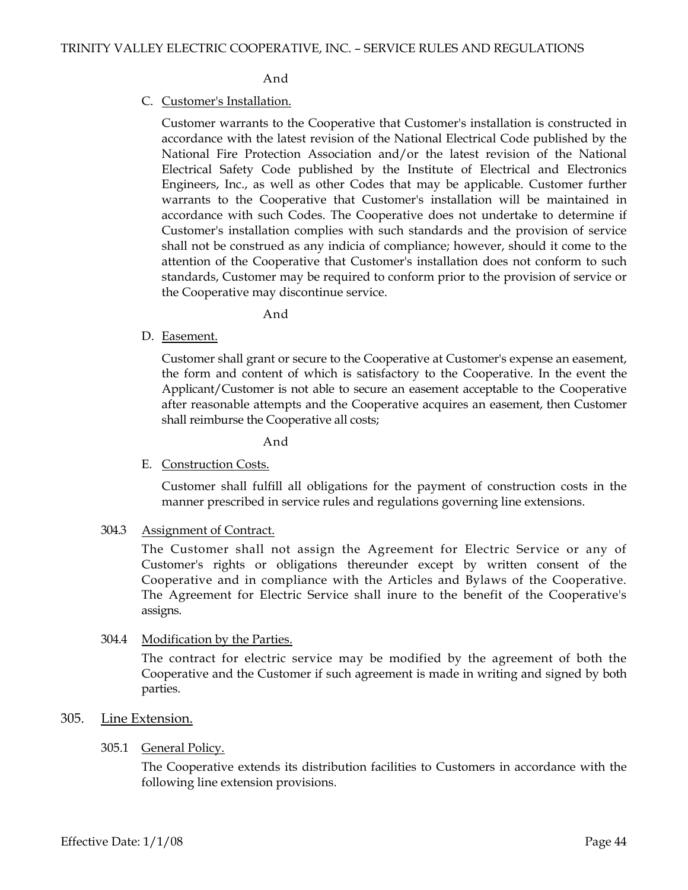And

C. Customer's Installation.

Customer warrants to the Cooperative that Customer's installation is constructed in accordance with the latest revision of the National Electrical Code published by the National Fire Protection Association and/or the latest revision of the National Electrical Safety Code published by the Institute of Electrical and Electronics Engineers, Inc., as well as other Codes that may be applicable. Customer further warrants to the Cooperative that Customer's installation will be maintained in accordance with such Codes. The Cooperative does not undertake to determine if Customer's installation complies with such standards and the provision of service shall not be construed as any indicia of compliance; however, should it come to the attention of the Cooperative that Customer's installation does not conform to such standards, Customer may be required to conform prior to the provision of service or the Cooperative may discontinue service.

And

D. Easement.

Customer shall grant or secure to the Cooperative at Customer's expense an easement, the form and content of which is satisfactory to the Cooperative. In the event the Applicant/Customer is not able to secure an easement acceptable to the Cooperative after reasonable attempts and the Cooperative acquires an easement, then Customer shall reimburse the Cooperative all costs;

And

E. Construction Costs.

Customer shall fulfill all obligations for the payment of construction costs in the manner prescribed in service rules and regulations governing line extensions.

304.3 Assignment of Contract.

The Customer shall not assign the Agreement for Electric Service or any of Customer's rights or obligations thereunder except by written consent of the Cooperative and in compliance with the Articles and Bylaws of the Cooperative. The Agreement for Electric Service shall inure to the benefit of the Cooperative's assigns.

304.4 Modification by the Parties.

The contract for electric service may be modified by the agreement of both the Cooperative and the Customer if such agreement is made in writing and signed by both parties.

## 305. Line Extension.

305.1 General Policy.

The Cooperative extends its distribution facilities to Customers in accordance with the following line extension provisions.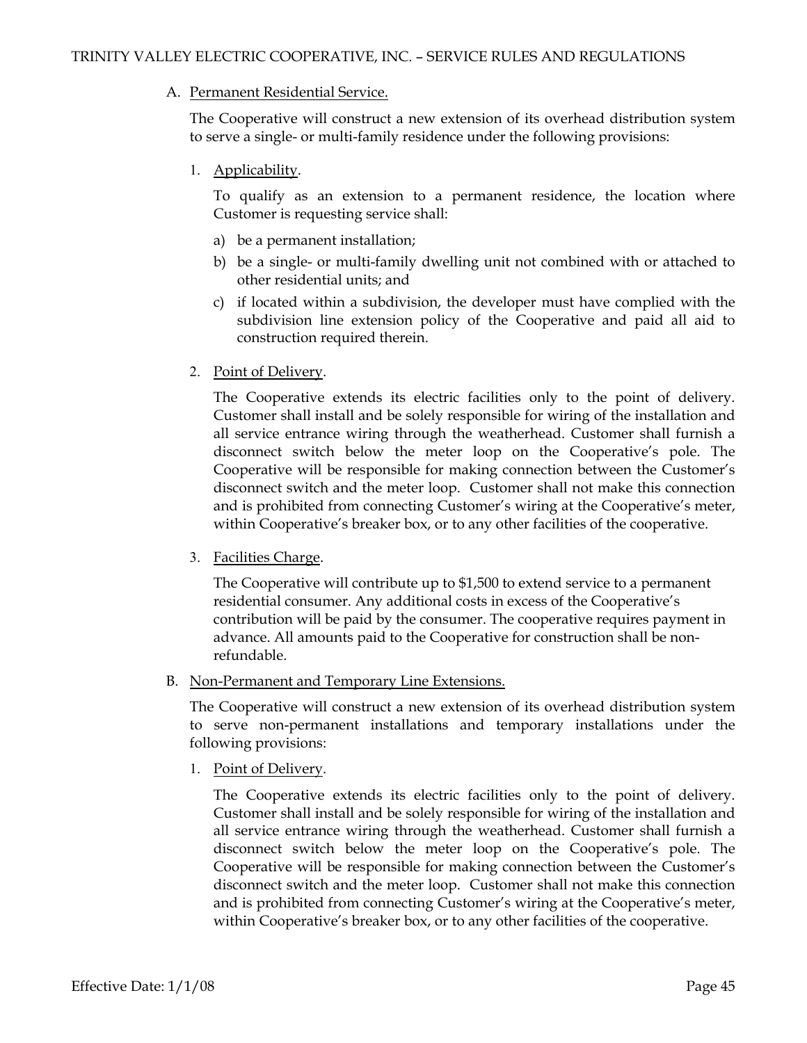A. Permanent Residential Service.

The Cooperative will construct a new extension of its overhead distribution system to serve a single- or multi-family residence under the following provisions:

1. Applicability.

   To qualify as an extension to a permanent residence, the location where Customer is requesting service shall:

   a) be a permanent installation;
   b) be a single- or multi-family dwelling unit not combined with or attached to other residential units; and
   c) if located within a subdivision, the developer must have complied with the subdivision line extension policy of the Cooperative and paid all aid to construction required therein.

2. Point of Delivery.

   The Cooperative extends its electric facilities only to the point of delivery. Customer shall install and be solely responsible for wiring of the installation and all service entrance wiring through the weatherhead. Customer shall furnish a disconnect switch below the meter loop on the Cooperative's pole. The Cooperative will be responsible for making connection between the Customer's disconnect switch and the meter loop. Customer shall not make this connection and is prohibited from connecting Customer's wiring at the Cooperative's meter, within Cooperative's breaker box, or to any other facilities of the cooperative.

3. Facilities Charge.

   The Cooperative will contribute up to $1,500 to extend service to a permanent residential consumer. Any additional costs in excess of the Cooperative's contribution will be paid by the consumer. The cooperative requires payment in advance. All amounts paid to the Cooperative for construction shall be non-refundable.

B. Non-Permanent and Temporary Line Extensions.

The Cooperative will construct a new extension of its overhead distribution system to serve non-permanent installations and temporary installations under the following provisions:

1. Point of Delivery.

   The Cooperative extends its electric facilities only to the point of delivery. Customer shall install and be solely responsible for wiring of the installation and all service entrance wiring through the weatherhead. Customer shall furnish a disconnect switch below the meter loop on the Cooperative's pole. The Cooperative will be responsible for making connection between the Customer's disconnect switch and the meter loop. Customer shall not make this connection and is prohibited from connecting Customer's wiring at the Cooperative's meter, within Cooperative's breaker box, or to any other facilities of the cooperative.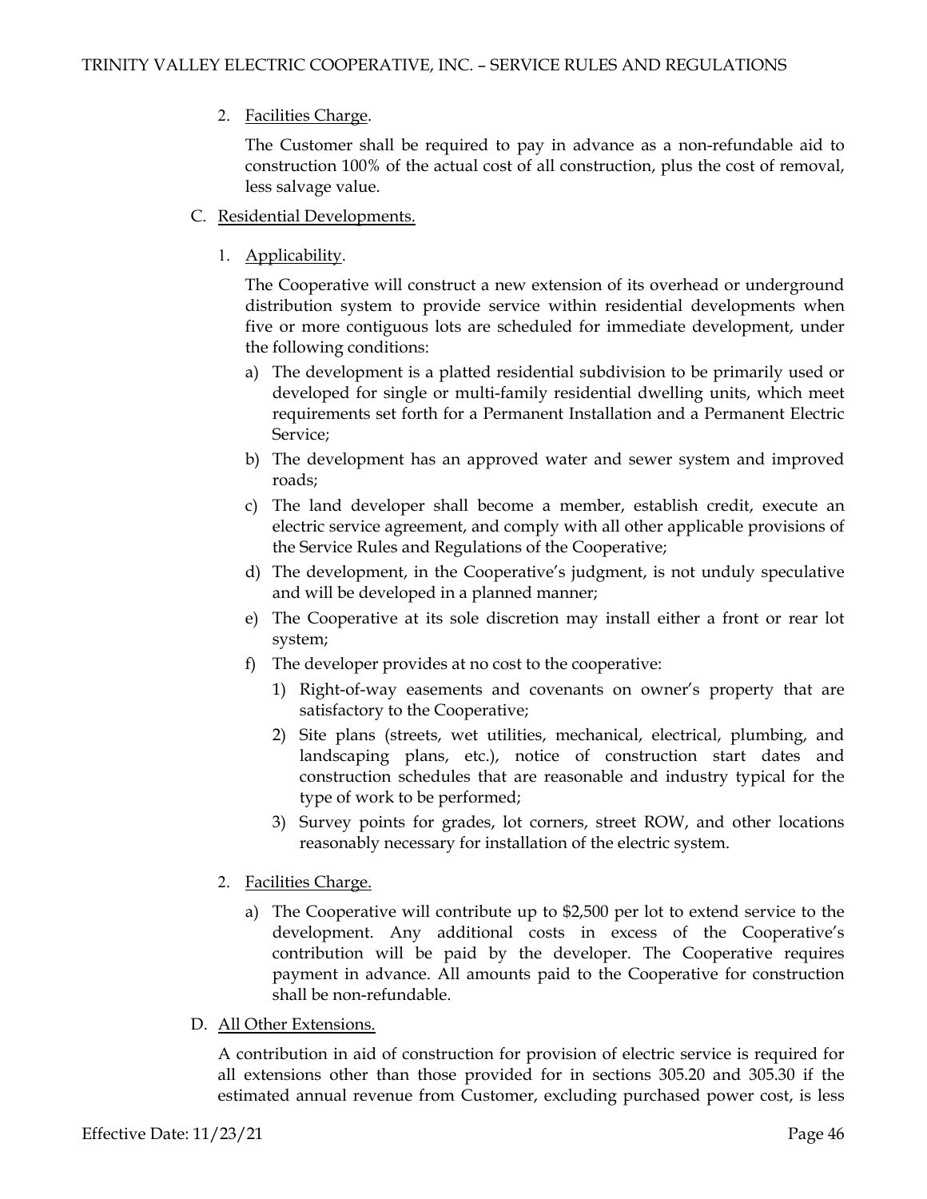2. Facilities Charge.

   The Customer shall be required to pay in advance as a non-refundable aid to construction 100% of the actual cost of all construction, plus the cost of removal, less salvage value.

C. Residential Developments.

1. Applicability.

   The Cooperative will construct a new extension of its overhead or underground distribution system to provide service within residential developments when five or more contiguous lots are scheduled for immediate development, under the following conditions:

   a) The development is a platted residential subdivision to be primarily used or developed for single or multi-family residential dwelling units, which meet requirements set forth for a Permanent Installation and a Permanent Electric Service;

   b) The development has an approved water and sewer system and improved roads;

   c) The land developer shall become a member, establish credit, execute an electric service agreement, and comply with all other applicable provisions of the Service Rules and Regulations of the Cooperative;

   d) The development, in the Cooperative's judgment, is not unduly speculative and will be developed in a planned manner;

   e) The Cooperative at its sole discretion may install either a front or rear lot system;

   f) The developer provides at no cost to the cooperative:

      1) Right-of-way easements and covenants on owner's property that are satisfactory to the Cooperative;

      2) Site plans (streets, wet utilities, mechanical, electrical, plumbing, and landscaping plans, etc.), notice of construction start dates and construction schedules that are reasonable and industry typical for the type of work to be performed;

      3) Survey points for grades, lot corners, street ROW, and other locations reasonably necessary for installation of the electric system.

2. Facilities Charge.

   a) The Cooperative will contribute up to $2,500 per lot to extend service to the development. Any additional costs in excess of the Cooperative's contribution will be paid by the developer. The Cooperative requires payment in advance. All amounts paid to the Cooperative for construction shall be non-refundable.

D. All Other Extensions.

A contribution in aid of construction for provision of electric service is required for all extensions other than those provided for in sections 305.20 and 305.30 if the estimated annual revenue from Customer, excluding purchased power cost, is less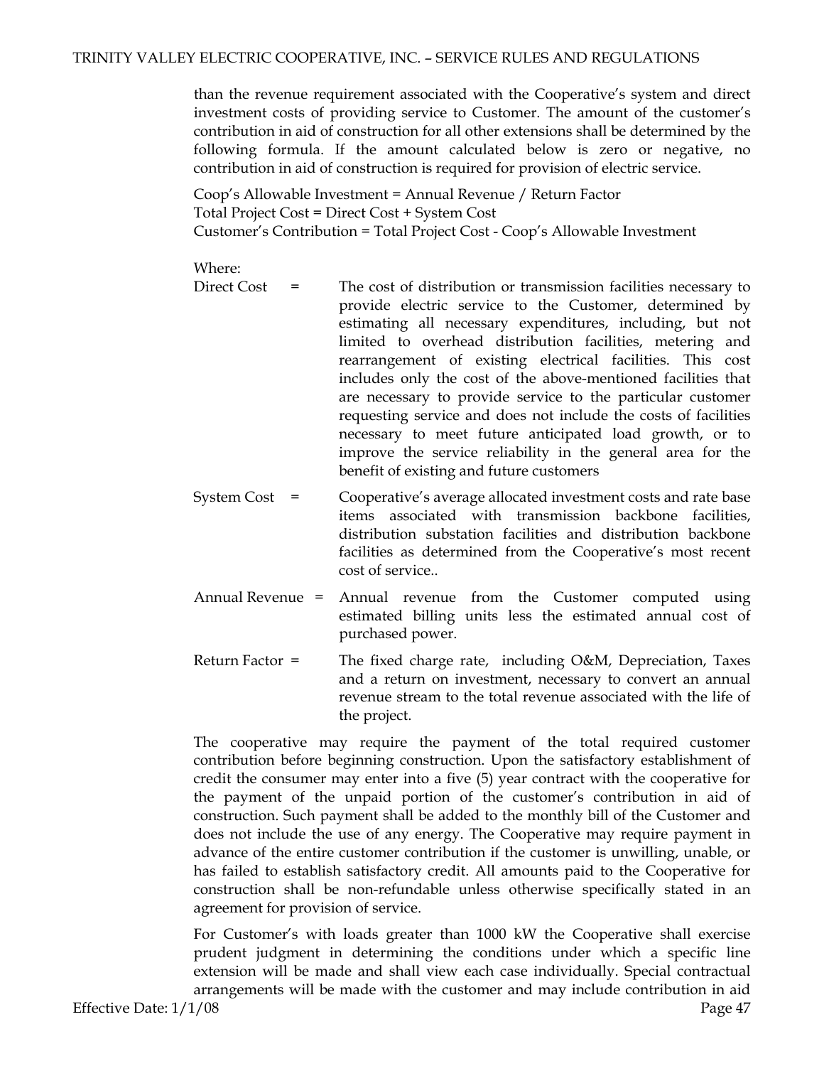than the revenue requirement associated with the Cooperative's system and direct investment costs of providing service to Customer. The amount of the customer's contribution in aid of construction for all other extensions shall be determined by the following formula. If the amount calculated below is zero or negative, no contribution in aid of construction is required for provision of electric service.

Coop's Allowable Investment = Annual Revenue / Return Factor
Total Project Cost = Direct Cost + System Cost
Customer's Contribution = Total Project Cost - Coop's Allowable Investment

Where:

Direct Cost = The cost of distribution or transmission facilities necessary to provide electric service to the Customer, determined by estimating all necessary expenditures, including, but not limited to overhead distribution facilities, metering and rearrangement of existing electrical facilities. This cost includes only the cost of the above-mentioned facilities that are necessary to provide service to the particular customer requesting service and does not include the costs of facilities necessary to meet future anticipated load growth, or to improve the service reliability in the general area for the benefit of existing and future customers

System Cost = Cooperative's average allocated investment costs and rate base items associated with transmission backbone facilities, distribution substation facilities and distribution backbone facilities as determined from the Cooperative's most recent cost of service..

Annual Revenue = Annual revenue from the Customer computed using estimated billing units less the estimated annual cost of purchased power.

Return Factor = The fixed charge rate, including O&M, Depreciation, Taxes and a return on investment, necessary to convert an annual revenue stream to the total revenue associated with the life of the project.

The cooperative may require the payment of the total required customer contribution before beginning construction. Upon the satisfactory establishment of credit the consumer may enter into a five (5) year contract with the cooperative for the payment of the unpaid portion of the customer's contribution in aid of construction. Such payment shall be added to the monthly bill of the Customer and does not include the use of any energy. The Cooperative may require payment in advance of the entire customer contribution if the customer is unwilling, unable, or has failed to establish satisfactory credit. All amounts paid to the Cooperative for construction shall be non-refundable unless otherwise specifically stated in an agreement for provision of service.

For Customer's with loads greater than 1000 kW the Cooperative shall exercise prudent judgment in determining the conditions under which a specific line extension will be made and shall view each case individually. Special contractual arrangements will be made with the customer and may include contribution in aid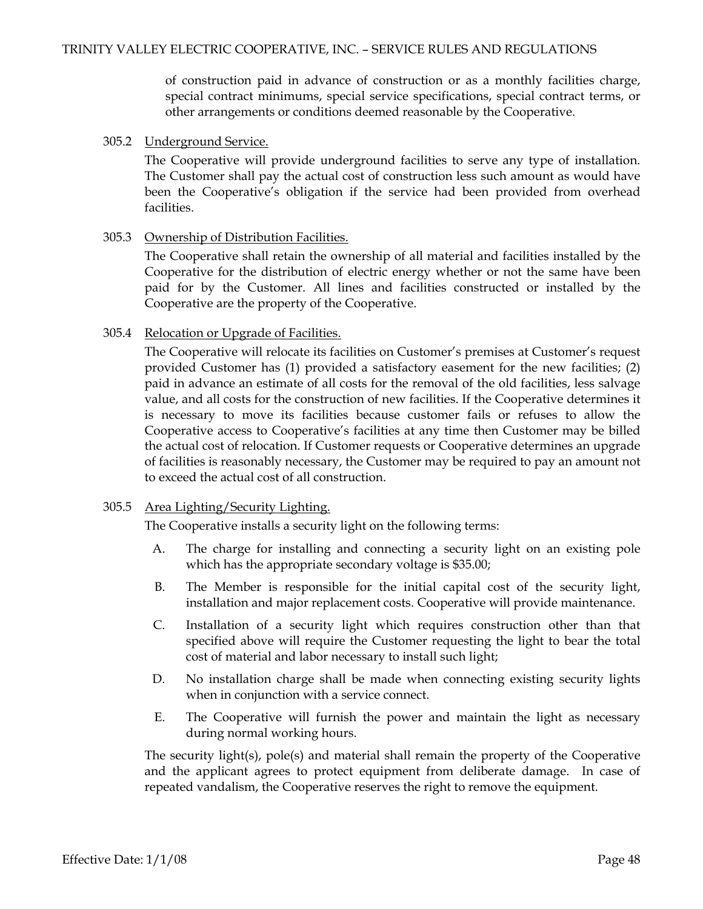of construction paid in advance of construction or as a monthly facilities charge, special contract minimums, special service specifications, special contract terms, or other arrangements or conditions deemed reasonable by the Cooperative.

305.2 Underground Service.

The Cooperative will provide underground facilities to serve any type of installation. The Customer shall pay the actual cost of construction less such amount as would have been the Cooperative's obligation if the service had been provided from overhead facilities.

305.3 Ownership of Distribution Facilities.

The Cooperative shall retain the ownership of all material and facilities installed by the Cooperative for the distribution of electric energy whether or not the same have been paid for by the Customer. All lines and facilities constructed or installed by the Cooperative are the property of the Cooperative.

305.4 Relocation or Upgrade of Facilities.

The Cooperative will relocate its facilities on Customer's premises at Customer's request provided Customer has (1) provided a satisfactory easement for the new facilities; (2) paid in advance an estimate of all costs for the removal of the old facilities, less salvage value, and all costs for the construction of new facilities. If the Cooperative determines it is necessary to move its facilities because customer fails or refuses to allow the Cooperative access to Cooperative's facilities at any time then Customer may be billed the actual cost of relocation. If Customer requests or Cooperative determines an upgrade of facilities is reasonably necessary, the Customer may be required to pay an amount not to exceed the actual cost of all construction.

305.5 Area Lighting/Security Lighting.

The Cooperative installs a security light on the following terms:

A. The charge for installing and connecting a security light on an existing pole which has the appropriate secondary voltage is $35.00;

B. The Member is responsible for the initial capital cost of the security light, installation and major replacement costs. Cooperative will provide maintenance.

C. Installation of a security light which requires construction other than that specified above will require the Customer requesting the light to bear the total cost of material and labor necessary to install such light;

D. No installation charge shall be made when connecting existing security lights when in conjunction with a service connect.

E. The Cooperative will furnish the power and maintain the light as necessary during normal working hours.

The security light(s), pole(s) and material shall remain the property of the Cooperative and the applicant agrees to protect equipment from deliberate damage. In case of repeated vandalism, the Cooperative reserves the right to remove the equipment.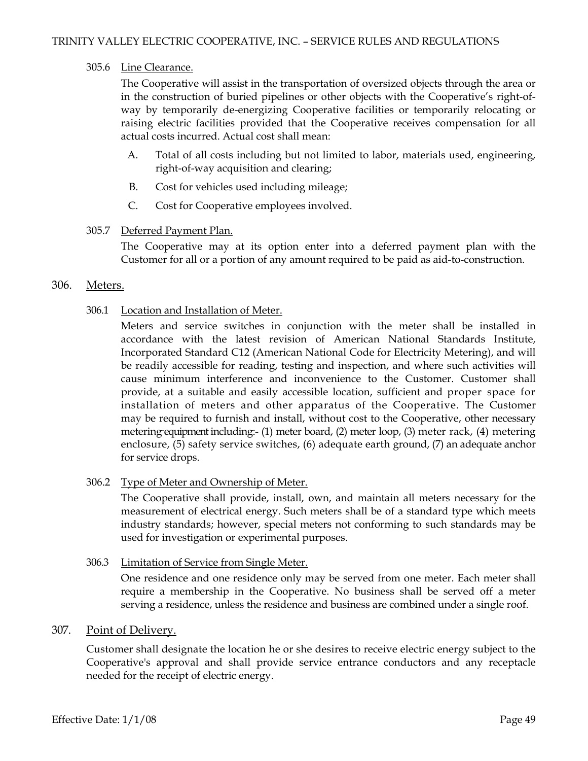#### 305.6 Line Clearance.

The Cooperative will assist in the transportation of oversized objects through the area or in the construction of buried pipelines or other objects with the Cooperative's right-of-way by temporarily de-energizing Cooperative facilities or temporarily relocating or raising electric facilities provided that the Cooperative receives compensation for all actual costs incurred. Actual cost shall mean:

A. Total of all costs including but not limited to labor, materials used, engineering, right-of-way acquisition and clearing;

B. Cost for vehicles used including mileage;

C. Cost for Cooperative employees involved.

#### 305.7 Deferred Payment Plan.

The Cooperative may at its option enter into a deferred payment plan with the Customer for all or a portion of any amount required to be paid as aid-to-construction.

### 306. Meters.

#### 306.1 Location and Installation of Meter.

Meters and service switches in conjunction with the meter shall be installed in accordance with the latest revision of American National Standards Institute, Incorporated Standard C12 (American National Code for Electricity Metering), and will be readily accessible for reading, testing and inspection, and where such activities will cause minimum interference and inconvenience to the Customer. Customer shall provide, at a suitable and easily accessible location, sufficient and proper space for installation of meters and other apparatus of the Cooperative. The Customer may be required to furnish and install, without cost to the Cooperative, other necessary metering equipment including:- (1) meter board, (2) meter loop, (3) meter rack, (4) metering enclosure, (5) safety service switches, (6) adequate earth ground, (7) an adequate anchor for service drops.

#### 306.2 Type of Meter and Ownership of Meter.

The Cooperative shall provide, install, own, and maintain all meters necessary for the measurement of electrical energy. Such meters shall be of a standard type which meets industry standards; however, special meters not conforming to such standards may be used for investigation or experimental purposes.

#### 306.3 Limitation of Service from Single Meter.

One residence and one residence only may be served from one meter. Each meter shall require a membership in the Cooperative. No business shall be served off a meter serving a residence, unless the residence and business are combined under a single roof.

### 307. Point of Delivery.

Customer shall designate the location he or she desires to receive electric energy subject to the Cooperative's approval and shall provide service entrance conductors and any receptacle needed for the receipt of electric energy.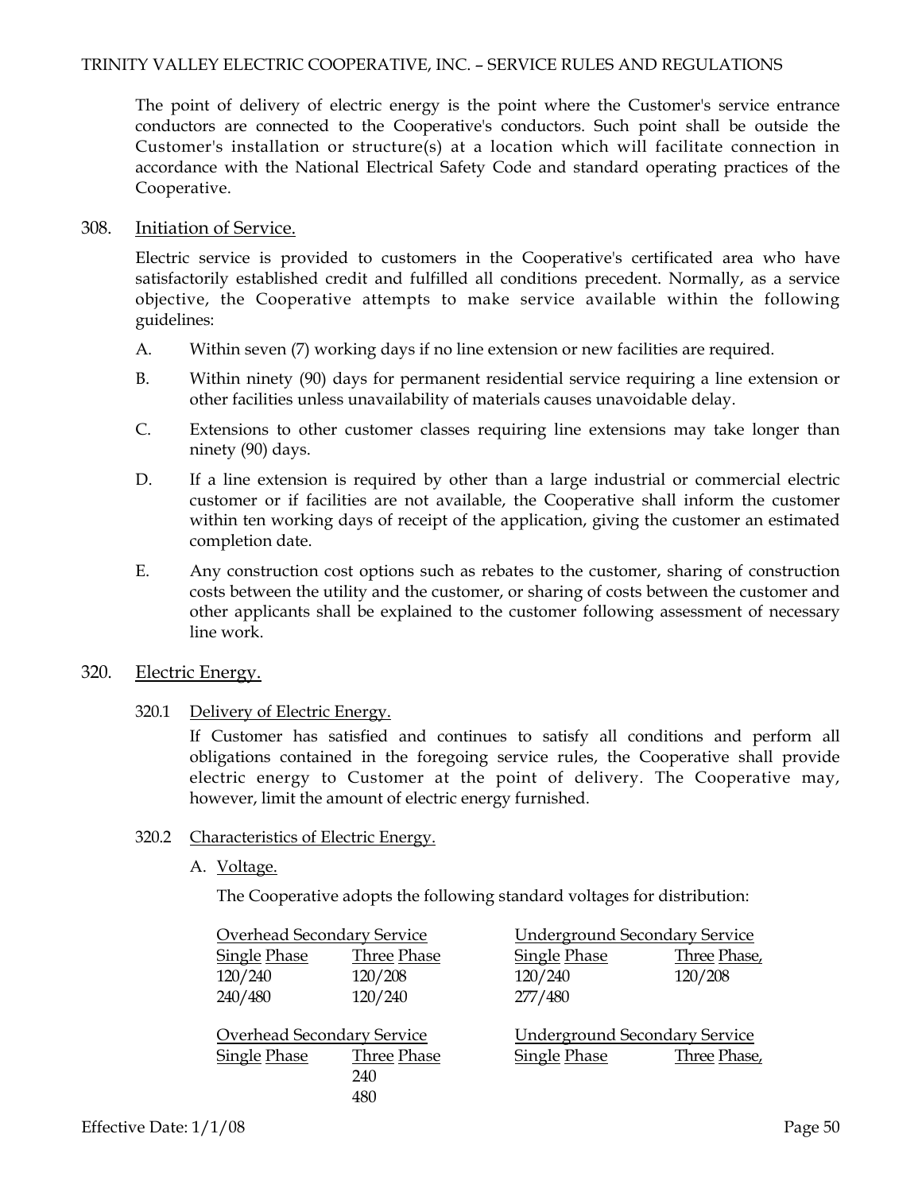The point of delivery of electric energy is the point where the Customer's service entrance conductors are connected to the Cooperative's conductors. Such point shall be outside the Customer's installation or structure(s) at a location which will facilitate connection in accordance with the National Electrical Safety Code and standard operating practices of the Cooperative.

## 308. Initiation of Service.

Electric service is provided to customers in the Cooperative's certificated area who have satisfactorily established credit and fulfilled all conditions precedent. Normally, as a service objective, the Cooperative attempts to make service available within the following guidelines:

A. Within seven (7) working days if no line extension or new facilities are required.

B. Within ninety (90) days for permanent residential service requiring a line extension or other facilities unless unavailability of materials causes unavoidable delay.

C. Extensions to other customer classes requiring line extensions may take longer than ninety (90) days.

D. If a line extension is required by other than a large industrial or commercial electric customer or if facilities are not available, the Cooperative shall inform the customer within ten working days of receipt of the application, giving the customer an estimated completion date.

E. Any construction cost options such as rebates to the customer, sharing of construction costs between the utility and the customer, or sharing of costs between the customer and other applicants shall be explained to the customer following assessment of necessary line work.

## 320. Electric Energy.

### 320.1 Delivery of Electric Energy.

If Customer has satisfied and continues to satisfy all conditions and perform all obligations contained in the foregoing service rules, the Cooperative shall provide electric energy to Customer at the point of delivery. The Cooperative may, however, limit the amount of electric energy furnished.

### 320.2 Characteristics of Electric Energy.

A. Voltage.

The Cooperative adopts the following standard voltages for distribution:

| Overhead Secondary Service | | Underground Secondary Service | |
|---|---|---|---|
| Single Phase | Three Phase | Single Phase | Three Phase, |
| 120/240 | 120/208 | 120/240 | 120/208 |
| 240/480 | 120/240 | 277/480 | |

| Overhead Secondary Service | | Underground Secondary Service | |
|---|---|---|---|
| Single Phase | Three Phase | Single Phase | Three Phase, |
| | 240 | | |
| | 480 | | |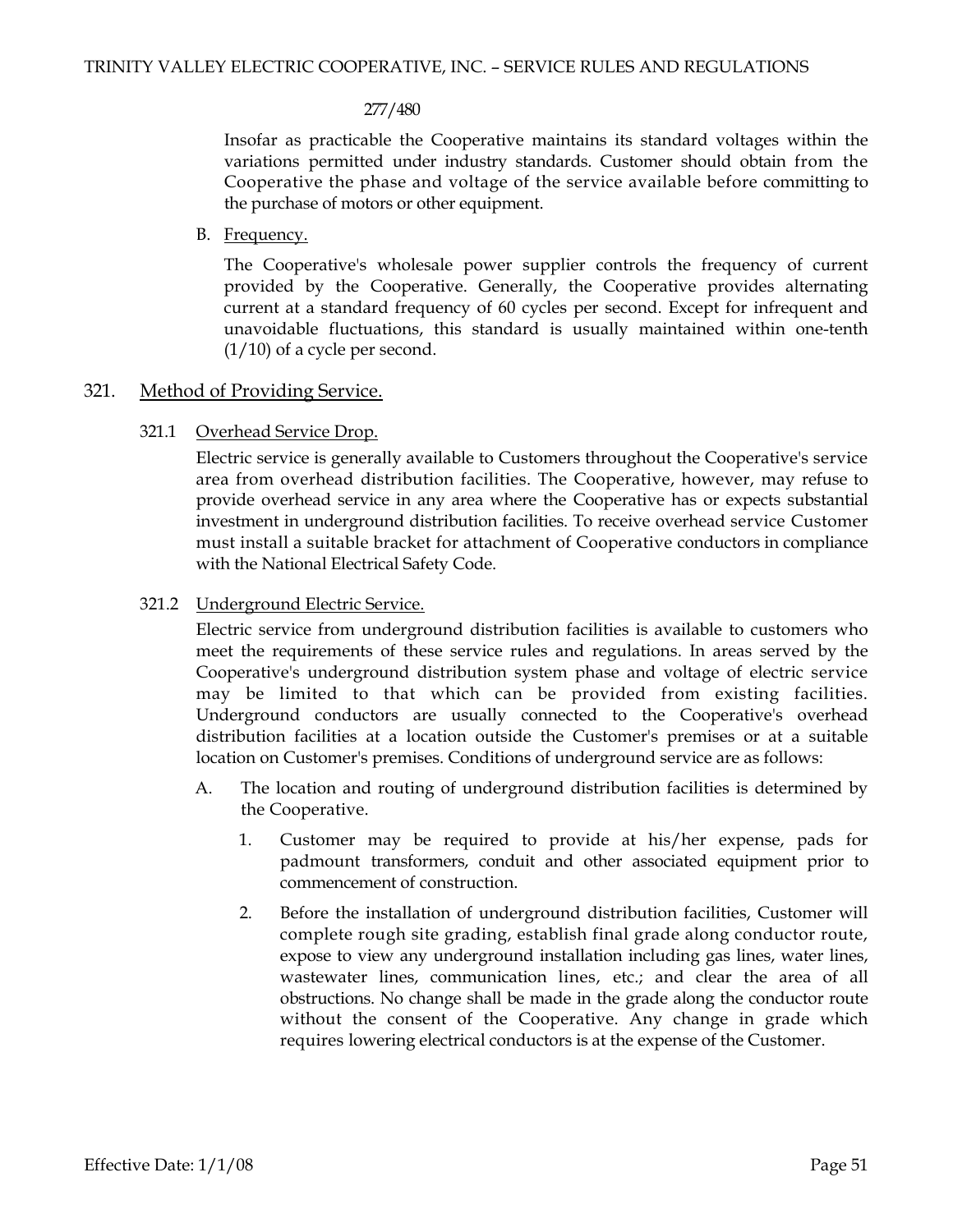277/480

Insofar as practicable the Cooperative maintains its standard voltages within the variations permitted under industry standards. Customer should obtain from the Cooperative the phase and voltage of the service available before committing to the purchase of motors or other equipment.

B. Frequency.

The Cooperative's wholesale power supplier controls the frequency of current provided by the Cooperative. Generally, the Cooperative provides alternating current at a standard frequency of 60 cycles per second. Except for infrequent and unavoidable fluctuations, this standard is usually maintained within one-tenth (1/10) of a cycle per second.

## 321. Method of Providing Service.

### 321.1 Overhead Service Drop.

Electric service is generally available to Customers throughout the Cooperative's service area from overhead distribution facilities. The Cooperative, however, may refuse to provide overhead service in any area where the Cooperative has or expects substantial investment in underground distribution facilities. To receive overhead service Customer must install a suitable bracket for attachment of Cooperative conductors in compliance with the National Electrical Safety Code.

### 321.2 Underground Electric Service.

Electric service from underground distribution facilities is available to customers who meet the requirements of these service rules and regulations. In areas served by the Cooperative's underground distribution system phase and voltage of electric service may be limited to that which can be provided from existing facilities. Underground conductors are usually connected to the Cooperative's overhead distribution facilities at a location outside the Customer's premises or at a suitable location on Customer's premises. Conditions of underground service are as follows:

A. The location and routing of underground distribution facilities is determined by the Cooperative.

1. Customer may be required to provide at his/her expense, pads for padmount transformers, conduit and other associated equipment prior to commencement of construction.

2. Before the installation of underground distribution facilities, Customer will complete rough site grading, establish final grade along conductor route, expose to view any underground installation including gas lines, water lines, wastewater lines, communication lines, etc.; and clear the area of all obstructions. No change shall be made in the grade along the conductor route without the consent of the Cooperative. Any change in grade which requires lowering electrical conductors is at the expense of the Customer.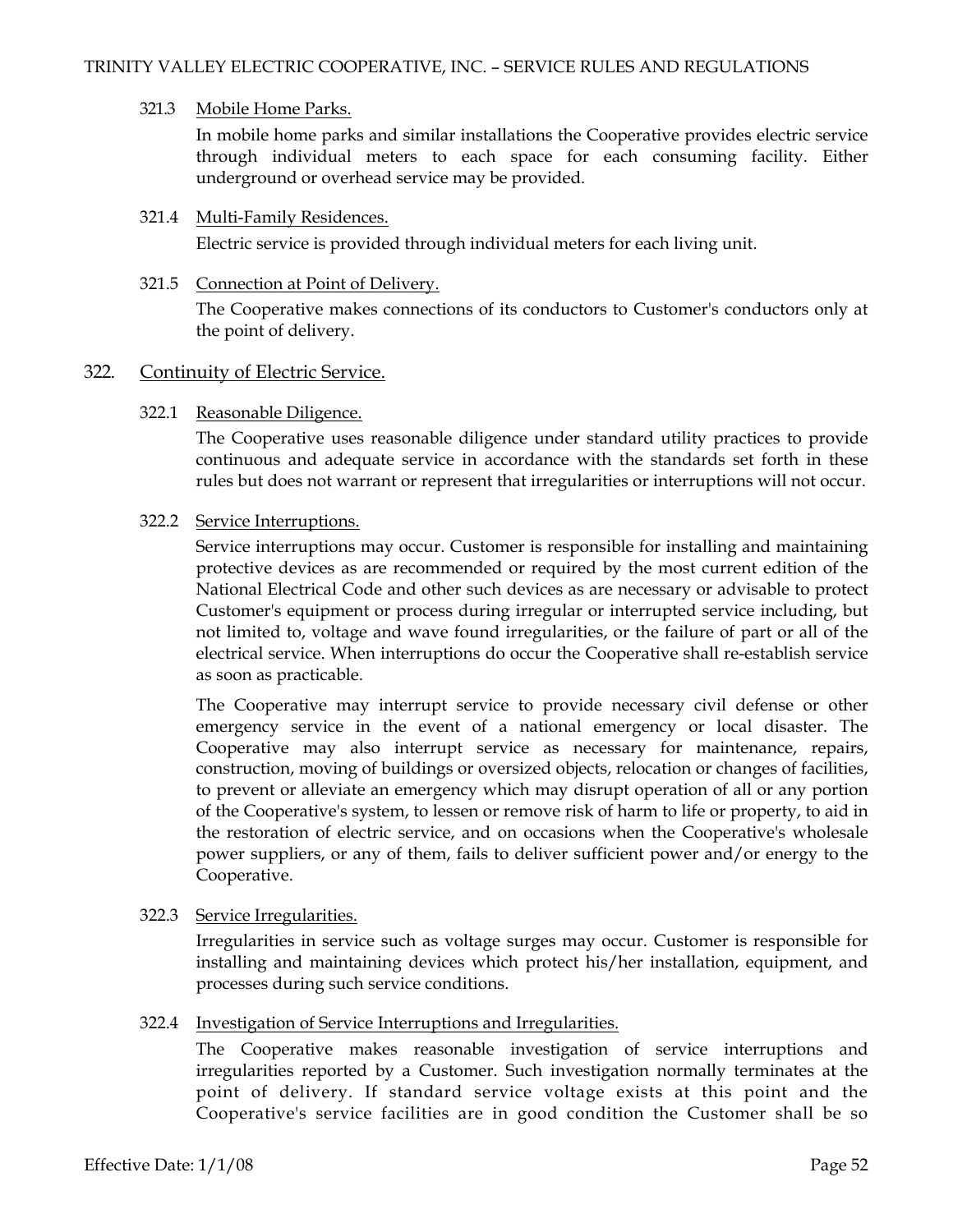#### 321.3 Mobile Home Parks.

In mobile home parks and similar installations the Cooperative provides electric service through individual meters to each space for each consuming facility. Either underground or overhead service may be provided.

#### 321.4 Multi-Family Residences.

Electric service is provided through individual meters for each living unit.

#### 321.5 Connection at Point of Delivery.

The Cooperative makes connections of its conductors to Customer's conductors only at the point of delivery.

### 322. Continuity of Electric Service.

#### 322.1 Reasonable Diligence.

The Cooperative uses reasonable diligence under standard utility practices to provide continuous and adequate service in accordance with the standards set forth in these rules but does not warrant or represent that irregularities or interruptions will not occur.

#### 322.2 Service Interruptions.

Service interruptions may occur. Customer is responsible for installing and maintaining protective devices as are recommended or required by the most current edition of the National Electrical Code and other such devices as are necessary or advisable to protect Customer's equipment or process during irregular or interrupted service including, but not limited to, voltage and wave found irregularities, or the failure of part or all of the electrical service. When interruptions do occur the Cooperative shall re-establish service as soon as practicable.

The Cooperative may interrupt service to provide necessary civil defense or other emergency service in the event of a national emergency or local disaster. The Cooperative may also interrupt service as necessary for maintenance, repairs, construction, moving of buildings or oversized objects, relocation or changes of facilities, to prevent or alleviate an emergency which may disrupt operation of all or any portion of the Cooperative's system, to lessen or remove risk of harm to life or property, to aid in the restoration of electric service, and on occasions when the Cooperative's wholesale power suppliers, or any of them, fails to deliver sufficient power and/or energy to the Cooperative.

#### 322.3 Service Irregularities.

Irregularities in service such as voltage surges may occur. Customer is responsible for installing and maintaining devices which protect his/her installation, equipment, and processes during such service conditions.

#### 322.4 Investigation of Service Interruptions and Irregularities.

The Cooperative makes reasonable investigation of service interruptions and irregularities reported by a Customer. Such investigation normally terminates at the point of delivery. If standard service voltage exists at this point and the Cooperative's service facilities are in good condition the Customer shall be so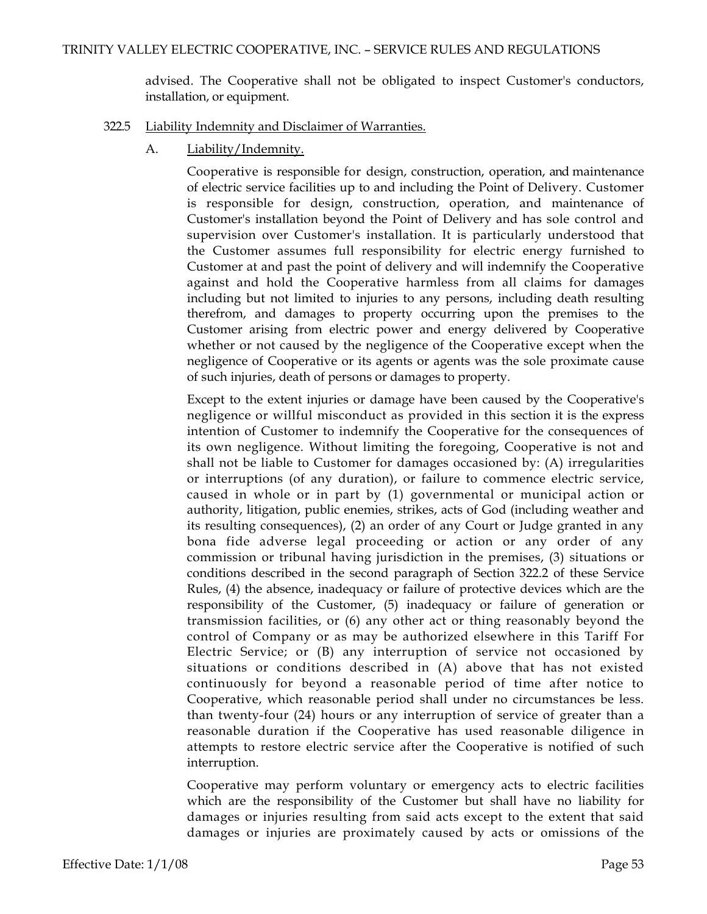advised. The Cooperative shall not be obligated to inspect Customer's conductors, installation, or equipment.

322.5 Liability Indemnity and Disclaimer of Warranties.

A. Liability/Indemnity.

Cooperative is responsible for design, construction, operation, and maintenance of electric service facilities up to and including the Point of Delivery. Customer is responsible for design, construction, operation, and maintenance of Customer's installation beyond the Point of Delivery and has sole control and supervision over Customer's installation. It is particularly understood that the Customer assumes full responsibility for electric energy furnished to Customer at and past the point of delivery and will indemnify the Cooperative against and hold the Cooperative harmless from all claims for damages including but not limited to injuries to any persons, including death resulting therefrom, and damages to property occurring upon the premises to the Customer arising from electric power and energy delivered by Cooperative whether or not caused by the negligence of the Cooperative except when the negligence of Cooperative or its agents or agents was the sole proximate cause of such injuries, death of persons or damages to property.

Except to the extent injuries or damage have been caused by the Cooperative's negligence or willful misconduct as provided in this section it is the express intention of Customer to indemnify the Cooperative for the consequences of its own negligence. Without limiting the foregoing, Cooperative is not and shall not be liable to Customer for damages occasioned by: (A) irregularities or interruptions (of any duration), or failure to commence electric service, caused in whole or in part by (1) governmental or municipal action or authority, litigation, public enemies, strikes, acts of God (including weather and its resulting consequences), (2) an order of any Court or Judge granted in any bona fide adverse legal proceeding or action or any order of any commission or tribunal having jurisdiction in the premises, (3) situations or conditions described in the second paragraph of Section 322.2 of these Service Rules, (4) the absence, inadequacy or failure of protective devices which are the responsibility of the Customer, (5) inadequacy or failure of generation or transmission facilities, or (6) any other act or thing reasonably beyond the control of Company or as may be authorized elsewhere in this Tariff For Electric Service; or (B) any interruption of service not occasioned by situations or conditions described in (A) above that has not existed continuously for beyond a reasonable period of time after notice to Cooperative, which reasonable period shall under no circumstances be less. than twenty-four (24) hours or any interruption of service of greater than a reasonable duration if the Cooperative has used reasonable diligence in attempts to restore electric service after the Cooperative is notified of such interruption.

Cooperative may perform voluntary or emergency acts to electric facilities which are the responsibility of the Customer but shall have no liability for damages or injuries resulting from said acts except to the extent that said damages or injuries are proximately caused by acts or omissions of the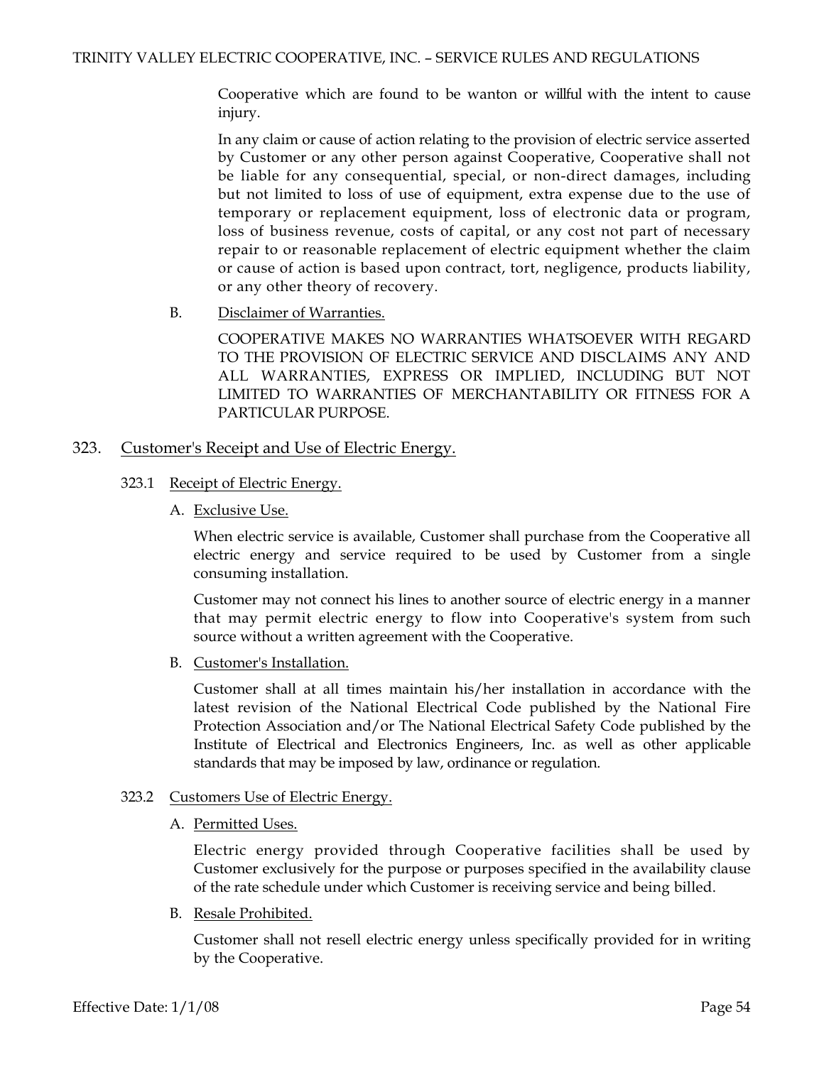Cooperative which are found to be wanton or willful with the intent to cause injury.

In any claim or cause of action relating to the provision of electric service asserted by Customer or any other person against Cooperative, Cooperative shall not be liable for any consequential, special, or non-direct damages, including but not limited to loss of use of equipment, extra expense due to the use of temporary or replacement equipment, loss of electronic data or program, loss of business revenue, costs of capital, or any cost not part of necessary repair to or reasonable replacement of electric equipment whether the claim or cause of action is based upon contract, tort, negligence, products liability, or any other theory of recovery.

B. Disclaimer of Warranties.

COOPERATIVE MAKES NO WARRANTIES WHATSOEVER WITH REGARD TO THE PROVISION OF ELECTRIC SERVICE AND DISCLAIMS ANY AND ALL WARRANTIES, EXPRESS OR IMPLIED, INCLUDING BUT NOT LIMITED TO WARRANTIES OF MERCHANTABILITY OR FITNESS FOR A PARTICULAR PURPOSE.

## 323. Customer's Receipt and Use of Electric Energy.

### 323.1 Receipt of Electric Energy.

A. Exclusive Use.

When electric service is available, Customer shall purchase from the Cooperative all electric energy and service required to be used by Customer from a single consuming installation.

Customer may not connect his lines to another source of electric energy in a manner that may permit electric energy to flow into Cooperative's system from such source without a written agreement with the Cooperative.

B. Customer's Installation.

Customer shall at all times maintain his/her installation in accordance with the latest revision of the National Electrical Code published by the National Fire Protection Association and/or The National Electrical Safety Code published by the Institute of Electrical and Electronics Engineers, Inc. as well as other applicable standards that may be imposed by law, ordinance or regulation.

### 323.2 Customers Use of Electric Energy.

A. Permitted Uses.

Electric energy provided through Cooperative facilities shall be used by Customer exclusively for the purpose or purposes specified in the availability clause of the rate schedule under which Customer is receiving service and being billed.

B. Resale Prohibited.

Customer shall not resell electric energy unless specifically provided for in writing by the Cooperative.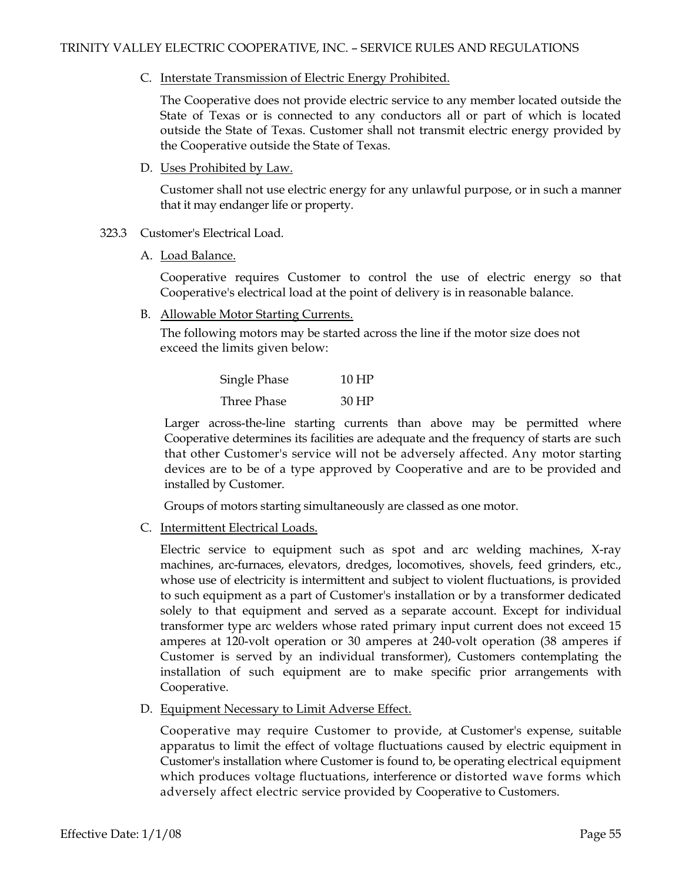C. Interstate Transmission of Electric Energy Prohibited.

The Cooperative does not provide electric service to any member located outside the State of Texas or is connected to any conductors all or part of which is located outside the State of Texas. Customer shall not transmit electric energy provided by the Cooperative outside the State of Texas.

D. Uses Prohibited by Law.

Customer shall not use electric energy for any unlawful purpose, or in such a manner that it may endanger life or property.

323.3 Customer's Electrical Load.

A. Load Balance.

Cooperative requires Customer to control the use of electric energy so that Cooperative's electrical load at the point of delivery is in reasonable balance.

B. Allowable Motor Starting Currents.

The following motors may be started across the line if the motor size does not exceed the limits given below:

| | |
|---|---|
| Single Phase | 10 HP |
| Three Phase | 30 HP |

Larger across-the-line starting currents than above may be permitted where Cooperative determines its facilities are adequate and the frequency of starts are such that other Customer's service will not be adversely affected. Any motor starting devices are to be of a type approved by Cooperative and are to be provided and installed by Customer.

Groups of motors starting simultaneously are classed as one motor.

C. Intermittent Electrical Loads.

Electric service to equipment such as spot and arc welding machines, X-ray machines, arc-furnaces, elevators, dredges, locomotives, shovels, feed grinders, etc., whose use of electricity is intermittent and subject to violent fluctuations, is provided to such equipment as a part of Customer's installation or by a transformer dedicated solely to that equipment and served as a separate account. Except for individual transformer type arc welders whose rated primary input current does not exceed 15 amperes at 120-volt operation or 30 amperes at 240-volt operation (38 amperes if Customer is served by an individual transformer), Customers contemplating the installation of such equipment are to make specific prior arrangements with Cooperative.

D. Equipment Necessary to Limit Adverse Effect.

Cooperative may require Customer to provide, at Customer's expense, suitable apparatus to limit the effect of voltage fluctuations caused by electric equipment in Customer's installation where Customer is found to, be operating electrical equipment which produces voltage fluctuations, interference or distorted wave forms which adversely affect electric service provided by Cooperative to Customers.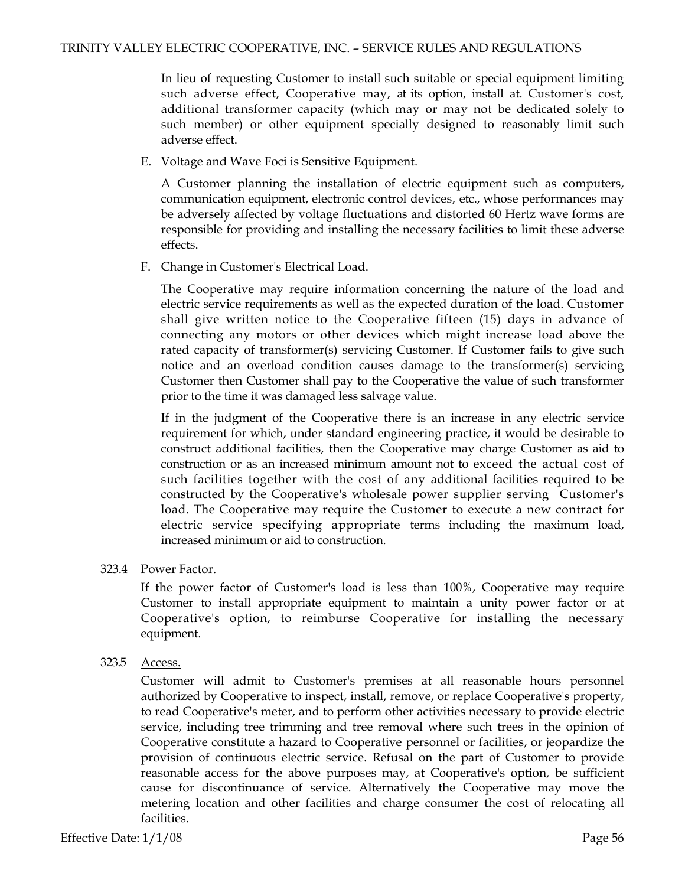In lieu of requesting Customer to install such suitable or special equipment limiting such adverse effect, Cooperative may, at its option, install at. Customer's cost, additional transformer capacity (which may or may not be dedicated solely to such member) or other equipment specially designed to reasonably limit such adverse effect.

E. Voltage and Wave Foci is Sensitive Equipment.

A Customer planning the installation of electric equipment such as computers, communication equipment, electronic control devices, etc., whose performances may be adversely affected by voltage fluctuations and distorted 60 Hertz wave forms are responsible for providing and installing the necessary facilities to limit these adverse effects.

F. Change in Customer's Electrical Load.

The Cooperative may require information concerning the nature of the load and electric service requirements as well as the expected duration of the load. Customer shall give written notice to the Cooperative fifteen (15) days in advance of connecting any motors or other devices which might increase load above the rated capacity of transformer(s) servicing Customer. If Customer fails to give such notice and an overload condition causes damage to the transformer(s) servicing Customer then Customer shall pay to the Cooperative the value of such transformer prior to the time it was damaged less salvage value.

If in the judgment of the Cooperative there is an increase in any electric service requirement for which, under standard engineering practice, it would be desirable to construct additional facilities, then the Cooperative may charge Customer as aid to construction or as an increased minimum amount not to exceed the actual cost of such facilities together with the cost of any additional facilities required to be constructed by the Cooperative's wholesale power supplier serving Customer's load. The Cooperative may require the Customer to execute a new contract for electric service specifying appropriate terms including the maximum load, increased minimum or aid to construction.

323.4 Power Factor.

If the power factor of Customer's load is less than 100%, Cooperative may require Customer to install appropriate equipment to maintain a unity power factor or at Cooperative's option, to reimburse Cooperative for installing the necessary equipment.

323.5 Access.

Customer will admit to Customer's premises at all reasonable hours personnel authorized by Cooperative to inspect, install, remove, or replace Cooperative's property, to read Cooperative's meter, and to perform other activities necessary to provide electric service, including tree trimming and tree removal where such trees in the opinion of Cooperative constitute a hazard to Cooperative personnel or facilities, or jeopardize the provision of continuous electric service. Refusal on the part of Customer to provide reasonable access for the above purposes may, at Cooperative's option, be sufficient cause for discontinuance of service. Alternatively the Cooperative may move the metering location and other facilities and charge consumer the cost of relocating all facilities.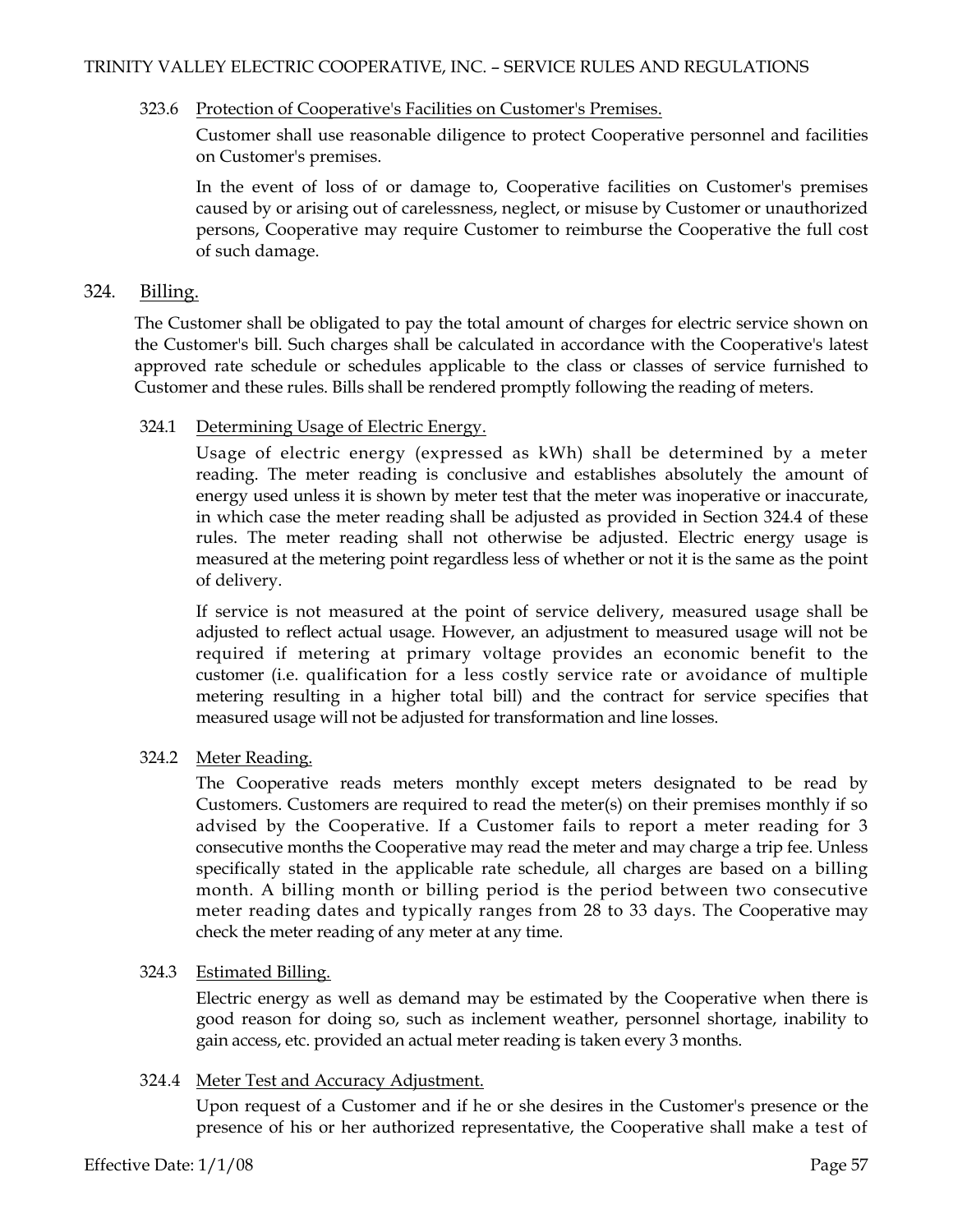#### 323.6 Protection of Cooperative's Facilities on Customer's Premises.

Customer shall use reasonable diligence to protect Cooperative personnel and facilities on Customer's premises.

In the event of loss of or damage to, Cooperative facilities on Customer's premises caused by or arising out of carelessness, neglect, or misuse by Customer or unauthorized persons, Cooperative may require Customer to reimburse the Cooperative the full cost of such damage.

### 324. Billing.

The Customer shall be obligated to pay the total amount of charges for electric service shown on the Customer's bill. Such charges shall be calculated in accordance with the Cooperative's latest approved rate schedule or schedules applicable to the class or classes of service furnished to Customer and these rules. Bills shall be rendered promptly following the reading of meters.

#### 324.1 Determining Usage of Electric Energy.

Usage of electric energy (expressed as kWh) shall be determined by a meter reading. The meter reading is conclusive and establishes absolutely the amount of energy used unless it is shown by meter test that the meter was inoperative or inaccurate, in which case the meter reading shall be adjusted as provided in Section 324.4 of these rules. The meter reading shall not otherwise be adjusted. Electric energy usage is measured at the metering point regardless less of whether or not it is the same as the point of delivery.

If service is not measured at the point of service delivery, measured usage shall be adjusted to reflect actual usage. However, an adjustment to measured usage will not be required if metering at primary voltage provides an economic benefit to the customer (i.e. qualification for a less costly service rate or avoidance of multiple metering resulting in a higher total bill) and the contract for service specifies that measured usage will not be adjusted for transformation and line losses.

#### 324.2 Meter Reading.

The Cooperative reads meters monthly except meters designated to be read by Customers. Customers are required to read the meter(s) on their premises monthly if so advised by the Cooperative. If a Customer fails to report a meter reading for 3 consecutive months the Cooperative may read the meter and may charge a trip fee. Unless specifically stated in the applicable rate schedule, all charges are based on a billing month. A billing month or billing period is the period between two consecutive meter reading dates and typically ranges from 28 to 33 days. The Cooperative may check the meter reading of any meter at any time.

#### 324.3 Estimated Billing.

Electric energy as well as demand may be estimated by the Cooperative when there is good reason for doing so, such as inclement weather, personnel shortage, inability to gain access, etc. provided an actual meter reading is taken every 3 months.

#### 324.4 Meter Test and Accuracy Adjustment.

Upon request of a Customer and if he or she desires in the Customer's presence or the presence of his or her authorized representative, the Cooperative shall make a test of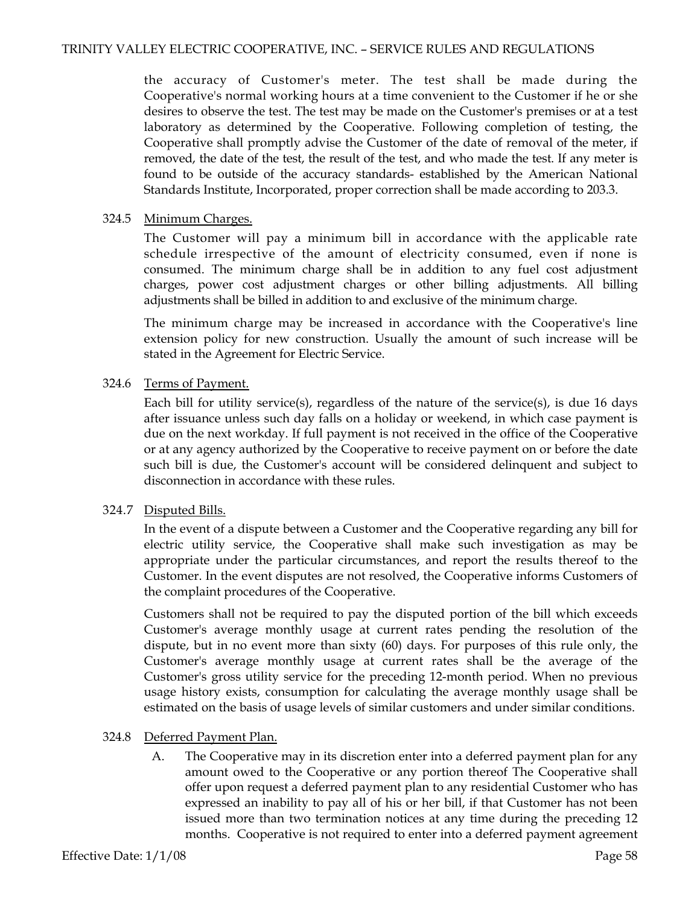the accuracy of Customer's meter. The test shall be made during the Cooperative's normal working hours at a time convenient to the Customer if he or she desires to observe the test. The test may be made on the Customer's premises or at a test laboratory as determined by the Cooperative. Following completion of testing, the Cooperative shall promptly advise the Customer of the date of removal of the meter, if removed, the date of the test, the result of the test, and who made the test. If any meter is found to be outside of the accuracy standards- established by the American National Standards Institute, Incorporated, proper correction shall be made according to 203.3.

324.5 Minimum Charges.

The Customer will pay a minimum bill in accordance with the applicable rate schedule irrespective of the amount of electricity consumed, even if none is consumed. The minimum charge shall be in addition to any fuel cost adjustment charges, power cost adjustment charges or other billing adjustments. All billing adjustments shall be billed in addition to and exclusive of the minimum charge.

The minimum charge may be increased in accordance with the Cooperative's line extension policy for new construction. Usually the amount of such increase will be stated in the Agreement for Electric Service.

324.6 Terms of Payment.

Each bill for utility service(s), regardless of the nature of the service(s), is due 16 days after issuance unless such day falls on a holiday or weekend, in which case payment is due on the next workday. If full payment is not received in the office of the Cooperative or at any agency authorized by the Cooperative to receive payment on or before the date such bill is due, the Customer's account will be considered delinquent and subject to disconnection in accordance with these rules.

324.7 Disputed Bills.

In the event of a dispute between a Customer and the Cooperative regarding any bill for electric utility service, the Cooperative shall make such investigation as may be appropriate under the particular circumstances, and report the results thereof to the Customer. In the event disputes are not resolved, the Cooperative informs Customers of the complaint procedures of the Cooperative.

Customers shall not be required to pay the disputed portion of the bill which exceeds Customer's average monthly usage at current rates pending the resolution of the dispute, but in no event more than sixty (60) days. For purposes of this rule only, the Customer's average monthly usage at current rates shall be the average of the Customer's gross utility service for the preceding 12-month period. When no previous usage history exists, consumption for calculating the average monthly usage shall be estimated on the basis of usage levels of similar customers and under similar conditions.

324.8 Deferred Payment Plan.

A. The Cooperative may in its discretion enter into a deferred payment plan for any amount owed to the Cooperative or any portion thereof The Cooperative shall offer upon request a deferred payment plan to any residential Customer who has expressed an inability to pay all of his or her bill, if that Customer has not been issued more than two termination notices at any time during the preceding 12 months. Cooperative is not required to enter into a deferred payment agreement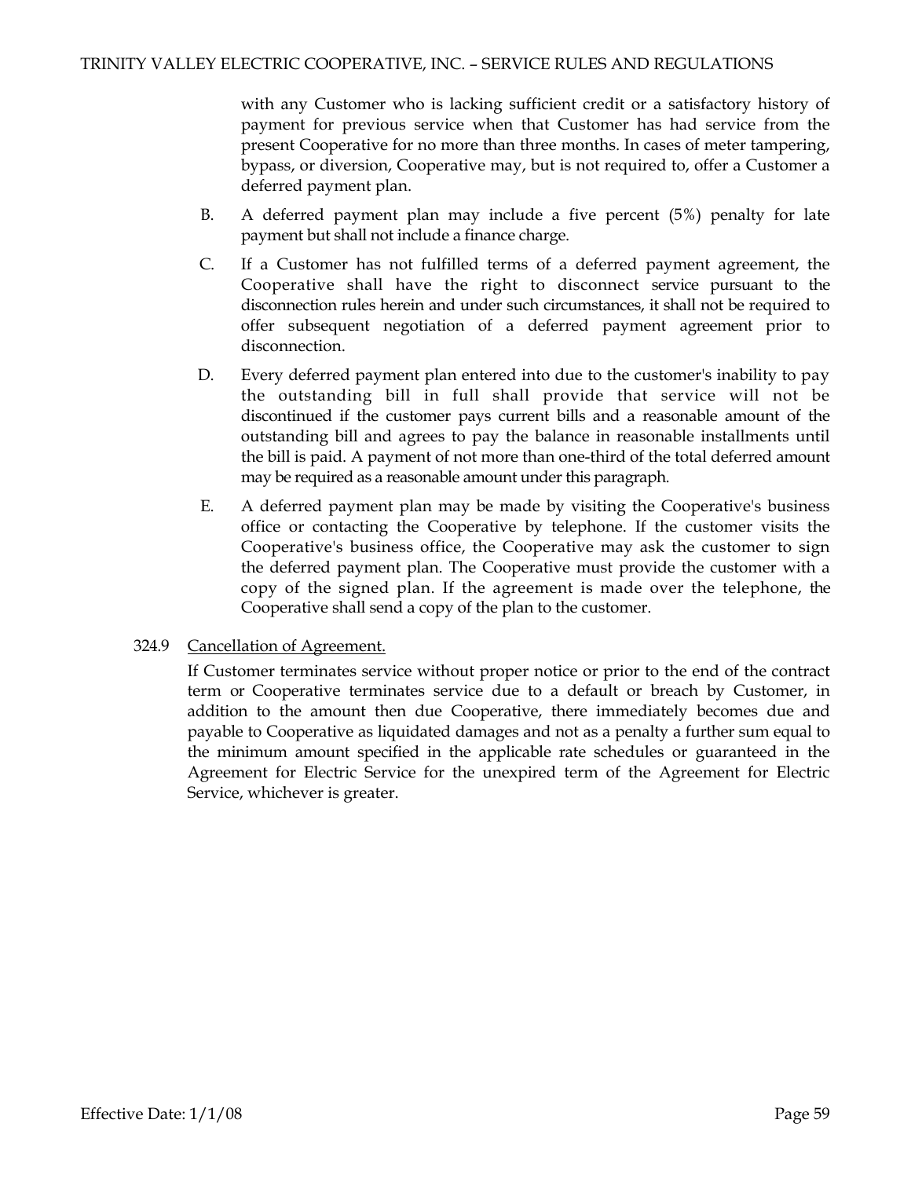with any Customer who is lacking sufficient credit or a satisfactory history of payment for previous service when that Customer has had service from the present Cooperative for no more than three months. In cases of meter tampering, bypass, or diversion, Cooperative may, but is not required to, offer a Customer a deferred payment plan.

B. A deferred payment plan may include a five percent (5%) penalty for late payment but shall not include a finance charge.

C. If a Customer has not fulfilled terms of a deferred payment agreement, the Cooperative shall have the right to disconnect service pursuant to the disconnection rules herein and under such circumstances, it shall not be required to offer subsequent negotiation of a deferred payment agreement prior to disconnection.

D. Every deferred payment plan entered into due to the customer's inability to pay the outstanding bill in full shall provide that service will not be discontinued if the customer pays current bills and a reasonable amount of the outstanding bill and agrees to pay the balance in reasonable installments until the bill is paid. A payment of not more than one-third of the total deferred amount may be required as a reasonable amount under this paragraph.

E. A deferred payment plan may be made by visiting the Cooperative's business office or contacting the Cooperative by telephone. If the customer visits the Cooperative's business office, the Cooperative may ask the customer to sign the deferred payment plan. The Cooperative must provide the customer with a copy of the signed plan. If the agreement is made over the telephone, the Cooperative shall send a copy of the plan to the customer.

324.9 <u>Cancellation of Agreement.</u>

If Customer terminates service without proper notice or prior to the end of the contract term or Cooperative terminates service due to a default or breach by Customer, in addition to the amount then due Cooperative, there immediately becomes due and payable to Cooperative as liquidated damages and not as a penalty a further sum equal to the minimum amount specified in the applicable rate schedules or guaranteed in the Agreement for Electric Service for the unexpired term of the Agreement for Electric Service, whichever is greater.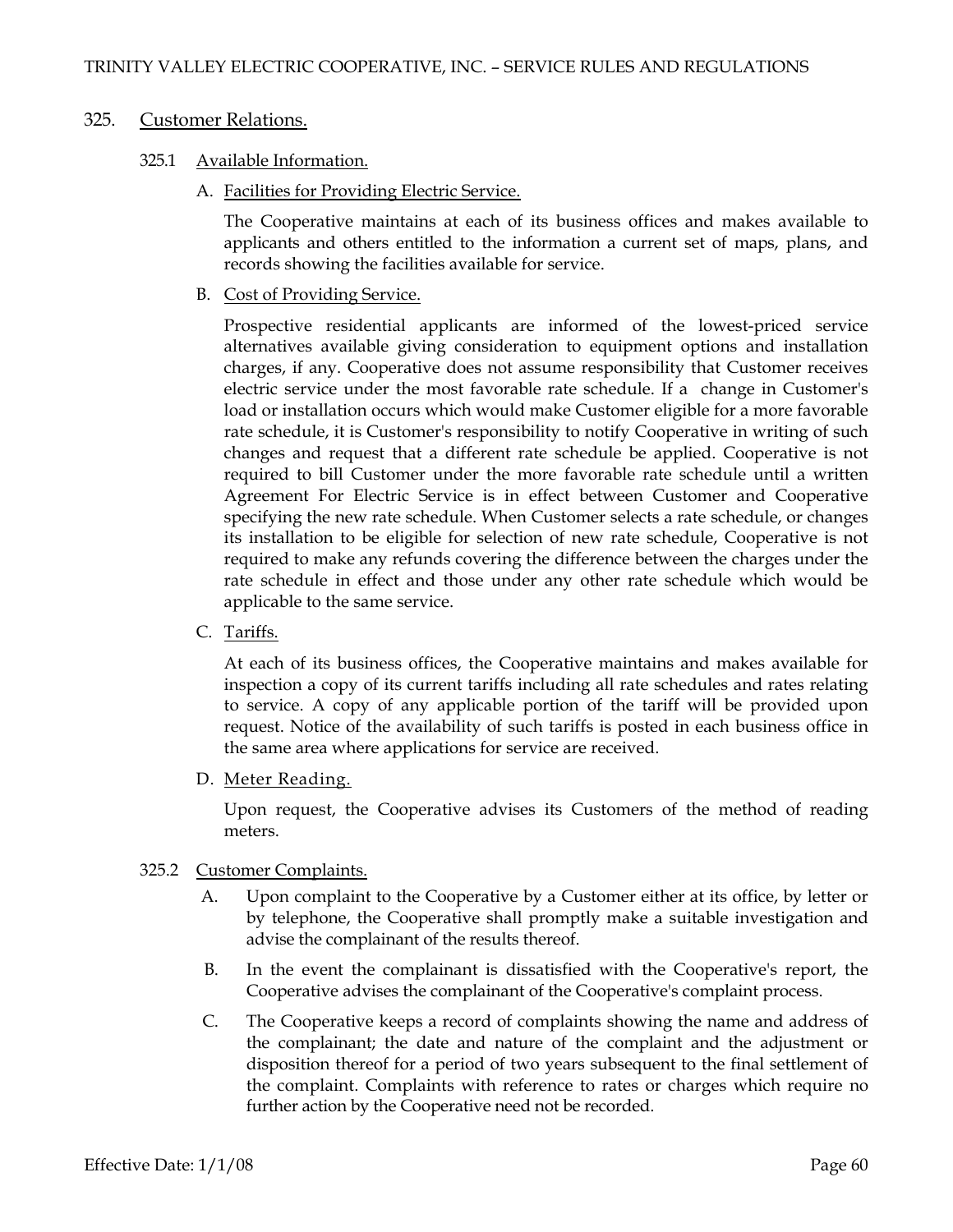## 325. Customer Relations.

### 325.1 Available Information.

A. Facilities for Providing Electric Service.

The Cooperative maintains at each of its business offices and makes available to applicants and others entitled to the information a current set of maps, plans, and records showing the facilities available for service.

B. Cost of Providing Service.

Prospective residential applicants are informed of the lowest-priced service alternatives available giving consideration to equipment options and installation charges, if any. Cooperative does not assume responsibility that Customer receives electric service under the most favorable rate schedule. If a change in Customer's load or installation occurs which would make Customer eligible for a more favorable rate schedule, it is Customer's responsibility to notify Cooperative in writing of such changes and request that a different rate schedule be applied. Cooperative is not required to bill Customer under the more favorable rate schedule until a written Agreement For Electric Service is in effect between Customer and Cooperative specifying the new rate schedule. When Customer selects a rate schedule, or changes its installation to be eligible for selection of new rate schedule, Cooperative is not required to make any refunds covering the difference between the charges under the rate schedule in effect and those under any other rate schedule which would be applicable to the same service.

C. Tariffs.

At each of its business offices, the Cooperative maintains and makes available for inspection a copy of its current tariffs including all rate schedules and rates relating to service. A copy of any applicable portion of the tariff will be provided upon request. Notice of the availability of such tariffs is posted in each business office in the same area where applications for service are received.

D. Meter Reading.

Upon request, the Cooperative advises its Customers of the method of reading meters.

### 325.2 Customer Complaints.

A. Upon complaint to the Cooperative by a Customer either at its office, by letter or by telephone, the Cooperative shall promptly make a suitable investigation and advise the complainant of the results thereof.

B. In the event the complainant is dissatisfied with the Cooperative's report, the Cooperative advises the complainant of the Cooperative's complaint process.

C. The Cooperative keeps a record of complaints showing the name and address of the complainant; the date and nature of the complaint and the adjustment or disposition thereof for a period of two years subsequent to the final settlement of the complaint. Complaints with reference to rates or charges which require no further action by the Cooperative need not be recorded.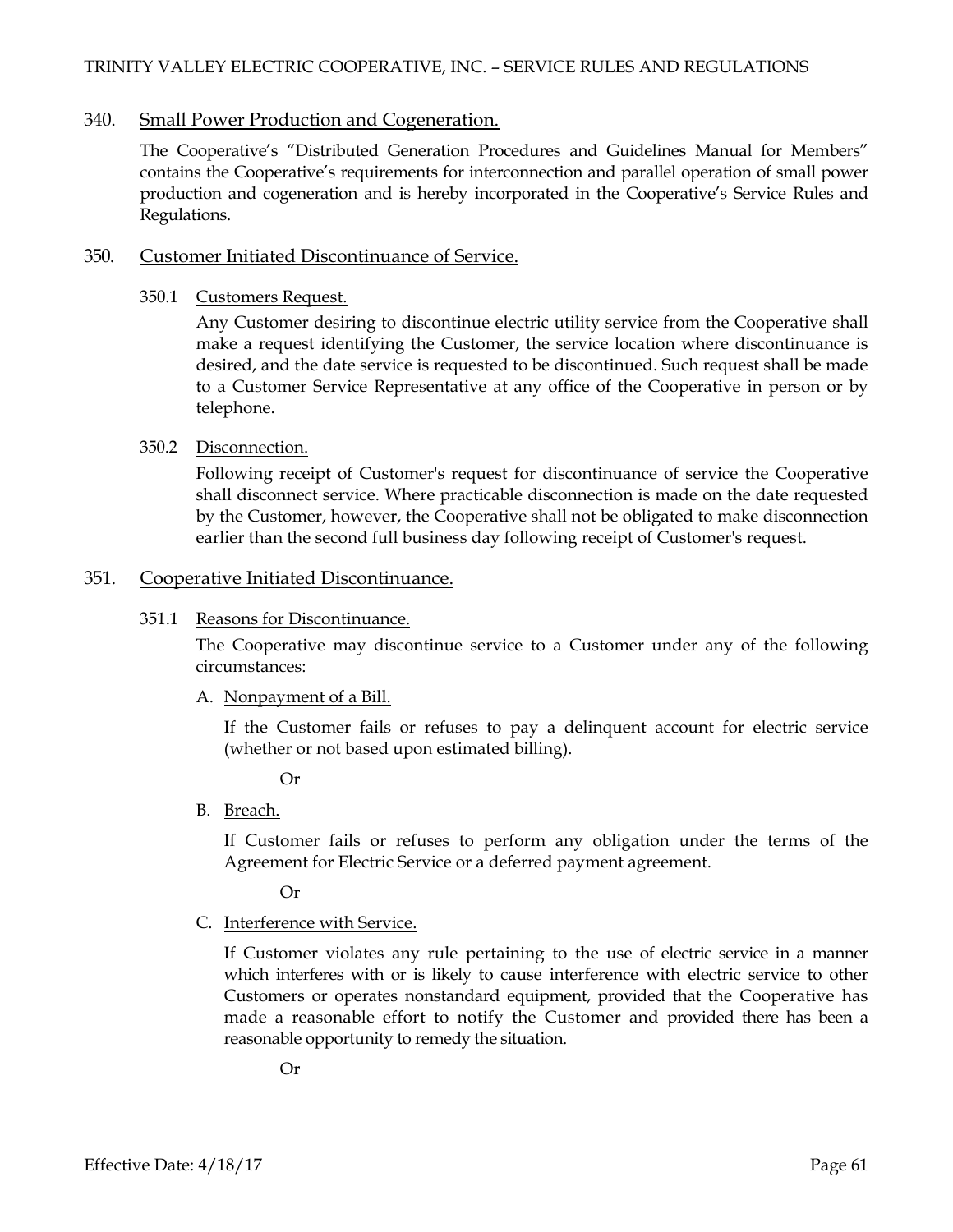## 340. Small Power Production and Cogeneration.

The Cooperative's "Distributed Generation Procedures and Guidelines Manual for Members" contains the Cooperative's requirements for interconnection and parallel operation of small power production and cogeneration and is hereby incorporated in the Cooperative's Service Rules and Regulations.

## 350. Customer Initiated Discontinuance of Service.

### 350.1 Customers Request.

Any Customer desiring to discontinue electric utility service from the Cooperative shall make a request identifying the Customer, the service location where discontinuance is desired, and the date service is requested to be discontinued. Such request shall be made to a Customer Service Representative at any office of the Cooperative in person or by telephone.

### 350.2 Disconnection.

Following receipt of Customer's request for discontinuance of service the Cooperative shall disconnect service. Where practicable disconnection is made on the date requested by the Customer, however, the Cooperative shall not be obligated to make disconnection earlier than the second full business day following receipt of Customer's request.

## 351. Cooperative Initiated Discontinuance.

### 351.1 Reasons for Discontinuance.

The Cooperative may discontinue service to a Customer under any of the following circumstances:

A. Nonpayment of a Bill.

If the Customer fails or refuses to pay a delinquent account for electric service (whether or not based upon estimated billing).

Or

B. Breach.

If Customer fails or refuses to perform any obligation under the terms of the Agreement for Electric Service or a deferred payment agreement.

Or

C. Interference with Service.

If Customer violates any rule pertaining to the use of electric service in a manner which interferes with or is likely to cause interference with electric service to other Customers or operates nonstandard equipment, provided that the Cooperative has made a reasonable effort to notify the Customer and provided there has been a reasonable opportunity to remedy the situation.

Or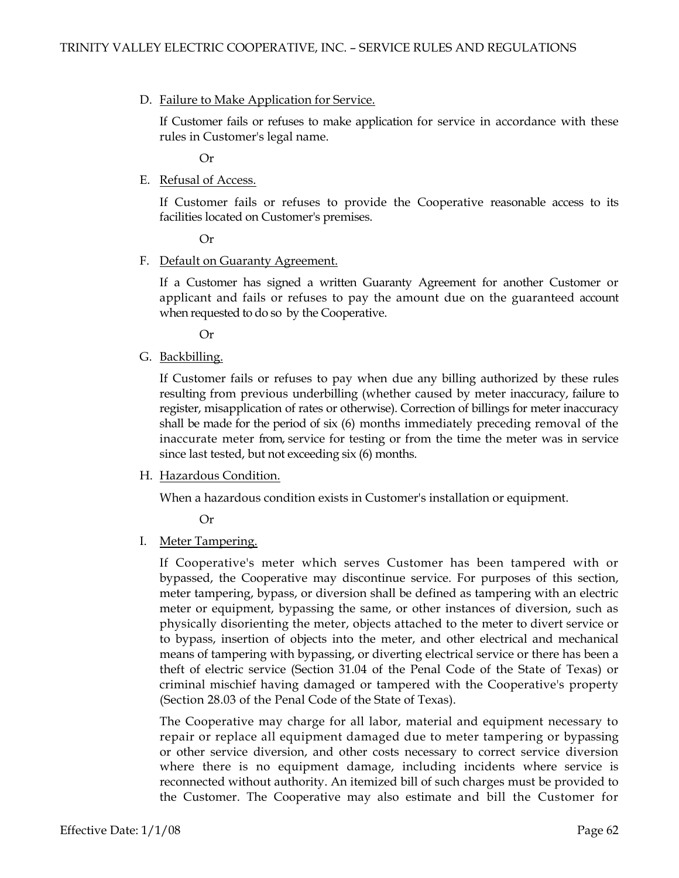D. Failure to Make Application for Service.

If Customer fails or refuses to make application for service in accordance with these rules in Customer's legal name.

Or

E. Refusal of Access.

If Customer fails or refuses to provide the Cooperative reasonable access to its facilities located on Customer's premises.

Or

F. Default on Guaranty Agreement.

If a Customer has signed a written Guaranty Agreement for another Customer or applicant and fails or refuses to pay the amount due on the guaranteed account when requested to do so by the Cooperative.

Or

G. Backbilling.

If Customer fails or refuses to pay when due any billing authorized by these rules resulting from previous underbilling (whether caused by meter inaccuracy, failure to register, misapplication of rates or otherwise). Correction of billings for meter inaccuracy shall be made for the period of six (6) months immediately preceding removal of the inaccurate meter from, service for testing or from the time the meter was in service since last tested, but not exceeding six (6) months.

H. Hazardous Condition.

When a hazardous condition exists in Customer's installation or equipment.

Or

I. Meter Tampering.

If Cooperative's meter which serves Customer has been tampered with or bypassed, the Cooperative may discontinue service. For purposes of this section, meter tampering, bypass, or diversion shall be defined as tampering with an electric meter or equipment, bypassing the same, or other instances of diversion, such as physically disorienting the meter, objects attached to the meter to divert service or to bypass, insertion of objects into the meter, and other electrical and mechanical means of tampering with bypassing, or diverting electrical service or there has been a theft of electric service (Section 31.04 of the Penal Code of the State of Texas) or criminal mischief having damaged or tampered with the Cooperative's property (Section 28.03 of the Penal Code of the State of Texas).

The Cooperative may charge for all labor, material and equipment necessary to repair or replace all equipment damaged due to meter tampering or bypassing or other service diversion, and other costs necessary to correct service diversion where there is no equipment damage, including incidents where service is reconnected without authority. An itemized bill of such charges must be provided to the Customer. The Cooperative may also estimate and bill the Customer for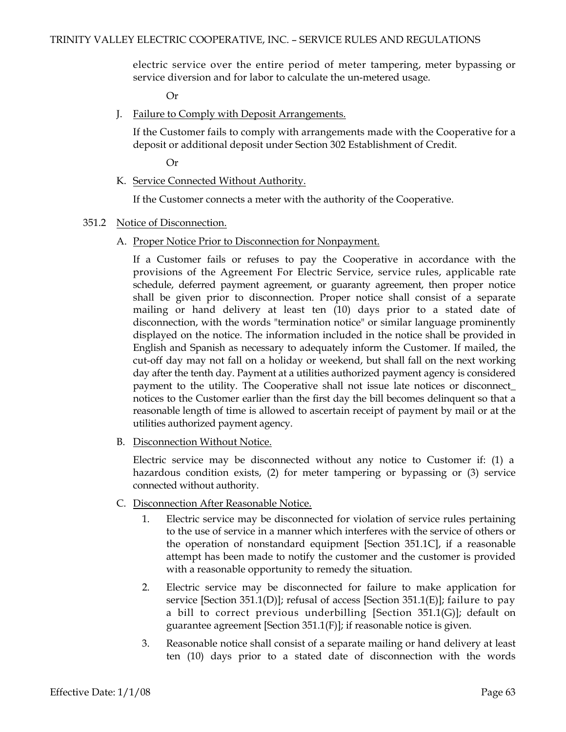electric service over the entire period of meter tampering, meter bypassing or service diversion and for labor to calculate the un-metered usage.

Or

J. Failure to Comply with Deposit Arrangements.

If the Customer fails to comply with arrangements made with the Cooperative for a deposit or additional deposit under Section 302 Establishment of Credit.

Or

K. Service Connected Without Authority.

If the Customer connects a meter with the authority of the Cooperative.

351.2 Notice of Disconnection.

A. Proper Notice Prior to Disconnection for Nonpayment.

If a Customer fails or refuses to pay the Cooperative in accordance with the provisions of the Agreement For Electric Service, service rules, applicable rate schedule, deferred payment agreement, or guaranty agreement, then proper notice shall be given prior to disconnection. Proper notice shall consist of a separate mailing or hand delivery at least ten (10) days prior to a stated date of disconnection, with the words "termination notice" or similar language prominently displayed on the notice. The information included in the notice shall be provided in English and Spanish as necessary to adequately inform the Customer. If mailed, the cut-off day may not fall on a holiday or weekend, but shall fall on the next working day after the tenth day. Payment at a utilities authorized payment agency is considered payment to the utility. The Cooperative shall not issue late notices or disconnect_ notices to the Customer earlier than the first day the bill becomes delinquent so that a reasonable length of time is allowed to ascertain receipt of payment by mail or at the utilities authorized payment agency.

B. Disconnection Without Notice.

Electric service may be disconnected without any notice to Customer if: (1) a hazardous condition exists, (2) for meter tampering or bypassing or (3) service connected without authority.

C. Disconnection After Reasonable Notice.

1. Electric service may be disconnected for violation of service rules pertaining to the use of service in a manner which interferes with the service of others or the operation of nonstandard equipment [Section 351.1C], if a reasonable attempt has been made to notify the customer and the customer is provided with a reasonable opportunity to remedy the situation.

2. Electric service may be disconnected for failure to make application for service [Section 351.1(D)]; refusal of access [Section 351.1(E)]; failure to pay a bill to correct previous underbilling [Section 351.1(G)]; default on guarantee agreement [Section 351.1(F)]; if reasonable notice is given.

3. Reasonable notice shall consist of a separate mailing or hand delivery at least ten (10) days prior to a stated date of disconnection with the words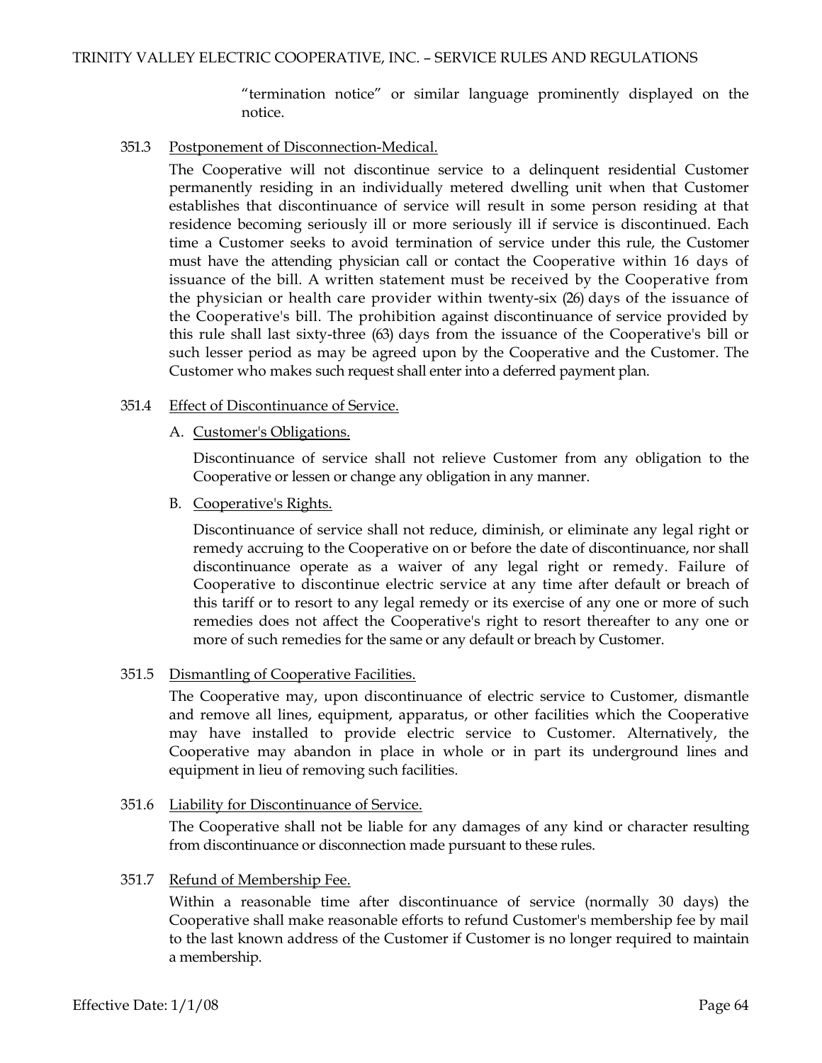"termination notice" or similar language prominently displayed on the notice.

351.3 Postponement of Disconnection-Medical.

The Cooperative will not discontinue service to a delinquent residential Customer permanently residing in an individually metered dwelling unit when that Customer establishes that discontinuance of service will result in some person residing at that residence becoming seriously ill or more seriously ill if service is discontinued. Each time a Customer seeks to avoid termination of service under this rule, the Customer must have the attending physician call or contact the Cooperative within 16 days of issuance of the bill. A written statement must be received by the Cooperative from the physician or health care provider within twenty-six (26) days of the issuance of the Cooperative's bill. The prohibition against discontinuance of service provided by this rule shall last sixty-three (63) days from the issuance of the Cooperative's bill or such lesser period as may be agreed upon by the Cooperative and the Customer. The Customer who makes such request shall enter into a deferred payment plan.

351.4 Effect of Discontinuance of Service.

A. Customer's Obligations.

Discontinuance of service shall not relieve Customer from any obligation to the Cooperative or lessen or change any obligation in any manner.

B. Cooperative's Rights.

Discontinuance of service shall not reduce, diminish, or eliminate any legal right or remedy accruing to the Cooperative on or before the date of discontinuance, nor shall discontinuance operate as a waiver of any legal right or remedy. Failure of Cooperative to discontinue electric service at any time after default or breach of this tariff or to resort to any legal remedy or its exercise of any one or more of such remedies does not affect the Cooperative's right to resort thereafter to any one or more of such remedies for the same or any default or breach by Customer.

351.5 Dismantling of Cooperative Facilities.

The Cooperative may, upon discontinuance of electric service to Customer, dismantle and remove all lines, equipment, apparatus, or other facilities which the Cooperative may have installed to provide electric service to Customer. Alternatively, the Cooperative may abandon in place in whole or in part its underground lines and equipment in lieu of removing such facilities.

351.6 Liability for Discontinuance of Service.

The Cooperative shall not be liable for any damages of any kind or character resulting from discontinuance or disconnection made pursuant to these rules.

351.7 Refund of Membership Fee.

Within a reasonable time after discontinuance of service (normally 30 days) the Cooperative shall make reasonable efforts to refund Customer's membership fee by mail to the last known address of the Customer if Customer is no longer required to maintain a membership.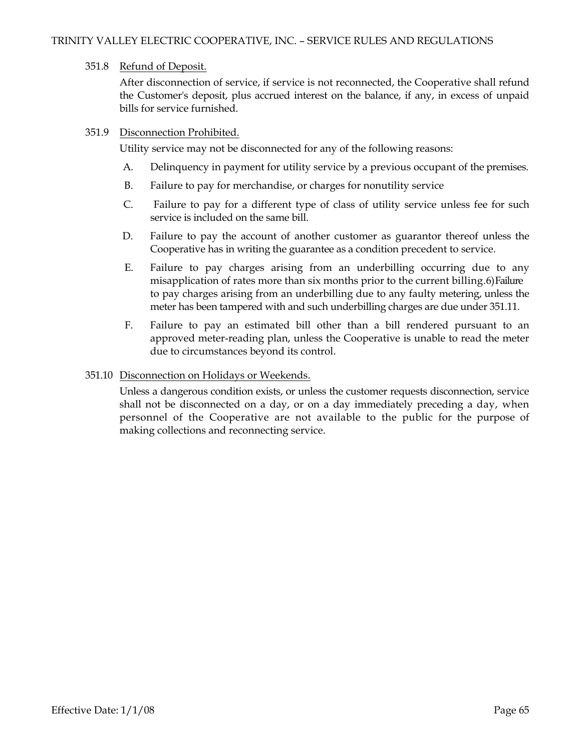351.8 Refund of Deposit.

After disconnection of service, if service is not reconnected, the Cooperative shall refund the Customer's deposit, plus accrued interest on the balance, if any, in excess of unpaid bills for service furnished.

351.9 Disconnection Prohibited.

Utility service may not be disconnected for any of the following reasons:

A. Delinquency in payment for utility service by a previous occupant of the premises.

B. Failure to pay for merchandise, or charges for nonutility service

C. Failure to pay for a different type of class of utility service unless fee for such service is included on the same bill.

D. Failure to pay the account of another customer as guarantor thereof unless the Cooperative has in writing the guarantee as a condition precedent to service.

E. Failure to pay charges arising from an underbilling occurring due to any misapplication of rates more than six months prior to the current billing.6) Failure to pay charges arising from an underbilling due to any faulty metering, unless the meter has been tampered with and such underbilling charges are due under 351.11.

F. Failure to pay an estimated bill other than a bill rendered pursuant to an approved meter-reading plan, unless the Cooperative is unable to read the meter due to circumstances beyond its control.

351.10 Disconnection on Holidays or Weekends.

Unless a dangerous condition exists, or unless the customer requests disconnection, service shall not be disconnected on a day, or on a day immediately preceding a day, when personnel of the Cooperative are not available to the public for the purpose of making collections and reconnecting service.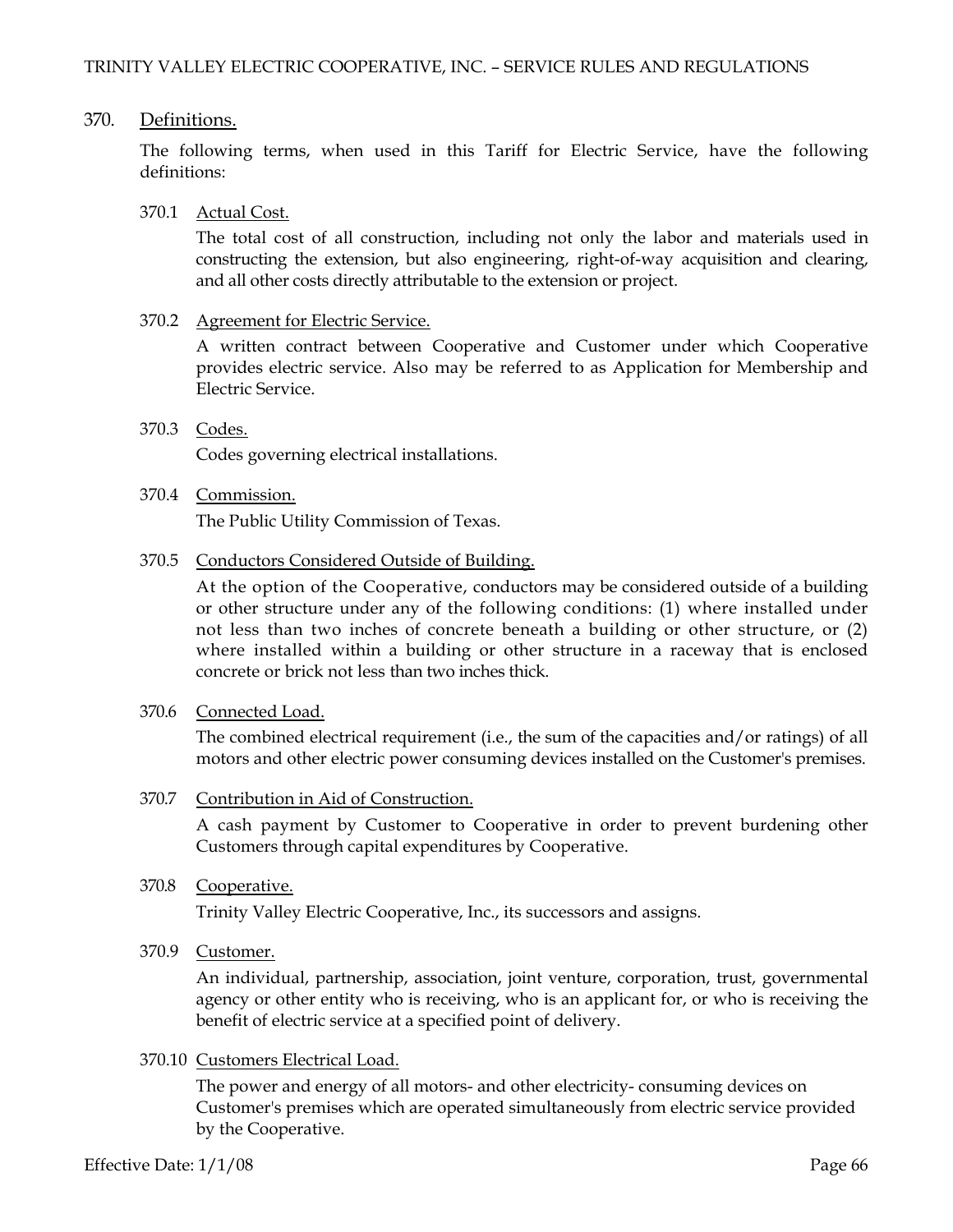## 370. Definitions.

The following terms, when used in this Tariff for Electric Service, have the following definitions:

### 370.1 Actual Cost.

The total cost of all construction, including not only the labor and materials used in constructing the extension, but also engineering, right-of-way acquisition and clearing, and all other costs directly attributable to the extension or project.

### 370.2 Agreement for Electric Service.

A written contract between Cooperative and Customer under which Cooperative provides electric service. Also may be referred to as Application for Membership and Electric Service.

### 370.3 Codes.

Codes governing electrical installations.

### 370.4 Commission.

The Public Utility Commission of Texas.

### 370.5 Conductors Considered Outside of Building.

At the option of the Cooperative, conductors may be considered outside of a building or other structure under any of the following conditions: (1) where installed under not less than two inches of concrete beneath a building or other structure, or (2) where installed within a building or other structure in a raceway that is enclosed concrete or brick not less than two inches thick.

### 370.6 Connected Load.

The combined electrical requirement (i.e., the sum of the capacities and/or ratings) of all motors and other electric power consuming devices installed on the Customer's premises.

### 370.7 Contribution in Aid of Construction.

A cash payment by Customer to Cooperative in order to prevent burdening other Customers through capital expenditures by Cooperative.

### 370.8 Cooperative.

Trinity Valley Electric Cooperative, Inc., its successors and assigns.

### 370.9 Customer.

An individual, partnership, association, joint venture, corporation, trust, governmental agency or other entity who is receiving, who is an applicant for, or who is receiving the benefit of electric service at a specified point of delivery.

### 370.10 Customers Electrical Load.

The power and energy of all motors- and other electricity- consuming devices on Customer's premises which are operated simultaneously from electric service provided by the Cooperative.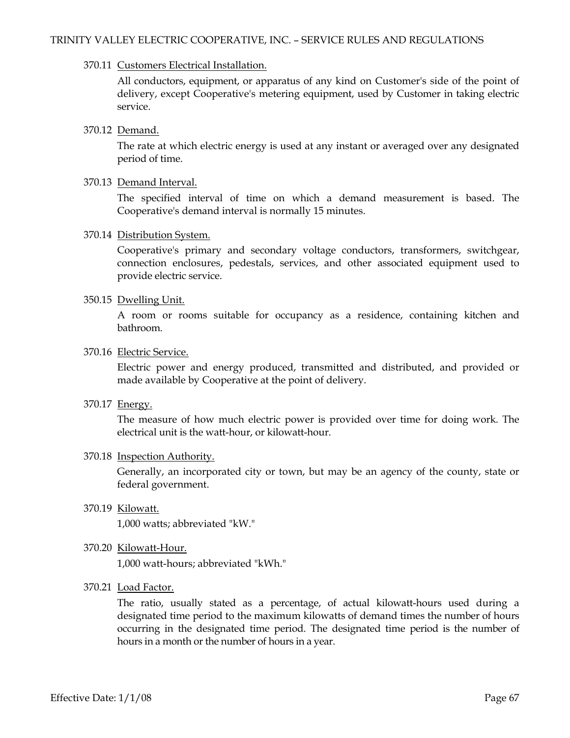370.11 Customers Electrical Installation.

All conductors, equipment, or apparatus of any kind on Customer's side of the point of delivery, except Cooperative's metering equipment, used by Customer in taking electric service.

370.12 Demand.

The rate at which electric energy is used at any instant or averaged over any designated period of time.

370.13 Demand Interval.

The specified interval of time on which a demand measurement is based. The Cooperative's demand interval is normally 15 minutes.

370.14 Distribution System.

Cooperative's primary and secondary voltage conductors, transformers, switchgear, connection enclosures, pedestals, services, and other associated equipment used to provide electric service.

350.15 Dwelling Unit.

A room or rooms suitable for occupancy as a residence, containing kitchen and bathroom.

370.16 Electric Service.

Electric power and energy produced, transmitted and distributed, and provided or made available by Cooperative at the point of delivery.

370.17 Energy.

The measure of how much electric power is provided over time for doing work. The electrical unit is the watt-hour, or kilowatt-hour.

370.18 Inspection Authority.

Generally, an incorporated city or town, but may be an agency of the county, state or federal government.

370.19 Kilowatt.

1,000 watts; abbreviated "kW."

370.20 Kilowatt-Hour.

1,000 watt-hours; abbreviated "kWh."

370.21 Load Factor.

The ratio, usually stated as a percentage, of actual kilowatt-hours used during a designated time period to the maximum kilowatts of demand times the number of hours occurring in the designated time period. The designated time period is the number of hours in a month or the number of hours in a year.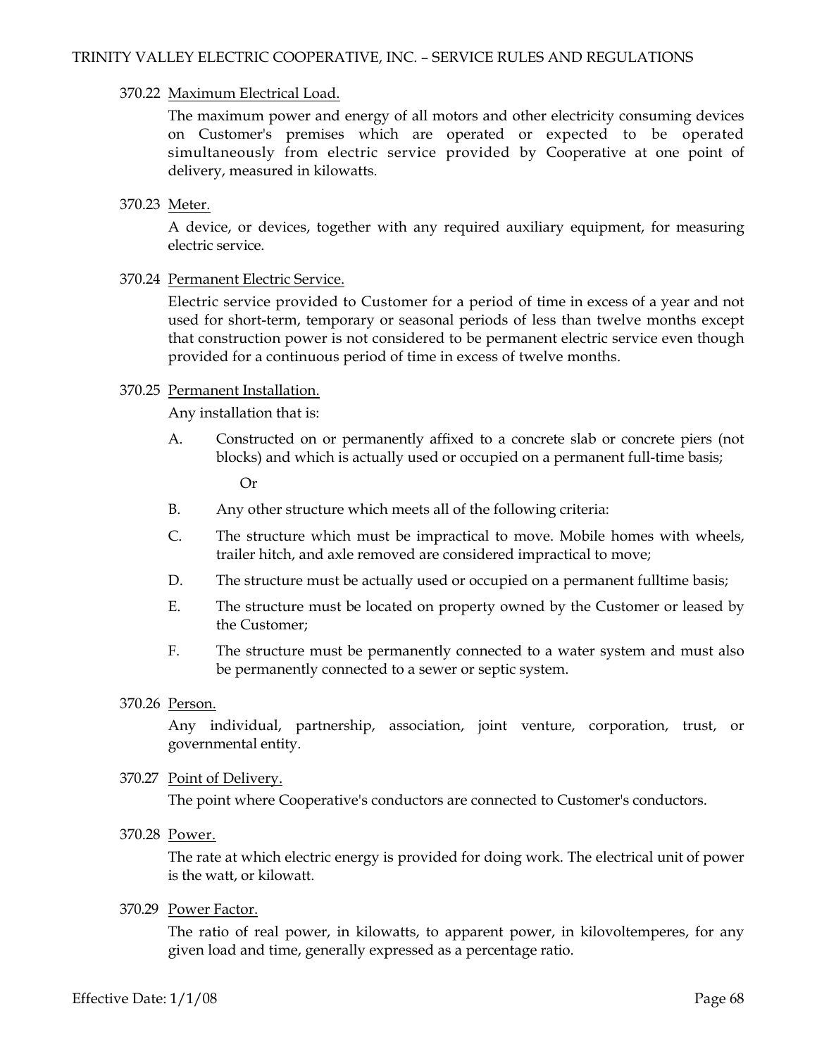370.22 Maximum Electrical Load.

The maximum power and energy of all motors and other electricity consuming devices on Customer's premises which are operated or expected to be operated simultaneously from electric service provided by Cooperative at one point of delivery, measured in kilowatts.

370.23 Meter.

A device, or devices, together with any required auxiliary equipment, for measuring electric service.

370.24 Permanent Electric Service.

Electric service provided to Customer for a period of time in excess of a year and not used for short-term, temporary or seasonal periods of less than twelve months except that construction power is not considered to be permanent electric service even though provided for a continuous period of time in excess of twelve months.

370.25 Permanent Installation.

Any installation that is:

A. Constructed on or permanently affixed to a concrete slab or concrete piers (not blocks) and which is actually used or occupied on a permanent full-time basis;

Or

B. Any other structure which meets all of the following criteria:

C. The structure which must be impractical to move. Mobile homes with wheels, trailer hitch, and axle removed are considered impractical to move;

D. The structure must be actually used or occupied on a permanent fulltime basis;

E. The structure must be located on property owned by the Customer or leased by the Customer;

F. The structure must be permanently connected to a water system and must also be permanently connected to a sewer or septic system.

370.26 Person.

Any individual, partnership, association, joint venture, corporation, trust, or governmental entity.

370.27 Point of Delivery.

The point where Cooperative's conductors are connected to Customer's conductors.

370.28 Power.

The rate at which electric energy is provided for doing work. The electrical unit of power is the watt, or kilowatt.

370.29 Power Factor.

The ratio of real power, in kilowatts, to apparent power, in kilovoltemperes, for any given load and time, generally expressed as a percentage ratio.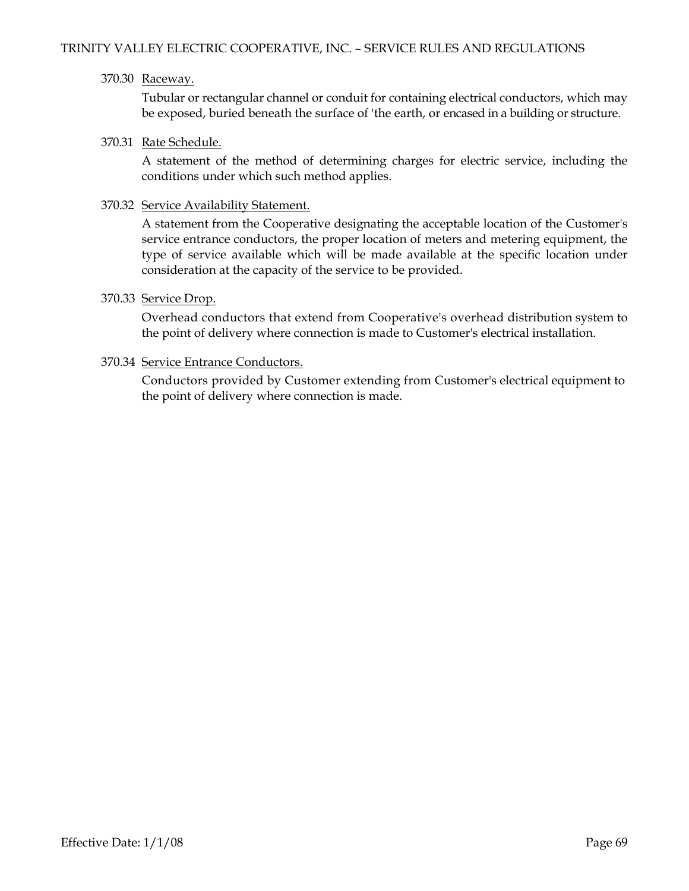370.30 Raceway.

Tubular or rectangular channel or conduit for containing electrical conductors, which may be exposed, buried beneath the surface of 'the earth, or encased in a building or structure.

370.31 Rate Schedule.

A statement of the method of determining charges for electric service, including the conditions under which such method applies.

370.32 Service Availability Statement.

A statement from the Cooperative designating the acceptable location of the Customer's service entrance conductors, the proper location of meters and metering equipment, the type of service available which will be made available at the specific location under consideration at the capacity of the service to be provided.

370.33 Service Drop.

Overhead conductors that extend from Cooperative's overhead distribution system to the point of delivery where connection is made to Customer's electrical installation.

370.34 Service Entrance Conductors.

Conductors provided by Customer extending from Customer's electrical equipment to the point of delivery where connection is made.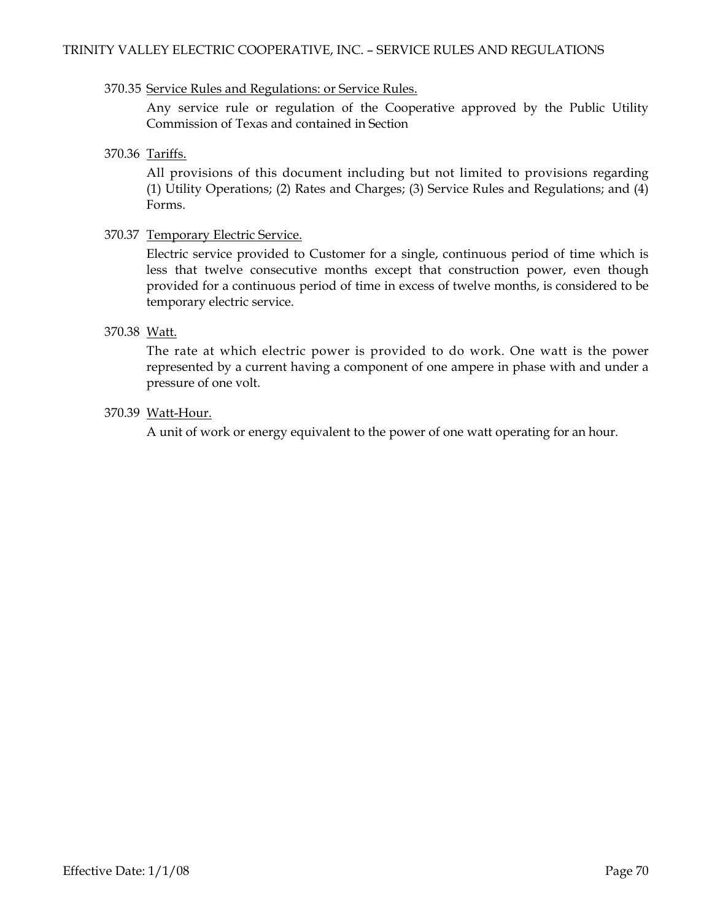370.35 Service Rules and Regulations: or Service Rules.

Any service rule or regulation of the Cooperative approved by the Public Utility Commission of Texas and contained in Section

370.36 Tariffs.

All provisions of this document including but not limited to provisions regarding (1) Utility Operations; (2) Rates and Charges; (3) Service Rules and Regulations; and (4) Forms.

370.37 Temporary Electric Service.

Electric service provided to Customer for a single, continuous period of time which is less that twelve consecutive months except that construction power, even though provided for a continuous period of time in excess of twelve months, is considered to be temporary electric service.

370.38 Watt.

The rate at which electric power is provided to do work. One watt is the power represented by a current having a component of one ampere in phase with and under a pressure of one volt.

370.39 Watt-Hour.

A unit of work or energy equivalent to the power of one watt operating for an hour.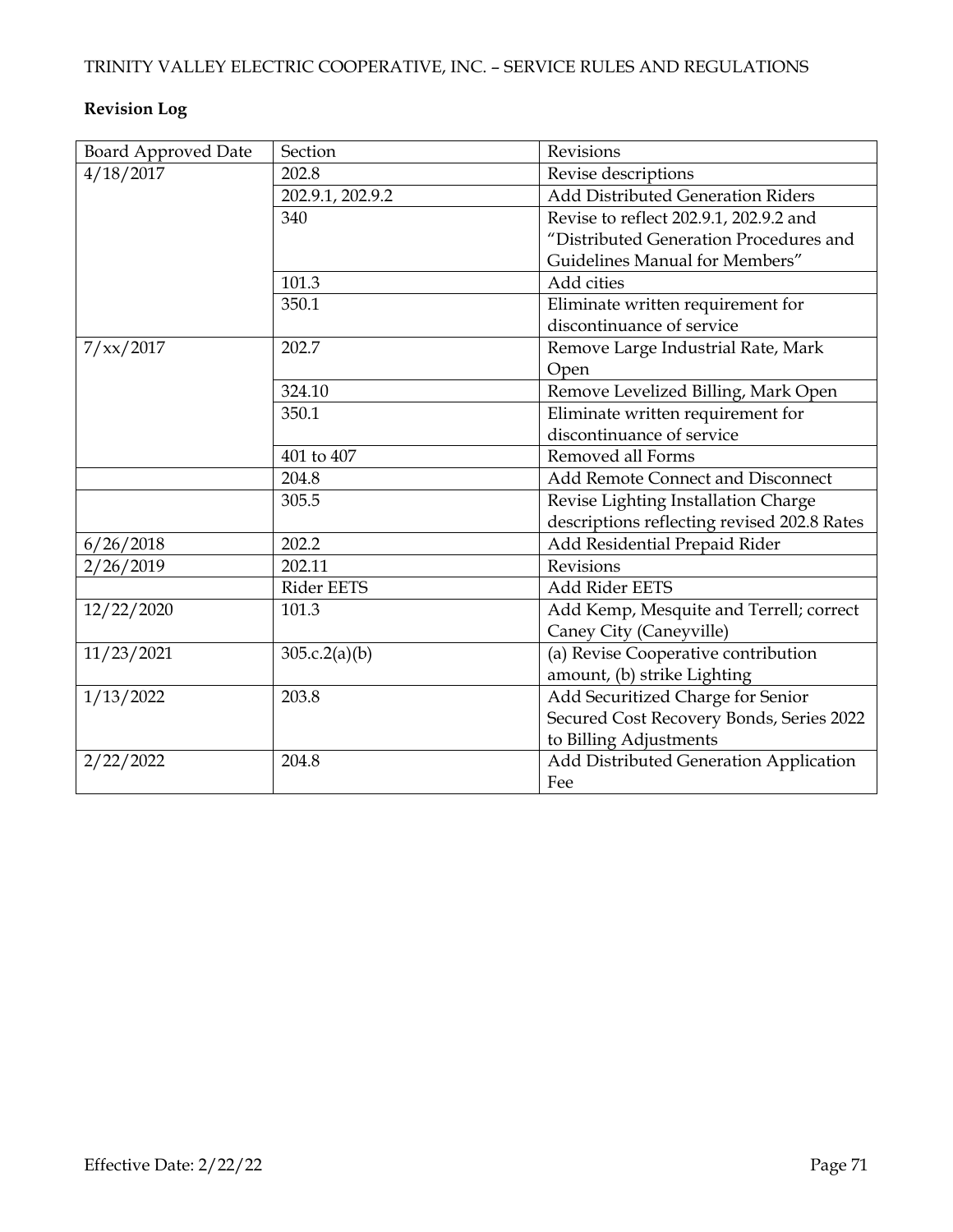**Revision Log**

| Board Approved Date | Section | Revisions |
|---|---|---|
| 4/18/2017 | 202.8 | Revise descriptions |
| | 202.9.1, 202.9.2 | Add Distributed Generation Riders |
| | 340 | Revise to reflect 202.9.1, 202.9.2 and "Distributed Generation Procedures and Guidelines Manual for Members" |
| | 101.3 | Add cities |
| | 350.1 | Eliminate written requirement for discontinuance of service |
| 7/xx/2017 | 202.7 | Remove Large Industrial Rate, Mark Open |
| | 324.10 | Remove Levelized Billing, Mark Open |
| | 350.1 | Eliminate written requirement for discontinuance of service |
| | 401 to 407 | Removed all Forms |
| | 204.8 | Add Remote Connect and Disconnect |
| | 305.5 | Revise Lighting Installation Charge descriptions reflecting revised 202.8 Rates |
| 6/26/2018 | 202.2 | Add Residential Prepaid Rider |
| 2/26/2019 | 202.11 | Revisions |
| | Rider EETS | Add Rider EETS |
| 12/22/2020 | 101.3 | Add Kemp, Mesquite and Terrell; correct Caney City (Caneyville) |
| 11/23/2021 | 305.c.2(a)(b) | (a) Revise Cooperative contribution amount, (b) strike Lighting |
| 1/13/2022 | 203.8 | Add Securitized Charge for Senior Secured Cost Recovery Bonds, Series 2022 to Billing Adjustments |
| 2/22/2022 | 204.8 | Add Distributed Generation Application Fee |